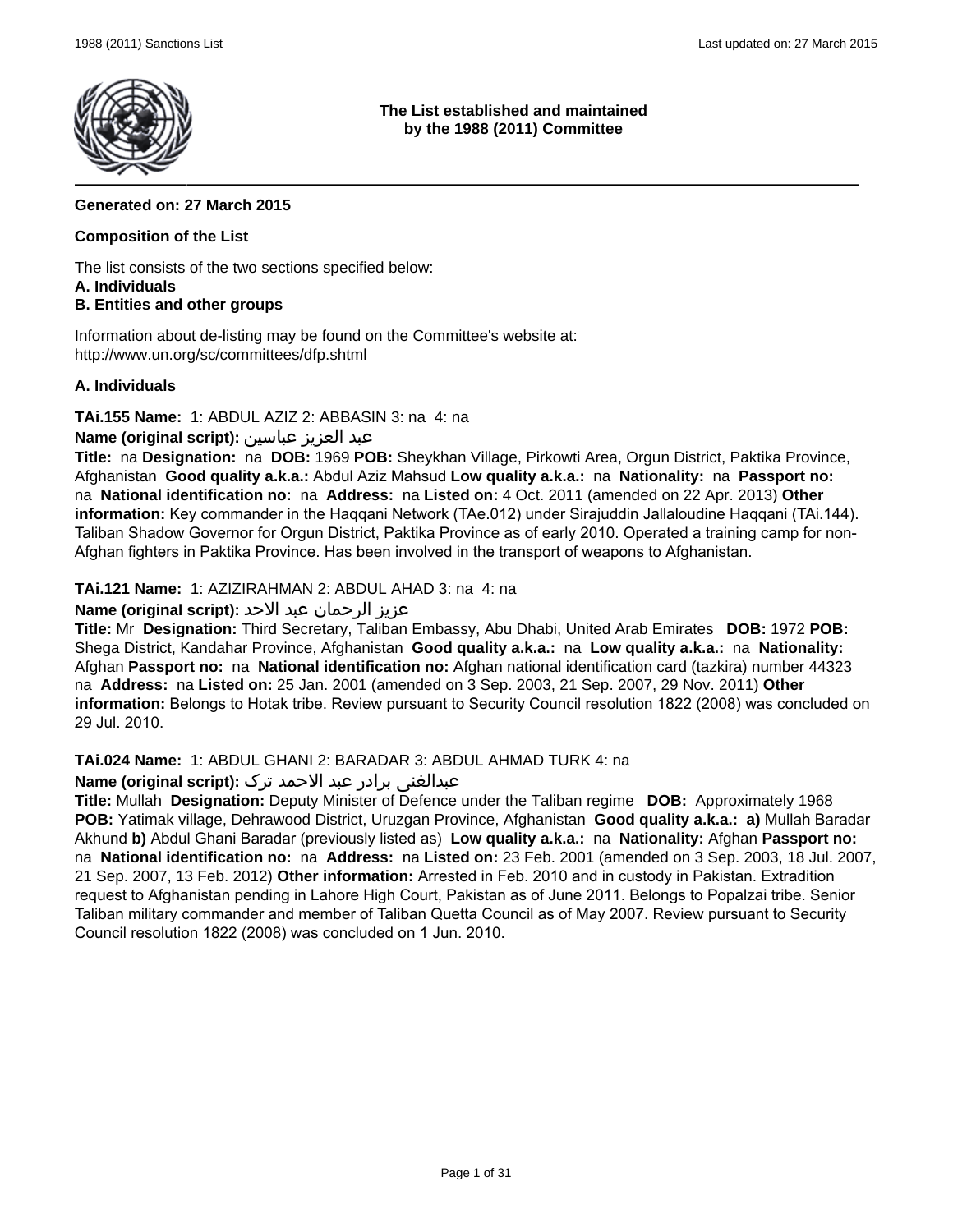**The List established and maintained by the 1988 (2011) Committee**

**Generated on: 27 March 2015**

**Composition of the List**

The list consists of the two sections specified below:
**A. Individuals**
**B. Entities and other groups**

Information about de-listing may be found on the Committee's website at:
http://www.un.org/sc/committees/dfp.shtml

**A. Individuals**

**TAi.155 Name:** 1: ABDUL AZIZ 2: ABBASIN 3: na 4: na
**Name (original script):** عبد العزيز عباسين
**Title:** na **Designation:** na **DOB:** 1969 **POB:** Sheykhan Village, Pirkowti Area, Orgun District, Paktika Province, Afghanistan **Good quality a.k.a.:** Abdul Aziz Mahsud **Low quality a.k.a.:** na **Nationality:** na **Passport no:** na **National identification no:** na **Address:** na **Listed on:** 4 Oct. 2011 (amended on 22 Apr. 2013) **Other information:** Key commander in the Haqqani Network (TAe.012) under Sirajuddin Jallaloudine Haqqani (TAi.144). Taliban Shadow Governor for Orgun District, Paktika Province as of early 2010. Operated a training camp for non-Afghan fighters in Paktika Province. Has been involved in the transport of weapons to Afghanistan.

**TAi.121 Name:** 1: AZIZIRAHMAN 2: ABDUL AHAD 3: na 4: na
**Name (original script):** عزيز الرحمان عبد الاحد
**Title:** Mr **Designation:** Third Secretary, Taliban Embassy, Abu Dhabi, United Arab Emirates **DOB:** 1972 **POB:** Shega District, Kandahar Province, Afghanistan **Good quality a.k.a.:** na **Low quality a.k.a.:** na **Nationality:** Afghan **Passport no:** na **National identification no:** Afghan national identification card (tazkira) number 44323 na **Address:** na **Listed on:** 25 Jan. 2001 (amended on 3 Sep. 2003, 21 Sep. 2007, 29 Nov. 2011) **Other information:** Belongs to Hotak tribe. Review pursuant to Security Council resolution 1822 (2008) was concluded on 29 Jul. 2010.

**TAi.024 Name:** 1: ABDUL GHANI 2: BARADAR 3: ABDUL AHMAD TURK 4: na
**Name (original script):** عبدالغنی برادر عبد الاحمد ترک
**Title:** Mullah **Designation:** Deputy Minister of Defence under the Taliban regime **DOB:** Approximately 1968 **POB:** Yatimak village, Dehrawood District, Uruzgan Province, Afghanistan **Good quality a.k.a.:** **a)** Mullah Baradar Akhund **b)** Abdul Ghani Baradar (previously listed as) **Low quality a.k.a.:** na **Nationality:** Afghan **Passport no:** na **National identification no:** na **Address:** na **Listed on:** 23 Feb. 2001 (amended on 3 Sep. 2003, 18 Jul. 2007, 21 Sep. 2007, 13 Feb. 2012) **Other information:** Arrested in Feb. 2010 and in custody in Pakistan. Extradition request to Afghanistan pending in Lahore High Court, Pakistan as of June 2011. Belongs to Popalzai tribe. Senior Taliban military commander and member of Taliban Quetta Council as of May 2007. Review pursuant to Security Council resolution 1822 (2008) was concluded on 1 Jun. 2010.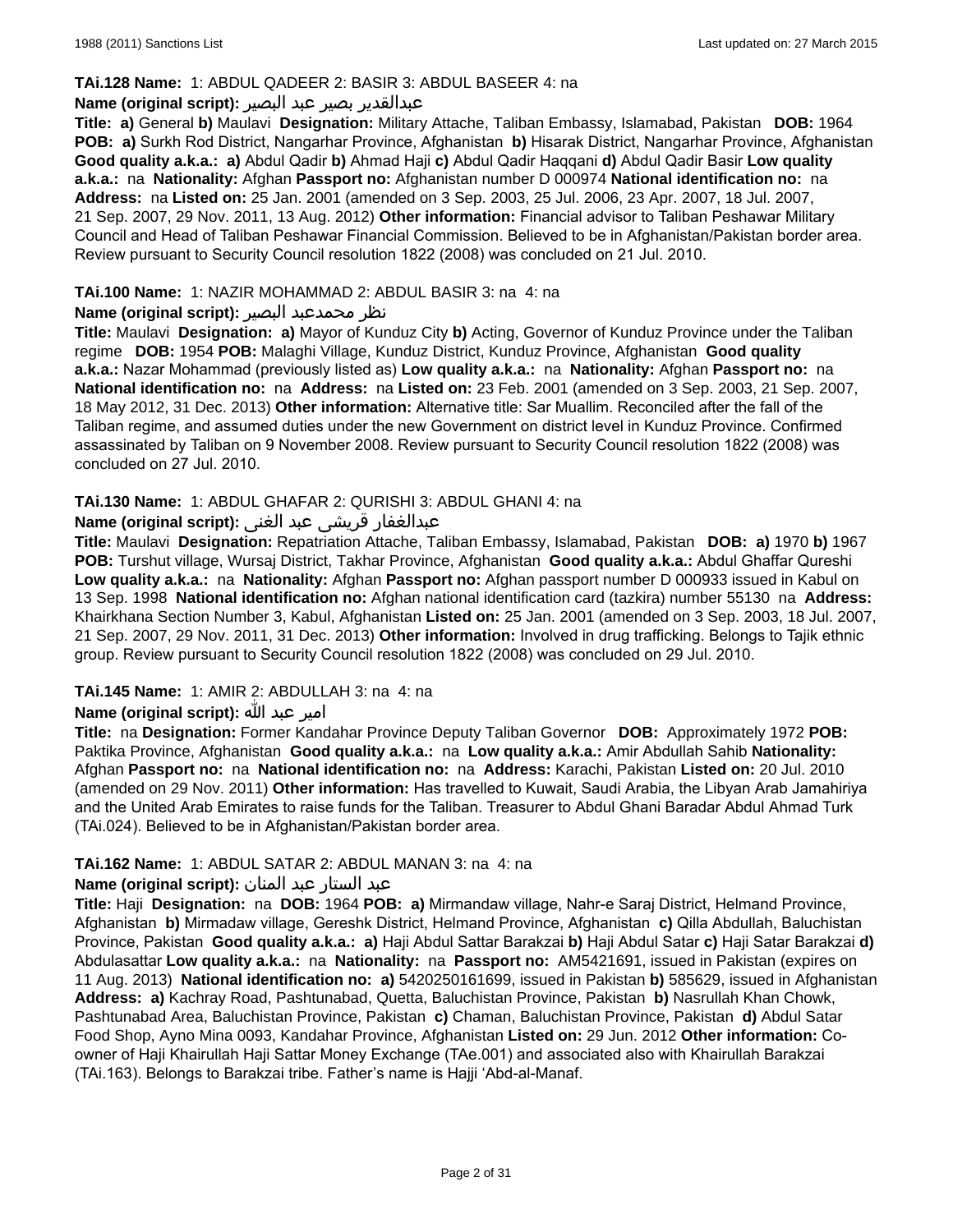**TAi.128 Name:** 1: ABDUL QADEER 2: BASIR 3: ABDUL BASEER 4: na

**Name (original script):** عبدالقدير بصير عبد البصير

**Title:** **a)** General **b)** Maulavi **Designation:** Military Attache, Taliban Embassy, Islamabad, Pakistan **DOB:** 1964 **POB:** **a)** Surkh Rod District, Nangarhar Province, Afghanistan **b)** Hisarak District, Nangarhar Province, Afghanistan **Good quality a.k.a.:** **a)** Abdul Qadir **b)** Ahmad Haji **c)** Abdul Qadir Haqqani **d)** Abdul Qadir Basir **Low quality a.k.a.:** na **Nationality:** Afghan **Passport no:** Afghanistan number D 000974 **National identification no:** na **Address:** na **Listed on:** 25 Jan. 2001 (amended on 3 Sep. 2003, 25 Jul. 2006, 23 Apr. 2007, 18 Jul. 2007, 21 Sep. 2007, 29 Nov. 2011, 13 Aug. 2012) **Other information:** Financial advisor to Taliban Peshawar Military Council and Head of Taliban Peshawar Financial Commission. Believed to be in Afghanistan/Pakistan border area. Review pursuant to Security Council resolution 1822 (2008) was concluded on 21 Jul. 2010.

**TAi.100 Name:** 1: NAZIR MOHAMMAD 2: ABDUL BASIR 3: na 4: na

**Name (original script):** نظر محمدعبد البصير

**Title:** Maulavi **Designation:** **a)** Mayor of Kunduz City **b)** Acting, Governor of Kunduz Province under the Taliban regime **DOB:** 1954 **POB:** Malaghi Village, Kunduz District, Kunduz Province, Afghanistan **Good quality a.k.a.:** Nazar Mohammad (previously listed as) **Low quality a.k.a.:** na **Nationality:** Afghan **Passport no:** na **National identification no:** na **Address:** na **Listed on:** 23 Feb. 2001 (amended on 3 Sep. 2003, 21 Sep. 2007, 18 May 2012, 31 Dec. 2013) **Other information:** Alternative title: Sar Muallim. Reconciled after the fall of the Taliban regime, and assumed duties under the new Government on district level in Kunduz Province. Confirmed assassinated by Taliban on 9 November 2008. Review pursuant to Security Council resolution 1822 (2008) was concluded on 27 Jul. 2010.

**TAi.130 Name:** 1: ABDUL GHAFAR 2: QURISHI 3: ABDUL GHANI 4: na

**Name (original script):** عبدالغفار قریشی عبد الغنی

**Title:** Maulavi **Designation:** Repatriation Attache, Taliban Embassy, Islamabad, Pakistan **DOB:** **a)** 1970 **b)** 1967 **POB:** Turshut village, Wursaj District, Takhar Province, Afghanistan **Good quality a.k.a.:** Abdul Ghaffar Qureshi **Low quality a.k.a.:** na **Nationality:** Afghan **Passport no:** Afghan passport number D 000933 issued in Kabul on 13 Sep. 1998 **National identification no:** Afghan national identification card (tazkira) number 55130 na **Address:** Khairkhana Section Number 3, Kabul, Afghanistan **Listed on:** 25 Jan. 2001 (amended on 3 Sep. 2003, 18 Jul. 2007, 21 Sep. 2007, 29 Nov. 2011, 31 Dec. 2013) **Other information:** Involved in drug trafficking. Belongs to Tajik ethnic group. Review pursuant to Security Council resolution 1822 (2008) was concluded on 29 Jul. 2010.

**TAi.145 Name:** 1: AMIR 2: ABDULLAH 3: na 4: na

**Name (original script):** امیر عبد الله

**Title:** na **Designation:** Former Kandahar Province Deputy Taliban Governor **DOB:** Approximately 1972 **POB:** Paktika Province, Afghanistan **Good quality a.k.a.:** na **Low quality a.k.a.:** Amir Abdullah Sahib **Nationality:** Afghan **Passport no:** na **National identification no:** na **Address:** Karachi, Pakistan **Listed on:** 20 Jul. 2010 (amended on 29 Nov. 2011) **Other information:** Has travelled to Kuwait, Saudi Arabia, the Libyan Arab Jamahiriya and the United Arab Emirates to raise funds for the Taliban. Treasurer to Abdul Ghani Baradar Abdul Ahmad Turk (TAi.024). Believed to be in Afghanistan/Pakistan border area.

**TAi.162 Name:** 1: ABDUL SATAR 2: ABDUL MANAN 3: na 4: na

**Name (original script):** عبد الستار عبد المنان

**Title:** Haji **Designation:** na **DOB:** 1964 **POB:** **a)** Mirmandaw village, Nahr-e Saraj District, Helmand Province, Afghanistan **b)** Mirmadaw village, Gereshk District, Helmand Province, Afghanistan **c)** Qilla Abdullah, Baluchistan Province, Pakistan **Good quality a.k.a.:** **a)** Haji Abdul Sattar Barakzai **b)** Haji Abdul Satar **c)** Haji Satar Barakzai **d)** Abdulasattar **Low quality a.k.a.:** na **Nationality:** na **Passport no:** AM5421691, issued in Pakistan (expires on 11 Aug. 2013) **National identification no:** **a)** 5420250161699, issued in Pakistan **b)** 585629, issued in Afghanistan **Address:** **a)** Kachray Road, Pashtunabad, Quetta, Baluchistan Province, Pakistan **b)** Nasrullah Khan Chowk, Pashtunabad Area, Baluchistan Province, Pakistan **c)** Chaman, Baluchistan Province, Pakistan **d)** Abdul Satar Food Shop, Ayno Mina 0093, Kandahar Province, Afghanistan **Listed on:** 29 Jun. 2012 **Other information:** Co-owner of Haji Khairullah Haji Sattar Money Exchange (TAe.001) and associated also with Khairullah Barakzai (TAi.163). Belongs to Barakzai tribe. Father's name is Hajji 'Abd-al-Manaf.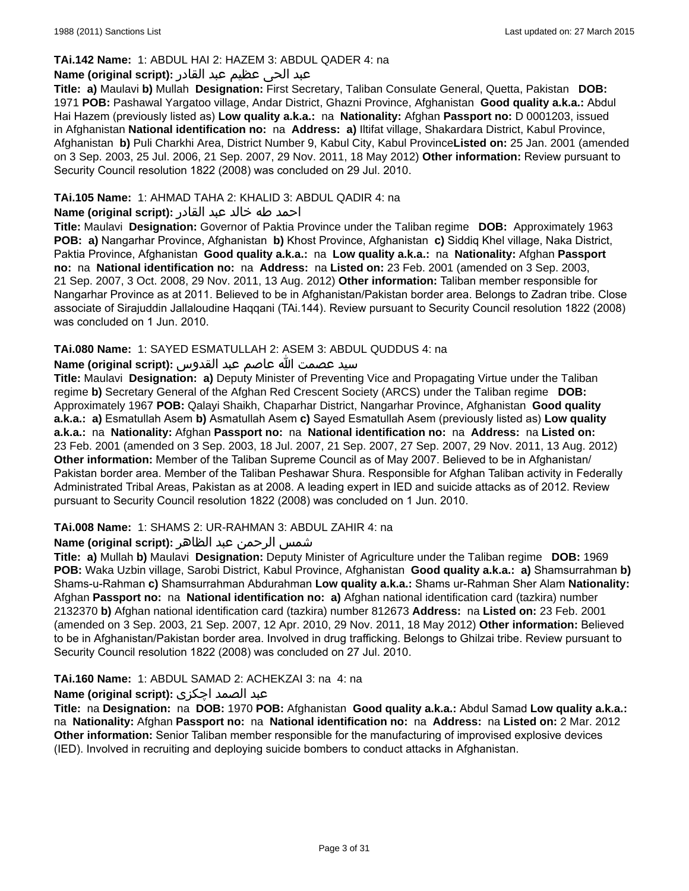**TAi.142 Name:** 1: ABDUL HAI 2: HAZEM 3: ABDUL QADER 4: na

**Name (original script):** عبد الحی عظیم عبد القادر

**Title:** **a)** Maulavi **b)** Mullah **Designation:** First Secretary, Taliban Consulate General, Quetta, Pakistan **DOB:** 1971 **POB:** Pashawal Yargatoo village, Andar District, Ghazni Province, Afghanistan **Good quality a.k.a.:** Abdul Hai Hazem (previously listed as) **Low quality a.k.a.:** na **Nationality:** Afghan **Passport no:** D 0001203, issued in Afghanistan **National identification no:** na **Address:** **a)** Iltifat village, Shakardara District, Kabul Province, Afghanistan **b)** Puli Charkhi Area, District Number 9, Kabul City, Kabul Province **Listed on:** 25 Jan. 2001 (amended on 3 Sep. 2003, 25 Jul. 2006, 21 Sep. 2007, 29 Nov. 2011, 18 May 2012) **Other information:** Review pursuant to Security Council resolution 1822 (2008) was concluded on 29 Jul. 2010.

**TAi.105 Name:** 1: AHMAD TAHA 2: KHALID 3: ABDUL QADIR 4: na

**Name (original script):** احمد طه خالد عبد القادر

**Title:** Maulavi **Designation:** Governor of Paktia Province under the Taliban regime **DOB:** Approximately 1963 **POB:** **a)** Nangarhar Province, Afghanistan **b)** Khost Province, Afghanistan **c)** Siddiq Khel village, Naka District, Paktia Province, Afghanistan **Good quality a.k.a.:** na **Low quality a.k.a.:** na **Nationality:** Afghan **Passport no:** na **National identification no:** na **Address:** na **Listed on:** 23 Feb. 2001 (amended on 3 Sep. 2003, 21 Sep. 2007, 3 Oct. 2008, 29 Nov. 2011, 13 Aug. 2012) **Other information:** Taliban member responsible for Nangarhar Province as at 2011. Believed to be in Afghanistan/Pakistan border area. Belongs to Zadran tribe. Close associate of Sirajuddin Jallaloudine Haqqani (TAi.144). Review pursuant to Security Council resolution 1822 (2008) was concluded on 1 Jun. 2010.

**TAi.080 Name:** 1: SAYED ESMATULLAH 2: ASEM 3: ABDUL QUDDUS 4: na

**Name (original script):** سید عصمت الله عاصم عبد القدوس

**Title:** Maulavi **Designation:** **a)** Deputy Minister of Preventing Vice and Propagating Virtue under the Taliban regime **b)** Secretary General of the Afghan Red Crescent Society (ARCS) under the Taliban regime **DOB:** Approximately 1967 **POB:** Qalayi Shaikh, Chaparhar District, Nangarhar Province, Afghanistan **Good quality a.k.a.:** **a)** Esmatullah Asem **b)** Asmatullah Asem **c)** Sayed Esmatullah Asem (previously listed as) **Low quality a.k.a.:** na **Nationality:** Afghan **Passport no:** na **National identification no:** na **Address:** na **Listed on:** 23 Feb. 2001 (amended on 3 Sep. 2003, 18 Jul. 2007, 21 Sep. 2007, 27 Sep. 2007, 29 Nov. 2011, 13 Aug. 2012) **Other information:** Member of the Taliban Supreme Council as of May 2007. Believed to be in Afghanistan/ Pakistan border area. Member of the Taliban Peshawar Shura. Responsible for Afghan Taliban activity in Federally Administrated Tribal Areas, Pakistan as at 2008. A leading expert in IED and suicide attacks as of 2012. Review pursuant to Security Council resolution 1822 (2008) was concluded on 1 Jun. 2010.

**TAi.008 Name:** 1: SHAMS 2: UR-RAHMAN 3: ABDUL ZAHIR 4: na

**Name (original script):** شمس الرحمن عبد الظاهر

**Title:** **a)** Mullah **b)** Maulavi **Designation:** Deputy Minister of Agriculture under the Taliban regime **DOB:** 1969 **POB:** Waka Uzbin village, Sarobi District, Kabul Province, Afghanistan **Good quality a.k.a.:** **a)** Shamsurrahman **b)** Shams-u-Rahman **c)** Shamsurrahman Abdurahman **Low quality a.k.a.:** Shams ur-Rahman Sher Alam **Nationality:** Afghan **Passport no:** na **National identification no:** **a)** Afghan national identification card (tazkira) number 2132370 **b)** Afghan national identification card (tazkira) number 812673 **Address:** na **Listed on:** 23 Feb. 2001 (amended on 3 Sep. 2003, 21 Sep. 2007, 12 Apr. 2010, 29 Nov. 2011, 18 May 2012) **Other information:** Believed to be in Afghanistan/Pakistan border area. Involved in drug trafficking. Belongs to Ghilzai tribe. Review pursuant to Security Council resolution 1822 (2008) was concluded on 27 Jul. 2010.

**TAi.160 Name:** 1: ABDUL SAMAD 2: ACHEKZAI 3: na 4: na

**Name (original script):** عبد الصمد اچکزی

**Title:** na **Designation:** na **DOB:** 1970 **POB:** Afghanistan **Good quality a.k.a.:** Abdul Samad **Low quality a.k.a.:** na **Nationality:** Afghan **Passport no:** na **National identification no:** na **Address:** na **Listed on:** 2 Mar. 2012 **Other information:** Senior Taliban member responsible for the manufacturing of improvised explosive devices (IED). Involved in recruiting and deploying suicide bombers to conduct attacks in Afghanistan.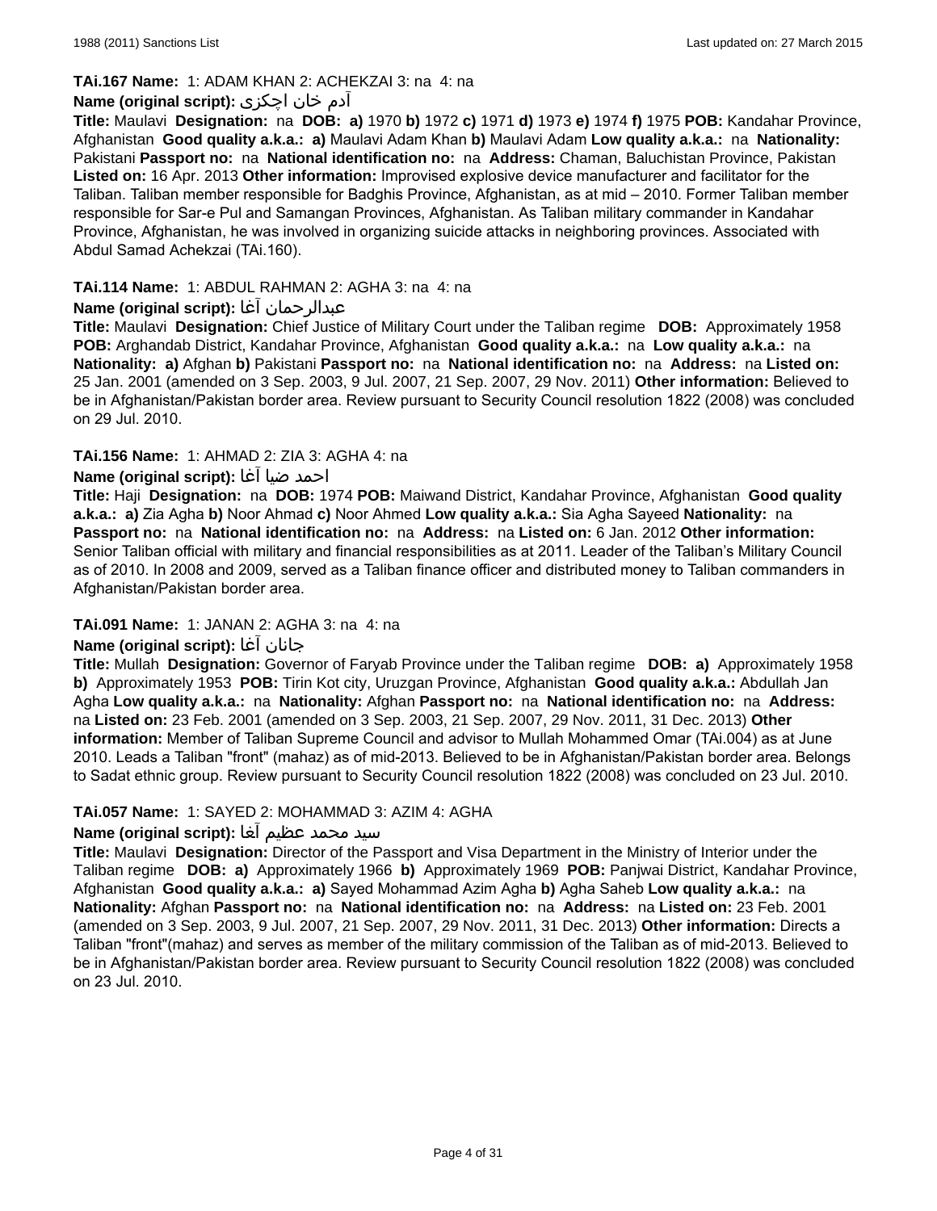**TAi.167 Name:** 1: ADAM KHAN 2: ACHEKZAI 3: na 4: na

**Name (original script):** آدم خان اچکزی

**Title:** Maulavi **Designation:** na **DOB:** **a)** 1970 **b)** 1972 **c)** 1971 **d)** 1973 **e)** 1974 **f)** 1975 **POB:** Kandahar Province, Afghanistan **Good quality a.k.a.:** **a)** Maulavi Adam Khan **b)** Maulavi Adam **Low quality a.k.a.:** na **Nationality:** Pakistani **Passport no:** na **National identification no:** na **Address:** Chaman, Baluchistan Province, Pakistan **Listed on:** 16 Apr. 2013 **Other information:** Improvised explosive device manufacturer and facilitator for the Taliban. Taliban member responsible for Badghis Province, Afghanistan, as at mid – 2010. Former Taliban member responsible for Sar-e Pul and Samangan Provinces, Afghanistan. As Taliban military commander in Kandahar Province, Afghanistan, he was involved in organizing suicide attacks in neighboring provinces. Associated with Abdul Samad Achekzai (TAi.160).

**TAi.114 Name:** 1: ABDUL RAHMAN 2: AGHA 3: na 4: na

**Name (original script):** عبدالرحمان آغا

**Title:** Maulavi **Designation:** Chief Justice of Military Court under the Taliban regime **DOB:** Approximately 1958 **POB:** Arghandab District, Kandahar Province, Afghanistan **Good quality a.k.a.:** na **Low quality a.k.a.:** na **Nationality:** **a)** Afghan **b)** Pakistani **Passport no:** na **National identification no:** na **Address:** na **Listed on:** 25 Jan. 2001 (amended on 3 Sep. 2003, 9 Jul. 2007, 21 Sep. 2007, 29 Nov. 2011) **Other information:** Believed to be in Afghanistan/Pakistan border area. Review pursuant to Security Council resolution 1822 (2008) was concluded on 29 Jul. 2010.

**TAi.156 Name:** 1: AHMAD 2: ZIA 3: AGHA 4: na

**Name (original script):** احمد ضیا آغا

**Title:** Haji **Designation:** na **DOB:** 1974 **POB:** Maiwand District, Kandahar Province, Afghanistan **Good quality a.k.a.:** **a)** Zia Agha **b)** Noor Ahmad **c)** Noor Ahmed **Low quality a.k.a.:** Sia Agha Sayeed **Nationality:** na **Passport no:** na **National identification no:** na **Address:** na **Listed on:** 6 Jan. 2012 **Other information:** Senior Taliban official with military and financial responsibilities as at 2011. Leader of the Taliban's Military Council as of 2010. In 2008 and 2009, served as a Taliban finance officer and distributed money to Taliban commanders in Afghanistan/Pakistan border area.

**TAi.091 Name:** 1: JANAN 2: AGHA 3: na 4: na

**Name (original script):** جانان آغا

**Title:** Mullah **Designation:** Governor of Faryab Province under the Taliban regime **DOB:** **a)** Approximately 1958 **b)** Approximately 1953 **POB:** Tirin Kot city, Uruzgan Province, Afghanistan **Good quality a.k.a.:** Abdullah Jan Agha **Low quality a.k.a.:** na **Nationality:** Afghan **Passport no:** na **National identification no:** na **Address:** na **Listed on:** 23 Feb. 2001 (amended on 3 Sep. 2003, 21 Sep. 2007, 29 Nov. 2011, 31 Dec. 2013) **Other information:** Member of Taliban Supreme Council and advisor to Mullah Mohammed Omar (TAi.004) as at June 2010. Leads a Taliban "front" (mahaz) as of mid-2013. Believed to be in Afghanistan/Pakistan border area. Belongs to Sadat ethnic group. Review pursuant to Security Council resolution 1822 (2008) was concluded on 23 Jul. 2010.

**TAi.057 Name:** 1: SAYED 2: MOHAMMAD 3: AZIM 4: AGHA

**Name (original script):** سید محمد عظیم آغا

**Title:** Maulavi **Designation:** Director of the Passport and Visa Department in the Ministry of Interior under the Taliban regime **DOB:** **a)** Approximately 1966 **b)** Approximately 1969 **POB:** Panjwai District, Kandahar Province, Afghanistan **Good quality a.k.a.:** **a)** Sayed Mohammad Azim Agha **b)** Agha Saheb **Low quality a.k.a.:** na **Nationality:** Afghan **Passport no:** na **National identification no:** na **Address:** na **Listed on:** 23 Feb. 2001 (amended on 3 Sep. 2003, 9 Jul. 2007, 21 Sep. 2007, 29 Nov. 2011, 31 Dec. 2013) **Other information:** Directs a Taliban "front"(mahaz) and serves as member of the military commission of the Taliban as of mid-2013. Believed to be in Afghanistan/Pakistan border area. Review pursuant to Security Council resolution 1822 (2008) was concluded on 23 Jul. 2010.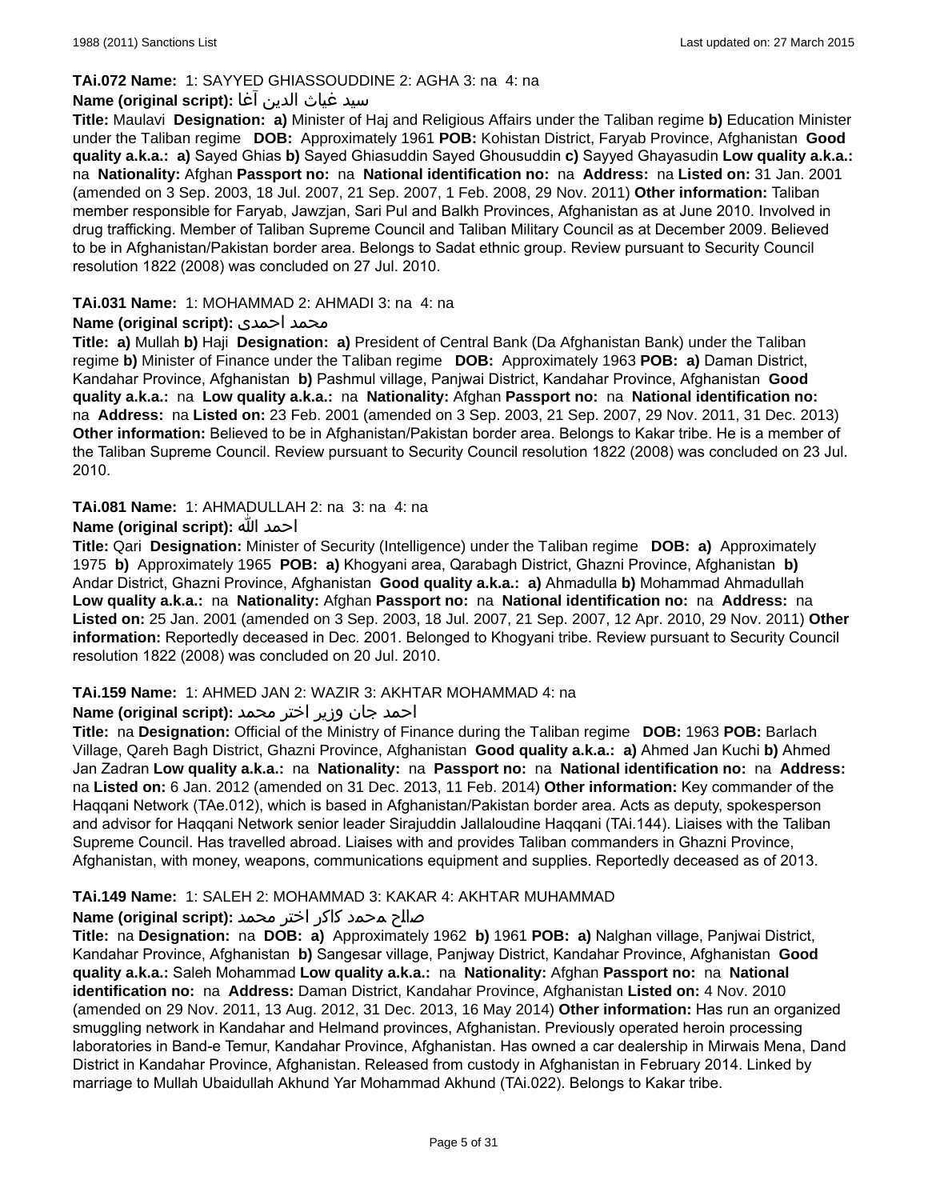**TAi.072 Name:** 1: SAYYED GHIASSOUDDINE 2: AGHA 3: na 4: na

**Name (original script):** سيد غياث الدين آغا

**Title:** Maulavi **Designation:** **a)** Minister of Haj and Religious Affairs under the Taliban regime **b)** Education Minister under the Taliban regime **DOB:** Approximately 1961 **POB:** Kohistan District, Faryab Province, Afghanistan **Good quality a.k.a.:** **a)** Sayed Ghias **b)** Sayed Ghiasuddin Sayed Ghousuddin **c)** Sayyed Ghayasudin **Low quality a.k.a.:** na **Nationality:** Afghan **Passport no:** na **National identification no:** na **Address:** na **Listed on:** 31 Jan. 2001 (amended on 3 Sep. 2003, 18 Jul. 2007, 21 Sep. 2007, 1 Feb. 2008, 29 Nov. 2011) **Other information:** Taliban member responsible for Faryab, Jawzjan, Sari Pul and Balkh Provinces, Afghanistan as at June 2010. Involved in drug trafficking. Member of Taliban Supreme Council and Taliban Military Council as at December 2009. Believed to be in Afghanistan/Pakistan border area. Belongs to Sadat ethnic group. Review pursuant to Security Council resolution 1822 (2008) was concluded on 27 Jul. 2010.

**TAi.031 Name:** 1: MOHAMMAD 2: AHMADI 3: na 4: na

**Name (original script):** محمد احمدى

**Title:** **a)** Mullah **b)** Haji **Designation:** **a)** President of Central Bank (Da Afghanistan Bank) under the Taliban regime **b)** Minister of Finance under the Taliban regime **DOB:** Approximately 1963 **POB:** **a)** Daman District, Kandahar Province, Afghanistan **b)** Pashmul village, Panjwai District, Kandahar Province, Afghanistan **Good quality a.k.a.:** na **Low quality a.k.a.:** na **Nationality:** Afghan **Passport no:** na **National identification no:** na **Address:** na **Listed on:** 23 Feb. 2001 (amended on 3 Sep. 2003, 21 Sep. 2007, 29 Nov. 2011, 31 Dec. 2013) **Other information:** Believed to be in Afghanistan/Pakistan border area. Belongs to Kakar tribe. He is a member of the Taliban Supreme Council. Review pursuant to Security Council resolution 1822 (2008) was concluded on 23 Jul. 2010.

**TAi.081 Name:** 1: AHMADULLAH 2: na 3: na 4: na

**Name (original script):** احمد الله

**Title:** Qari **Designation:** Minister of Security (Intelligence) under the Taliban regime **DOB:** **a)** Approximately 1975 **b)** Approximately 1965 **POB:** **a)** Khogyani area, Qarabagh District, Ghazni Province, Afghanistan **b)** Andar District, Ghazni Province, Afghanistan **Good quality a.k.a.:** **a)** Ahmadulla **b)** Mohammad Ahmadullah **Low quality a.k.a.:** na **Nationality:** Afghan **Passport no:** na **National identification no:** na **Address:** na **Listed on:** 25 Jan. 2001 (amended on 3 Sep. 2003, 18 Jul. 2007, 21 Sep. 2007, 12 Apr. 2010, 29 Nov. 2011) **Other information:** Reportedly deceased in Dec. 2001. Belonged to Khogyani tribe. Review pursuant to Security Council resolution 1822 (2008) was concluded on 20 Jul. 2010.

**TAi.159 Name:** 1: AHMED JAN 2: WAZIR 3: AKHTAR MOHAMMAD 4: na

**Name (original script):** احمد جان وزير اختر محمد

**Title:** na **Designation:** Official of the Ministry of Finance during the Taliban regime **DOB:** 1963 **POB:** Barlach Village, Qareh Bagh District, Ghazni Province, Afghanistan **Good quality a.k.a.:** **a)** Ahmed Jan Kuchi **b)** Ahmed Jan Zadran **Low quality a.k.a.:** na **Nationality:** na **Passport no:** na **National identification no:** na **Address:** na **Listed on:** 6 Jan. 2012 (amended on 31 Dec. 2013, 11 Feb. 2014) **Other information:** Key commander of the Haqqani Network (TAe.012), which is based in Afghanistan/Pakistan border area. Acts as deputy, spokesperson and advisor for Haqqani Network senior leader Sirajuddin Jallaloudine Haqqani (TAi.144). Liaises with the Taliban Supreme Council. Has travelled abroad. Liaises with and provides Taliban commanders in Ghazni Province, Afghanistan, with money, weapons, communications equipment and supplies. Reportedly deceased as of 2013.

**TAi.149 Name:** 1: SALEH 2: MOHAMMAD 3: KAKAR 4: AKHTAR MUHAMMAD

**Name (original script):** صالح محمد کاکر اختر محمد

**Title:** na **Designation:** na **DOB:** **a)** Approximately 1962 **b)** 1961 **POB:** **a)** Nalghan village, Panjwai District, Kandahar Province, Afghanistan **b)** Sangesar village, Panjway District, Kandahar Province, Afghanistan **Good quality a.k.a.:** Saleh Mohammad **Low quality a.k.a.:** na **Nationality:** Afghan **Passport no:** na **National identification no:** na **Address:** Daman District, Kandahar Province, Afghanistan **Listed on:** 4 Nov. 2010 (amended on 29 Nov. 2011, 13 Aug. 2012, 31 Dec. 2013, 16 May 2014) **Other information:** Has run an organized smuggling network in Kandahar and Helmand provinces, Afghanistan. Previously operated heroin processing laboratories in Band-e Temur, Kandahar Province, Afghanistan. Has owned a car dealership in Mirwais Mena, Dand District in Kandahar Province, Afghanistan. Released from custody in Afghanistan in February 2014. Linked by marriage to Mullah Ubaidullah Akhund Yar Mohammad Akhund (TAi.022). Belongs to Kakar tribe.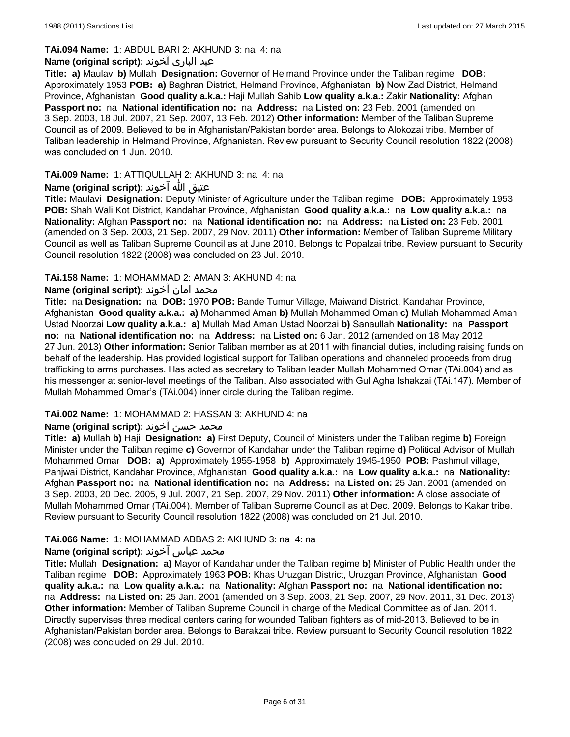**TAi.094 Name:** 1: ABDUL BARI 2: AKHUND 3: na 4: na

**Name (original script):** عبد الباری آخوند

**Title:** **a)** Maulavi **b)** Mullah **Designation:** Governor of Helmand Province under the Taliban regime **DOB:** Approximately 1953 **POB:** **a)** Baghran District, Helmand Province, Afghanistan **b)** Now Zad District, Helmand Province, Afghanistan **Good quality a.k.a.:** Haji Mullah Sahib **Low quality a.k.a.:** Zakir **Nationality:** Afghan **Passport no:** na **National identification no:** na **Address:** na **Listed on:** 23 Feb. 2001 (amended on 3 Sep. 2003, 18 Jul. 2007, 21 Sep. 2007, 13 Feb. 2012) **Other information:** Member of the Taliban Supreme Council as of 2009. Believed to be in Afghanistan/Pakistan border area. Belongs to Alokozai tribe. Member of Taliban leadership in Helmand Province, Afghanistan. Review pursuant to Security Council resolution 1822 (2008) was concluded on 1 Jun. 2010.

**TAi.009 Name:** 1: ATTIQULLAH 2: AKHUND 3: na 4: na

**Name (original script):** عتیق الله آخوند

**Title:** Maulavi **Designation:** Deputy Minister of Agriculture under the Taliban regime **DOB:** Approximately 1953 **POB:** Shah Wali Kot District, Kandahar Province, Afghanistan **Good quality a.k.a.:** na **Low quality a.k.a.:** na **Nationality:** Afghan **Passport no:** na **National identification no:** na **Address:** na **Listed on:** 23 Feb. 2001 (amended on 3 Sep. 2003, 21 Sep. 2007, 29 Nov. 2011) **Other information:** Member of Taliban Supreme Military Council as well as Taliban Supreme Council as at June 2010. Belongs to Popalzai tribe. Review pursuant to Security Council resolution 1822 (2008) was concluded on 23 Jul. 2010.

**TAi.158 Name:** 1: MOHAMMAD 2: AMAN 3: AKHUND 4: na

**Name (original script):** محمد امان آخوند

**Title:** na **Designation:** na **DOB:** 1970 **POB:** Bande Tumur Village, Maiwand District, Kandahar Province, Afghanistan **Good quality a.k.a.:** **a)** Mohammed Aman **b)** Mullah Mohammed Oman **c)** Mullah Mohammad Aman Ustad Noorzai **Low quality a.k.a.:** **a)** Mullah Mad Aman Ustad Noorzai **b)** Sanaullah **Nationality:** na **Passport no:** na **National identification no:** na **Address:** na **Listed on:** 6 Jan. 2012 (amended on 18 May 2012, 27 Jun. 2013) **Other information:** Senior Taliban member as at 2011 with financial duties, including raising funds on behalf of the leadership. Has provided logistical support for Taliban operations and channeled proceeds from drug trafficking to arms purchases. Has acted as secretary to Taliban leader Mullah Mohammed Omar (TAi.004) and as his messenger at senior-level meetings of the Taliban. Also associated with Gul Agha Ishakzai (TAi.147). Member of Mullah Mohammed Omar's (TAi.004) inner circle during the Taliban regime.

**TAi.002 Name:** 1: MOHAMMAD 2: HASSAN 3: AKHUND 4: na

**Name (original script):** محمد حسن آخوند

**Title:** **a)** Mullah **b)** Haji **Designation:** **a)** First Deputy, Council of Ministers under the Taliban regime **b)** Foreign Minister under the Taliban regime **c)** Governor of Kandahar under the Taliban regime **d)** Political Advisor of Mullah Mohammed Omar **DOB:** **a)** Approximately 1955-1958 **b)** Approximately 1945-1950 **POB:** Pashmul village, Panjwai District, Kandahar Province, Afghanistan **Good quality a.k.a.:** na **Low quality a.k.a.:** na **Nationality:** Afghan **Passport no:** na **National identification no:** na **Address:** na **Listed on:** 25 Jan. 2001 (amended on 3 Sep. 2003, 20 Dec. 2005, 9 Jul. 2007, 21 Sep. 2007, 29 Nov. 2011) **Other information:** A close associate of Mullah Mohammed Omar (TAi.004). Member of Taliban Supreme Council as at Dec. 2009. Belongs to Kakar tribe. Review pursuant to Security Council resolution 1822 (2008) was concluded on 21 Jul. 2010.

**TAi.066 Name:** 1: MOHAMMAD ABBAS 2: AKHUND 3: na 4: na

**Name (original script):** محمد عباس آخوند

**Title:** Mullah **Designation:** **a)** Mayor of Kandahar under the Taliban regime **b)** Minister of Public Health under the Taliban regime **DOB:** Approximately 1963 **POB:** Khas Uruzgan District, Uruzgan Province, Afghanistan **Good quality a.k.a.:** na **Low quality a.k.a.:** na **Nationality:** Afghan **Passport no:** na **National identification no:** na **Address:** na **Listed on:** 25 Jan. 2001 (amended on 3 Sep. 2003, 21 Sep. 2007, 29 Nov. 2011, 31 Dec. 2013) **Other information:** Member of Taliban Supreme Council in charge of the Medical Committee as of Jan. 2011. Directly supervises three medical centers caring for wounded Taliban fighters as of mid-2013. Believed to be in Afghanistan/Pakistan border area. Belongs to Barakzai tribe. Review pursuant to Security Council resolution 1822 (2008) was concluded on 29 Jul. 2010.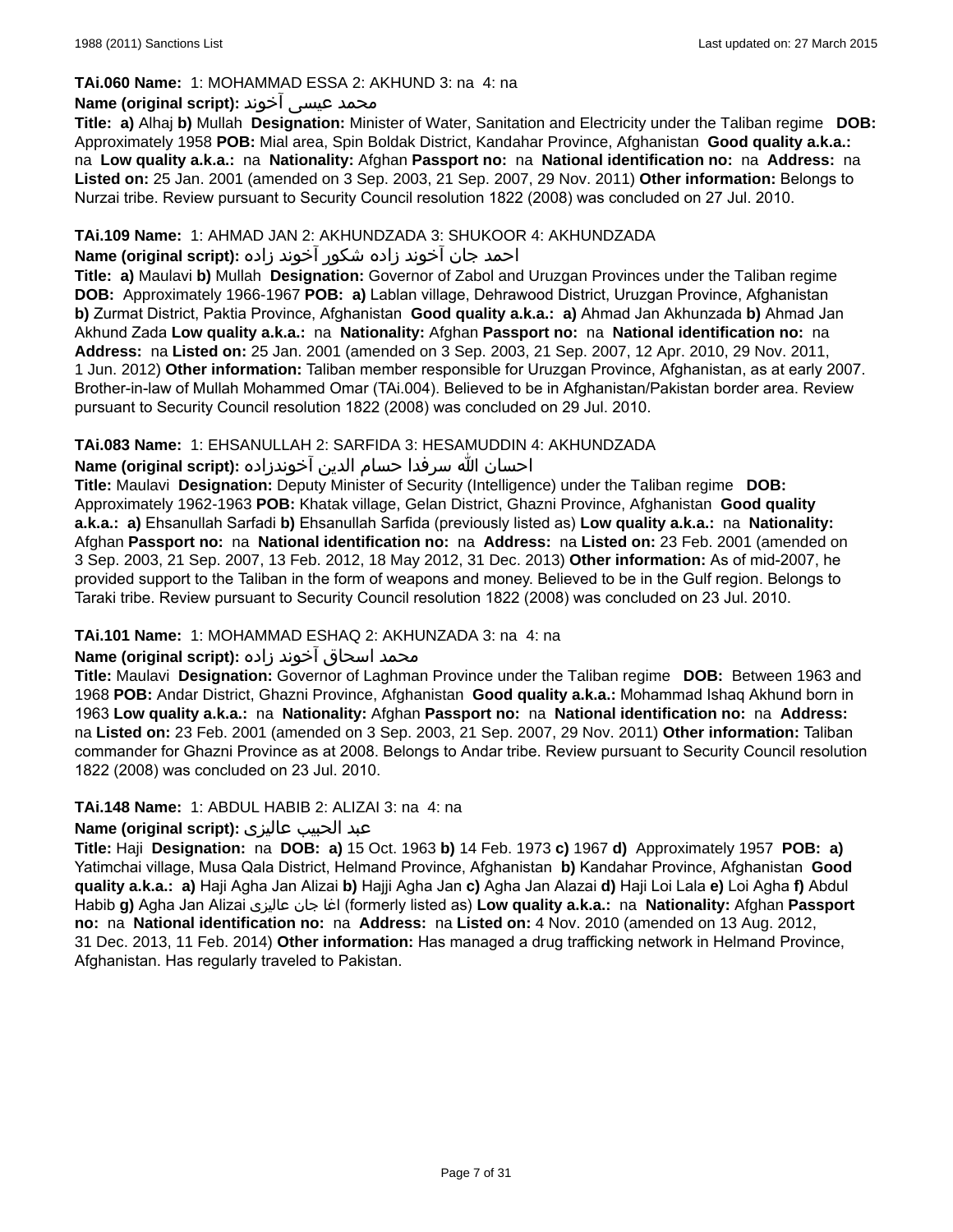**TAi.060 Name:** 1: MOHAMMAD ESSA 2: AKHUND 3: na 4: na

**Name (original script):** محمد عیسی آخوند

**Title:** **a)** Alhaj **b)** Mullah **Designation:** Minister of Water, Sanitation and Electricity under the Taliban regime **DOB:** Approximately 1958 **POB:** Mial area, Spin Boldak District, Kandahar Province, Afghanistan **Good quality a.k.a.:** na **Low quality a.k.a.:** na **Nationality:** Afghan **Passport no:** na **National identification no:** na **Address:** na **Listed on:** 25 Jan. 2001 (amended on 3 Sep. 2003, 21 Sep. 2007, 29 Nov. 2011) **Other information:** Belongs to Nurzai tribe. Review pursuant to Security Council resolution 1822 (2008) was concluded on 27 Jul. 2010.

**TAi.109 Name:** 1: AHMAD JAN 2: AKHUNDZADA 3: SHUKOOR 4: AKHUNDZADA

**Name (original script):** احمد جان آخوند زاده شکور آخوند زاده

**Title:** **a)** Maulavi **b)** Mullah **Designation:** Governor of Zabol and Uruzgan Provinces under the Taliban regime **DOB:** Approximately 1966-1967 **POB:** **a)** Lablan village, Dehrawood District, Uruzgan Province, Afghanistan **b)** Zurmat District, Paktia Province, Afghanistan **Good quality a.k.a.:** **a)** Ahmad Jan Akhunzada **b)** Ahmad Jan Akhund Zada **Low quality a.k.a.:** na **Nationality:** Afghan **Passport no:** na **National identification no:** na **Address:** na **Listed on:** 25 Jan. 2001 (amended on 3 Sep. 2003, 21 Sep. 2007, 12 Apr. 2010, 29 Nov. 2011, 1 Jun. 2012) **Other information:** Taliban member responsible for Uruzgan Province, Afghanistan, as at early 2007. Brother-in-law of Mullah Mohammed Omar (TAi.004). Believed to be in Afghanistan/Pakistan border area. Review pursuant to Security Council resolution 1822 (2008) was concluded on 29 Jul. 2010.

**TAi.083 Name:** 1: EHSANULLAH 2: SARFIDA 3: HESAMUDDIN 4: AKHUNDZADA

**Name (original script):** احسان الله سرفدا حسام الدین آخوندزاده

**Title:** Maulavi **Designation:** Deputy Minister of Security (Intelligence) under the Taliban regime **DOB:** Approximately 1962-1963 **POB:** Khatak village, Gelan District, Ghazni Province, Afghanistan **Good quality a.k.a.:** **a)** Ehsanullah Sarfadi **b)** Ehsanullah Sarfida (previously listed as) **Low quality a.k.a.:** na **Nationality:** Afghan **Passport no:** na **National identification no:** na **Address:** na **Listed on:** 23 Feb. 2001 (amended on 3 Sep. 2003, 21 Sep. 2007, 13 Feb. 2012, 18 May 2012, 31 Dec. 2013) **Other information:** As of mid-2007, he provided support to the Taliban in the form of weapons and money. Believed to be in the Gulf region. Belongs to Taraki tribe. Review pursuant to Security Council resolution 1822 (2008) was concluded on 23 Jul. 2010.

**TAi.101 Name:** 1: MOHAMMAD ESHAQ 2: AKHUNZADA 3: na 4: na

**Name (original script):** محمد اسحاق آخوند زاده

**Title:** Maulavi **Designation:** Governor of Laghman Province under the Taliban regime **DOB:** Between 1963 and 1968 **POB:** Andar District, Ghazni Province, Afghanistan **Good quality a.k.a.:** Mohammad Ishaq Akhund born in 1963 **Low quality a.k.a.:** na **Nationality:** Afghan **Passport no:** na **National identification no:** na **Address:** na **Listed on:** 23 Feb. 2001 (amended on 3 Sep. 2003, 21 Sep. 2007, 29 Nov. 2011) **Other information:** Taliban commander for Ghazni Province as at 2008. Belongs to Andar tribe. Review pursuant to Security Council resolution 1822 (2008) was concluded on 23 Jul. 2010.

**TAi.148 Name:** 1: ABDUL HABIB 2: ALIZAI 3: na 4: na

**Name (original script):** عبد الحبیب عالیزی

**Title:** Haji **Designation:** na **DOB:** **a)** 15 Oct. 1963 **b)** 14 Feb. 1973 **c)** 1967 **d)** Approximately 1957 **POB:** **a)** Yatimchai village, Musa Qala District, Helmand Province, Afghanistan **b)** Kandahar Province, Afghanistan **Good quality a.k.a.:** **a)** Haji Agha Jan Alizai **b)** Hajji Agha Jan **c)** Agha Jan Alazai **d)** Haji Loi Lala **e)** Loi Agha **f)** Abdul Habib **g)** Agha Jan Alizai اغا جان عالیزی (formerly listed as) **Low quality a.k.a.:** na **Nationality:** Afghan **Passport no:** na **National identification no:** na **Address:** na **Listed on:** 4 Nov. 2010 (amended on 13 Aug. 2012, 31 Dec. 2013, 11 Feb. 2014) **Other information:** Has managed a drug trafficking network in Helmand Province, Afghanistan. Has regularly traveled to Pakistan.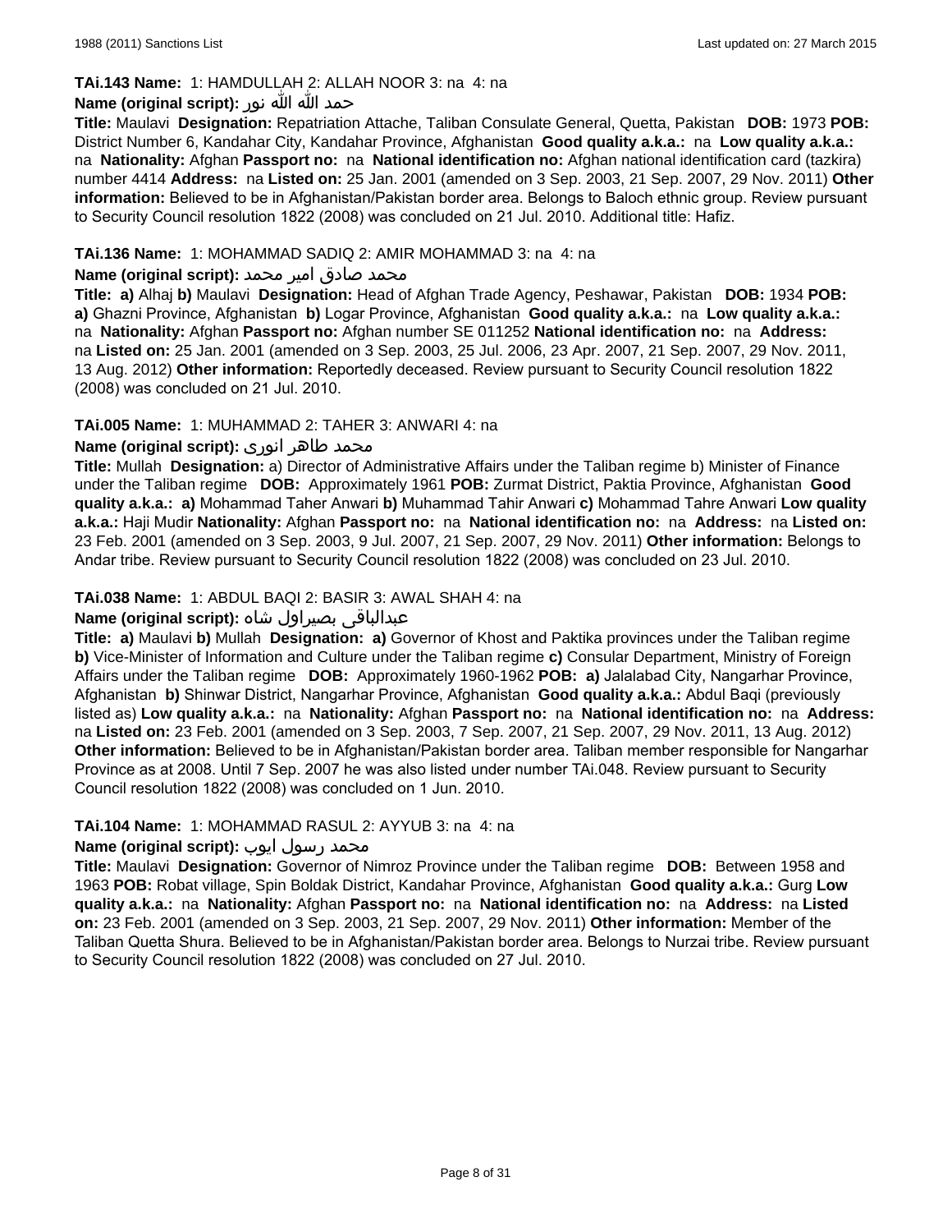**TAi.143 Name:** 1: HAMDULLAH 2: ALLAH NOOR 3: na 4: na

**Name (original script):** حمد الله الله نور

**Title:** Maulavi **Designation:** Repatriation Attache, Taliban Consulate General, Quetta, Pakistan **DOB:** 1973 **POB:** District Number 6, Kandahar City, Kandahar Province, Afghanistan **Good quality a.k.a.:** na **Low quality a.k.a.:** na **Nationality:** Afghan **Passport no:** na **National identification no:** Afghan national identification card (tazkira) number 4414 **Address:** na **Listed on:** 25 Jan. 2001 (amended on 3 Sep. 2003, 21 Sep. 2007, 29 Nov. 2011) **Other information:** Believed to be in Afghanistan/Pakistan border area. Belongs to Baloch ethnic group. Review pursuant to Security Council resolution 1822 (2008) was concluded on 21 Jul. 2010. Additional title: Hafiz.

**TAi.136 Name:** 1: MOHAMMAD SADIQ 2: AMIR MOHAMMAD 3: na 4: na

**Name (original script):** محمد صادق امیر محمد

**Title:** **a)** Alhaj **b)** Maulavi **Designation:** Head of Afghan Trade Agency, Peshawar, Pakistan **DOB:** 1934 **POB:** **a)** Ghazni Province, Afghanistan **b)** Logar Province, Afghanistan **Good quality a.k.a.:** na **Low quality a.k.a.:** na **Nationality:** Afghan **Passport no:** Afghan number SE 011252 **National identification no:** na **Address:** na **Listed on:** 25 Jan. 2001 (amended on 3 Sep. 2003, 25 Jul. 2006, 23 Apr. 2007, 21 Sep. 2007, 29 Nov. 2011, 13 Aug. 2012) **Other information:** Reportedly deceased. Review pursuant to Security Council resolution 1822 (2008) was concluded on 21 Jul. 2010.

**TAi.005 Name:** 1: MUHAMMAD 2: TAHER 3: ANWARI 4: na

**Name (original script):** محمد طاهر انوری

**Title:** Mullah **Designation:** a) Director of Administrative Affairs under the Taliban regime b) Minister of Finance under the Taliban regime **DOB:** Approximately 1961 **POB:** Zurmat District, Paktia Province, Afghanistan **Good quality a.k.a.:** **a)** Mohammad Taher Anwari **b)** Muhammad Tahir Anwari **c)** Mohammad Tahre Anwari **Low quality a.k.a.:** Haji Mudir **Nationality:** Afghan **Passport no:** na **National identification no:** na **Address:** na **Listed on:** 23 Feb. 2001 (amended on 3 Sep. 2003, 9 Jul. 2007, 21 Sep. 2007, 29 Nov. 2011) **Other information:** Belongs to Andar tribe. Review pursuant to Security Council resolution 1822 (2008) was concluded on 23 Jul. 2010.

**TAi.038 Name:** 1: ABDUL BAQI 2: BASIR 3: AWAL SHAH 4: na

**Name (original script):** عبدالباقی بصیراول شاه

**Title:** **a)** Maulavi **b)** Mullah **Designation:** **a)** Governor of Khost and Paktika provinces under the Taliban regime **b)** Vice-Minister of Information and Culture under the Taliban regime **c)** Consular Department, Ministry of Foreign Affairs under the Taliban regime **DOB:** Approximately 1960-1962 **POB:** **a)** Jalalabad City, Nangarhar Province, Afghanistan **b)** Shinwar District, Nangarhar Province, Afghanistan **Good quality a.k.a.:** Abdul Baqi (previously listed as) **Low quality a.k.a.:** na **Nationality:** Afghan **Passport no:** na **National identification no:** na **Address:** na **Listed on:** 23 Feb. 2001 (amended on 3 Sep. 2003, 7 Sep. 2007, 21 Sep. 2007, 29 Nov. 2011, 13 Aug. 2012) **Other information:** Believed to be in Afghanistan/Pakistan border area. Taliban member responsible for Nangarhar Province as at 2008. Until 7 Sep. 2007 he was also listed under number TAi.048. Review pursuant to Security Council resolution 1822 (2008) was concluded on 1 Jun. 2010.

**TAi.104 Name:** 1: MOHAMMAD RASUL 2: AYYUB 3: na 4: na

**Name (original script):** محمد رسول ایوب

**Title:** Maulavi **Designation:** Governor of Nimroz Province under the Taliban regime **DOB:** Between 1958 and 1963 **POB:** Robat village, Spin Boldak District, Kandahar Province, Afghanistan **Good quality a.k.a.:** Gurg **Low quality a.k.a.:** na **Nationality:** Afghan **Passport no:** na **National identification no:** na **Address:** na **Listed on:** 23 Feb. 2001 (amended on 3 Sep. 2003, 21 Sep. 2007, 29 Nov. 2011) **Other information:** Member of the Taliban Quetta Shura. Believed to be in Afghanistan/Pakistan border area. Belongs to Nurzai tribe. Review pursuant to Security Council resolution 1822 (2008) was concluded on 27 Jul. 2010.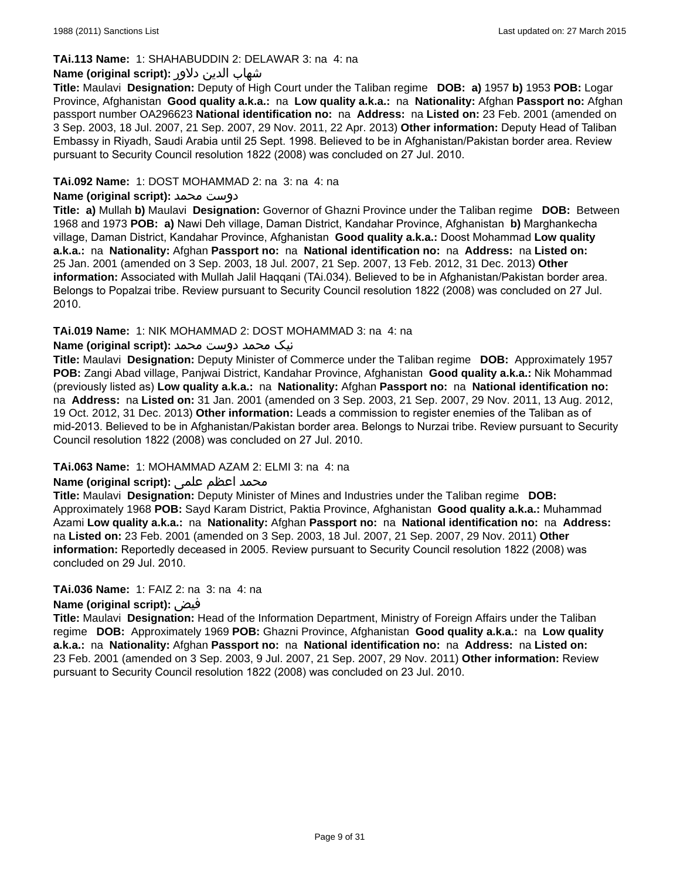**TAi.113 Name:** 1: SHAHABUDDIN 2: DELAWAR 3: na 4: na

**Name (original script):** شهاب الدين دلاور

**Title:** Maulavi **Designation:** Deputy of High Court under the Taliban regime **DOB:** **a)** 1957 **b)** 1953 **POB:** Logar Province, Afghanistan **Good quality a.k.a.:** na **Low quality a.k.a.:** na **Nationality:** Afghan **Passport no:** Afghan passport number OA296623 **National identification no:** na **Address:** na **Listed on:** 23 Feb. 2001 (amended on 3 Sep. 2003, 18 Jul. 2007, 21 Sep. 2007, 29 Nov. 2011, 22 Apr. 2013) **Other information:** Deputy Head of Taliban Embassy in Riyadh, Saudi Arabia until 25 Sept. 1998. Believed to be in Afghanistan/Pakistan border area. Review pursuant to Security Council resolution 1822 (2008) was concluded on 27 Jul. 2010.

**TAi.092 Name:** 1: DOST MOHAMMAD 2: na 3: na 4: na

**Name (original script):** دوست محمد

**Title:** **a)** Mullah **b)** Maulavi **Designation:** Governor of Ghazni Province under the Taliban regime **DOB:** Between 1968 and 1973 **POB:** **a)** Nawi Deh village, Daman District, Kandahar Province, Afghanistan **b)** Marghankecha village, Daman District, Kandahar Province, Afghanistan **Good quality a.k.a.:** Doost Mohammad **Low quality a.k.a.:** na **Nationality:** Afghan **Passport no:** na **National identification no:** na **Address:** na **Listed on:** 25 Jan. 2001 (amended on 3 Sep. 2003, 18 Jul. 2007, 21 Sep. 2007, 13 Feb. 2012, 31 Dec. 2013) **Other information:** Associated with Mullah Jalil Haqqani (TAi.034). Believed to be in Afghanistan/Pakistan border area. Belongs to Popalzai tribe. Review pursuant to Security Council resolution 1822 (2008) was concluded on 27 Jul. 2010.

**TAi.019 Name:** 1: NIK MOHAMMAD 2: DOST MOHAMMAD 3: na 4: na

**Name (original script):** نیک محمد دوست محمد

**Title:** Maulavi **Designation:** Deputy Minister of Commerce under the Taliban regime **DOB:** Approximately 1957 **POB:** Zangi Abad village, Panjwai District, Kandahar Province, Afghanistan **Good quality a.k.a.:** Nik Mohammad (previously listed as) **Low quality a.k.a.:** na **Nationality:** Afghan **Passport no:** na **National identification no:** na **Address:** na **Listed on:** 31 Jan. 2001 (amended on 3 Sep. 2003, 21 Sep. 2007, 29 Nov. 2011, 13 Aug. 2012, 19 Oct. 2012, 31 Dec. 2013) **Other information:** Leads a commission to register enemies of the Taliban as of mid-2013. Believed to be in Afghanistan/Pakistan border area. Belongs to Nurzai tribe. Review pursuant to Security Council resolution 1822 (2008) was concluded on 27 Jul. 2010.

**TAi.063 Name:** 1: MOHAMMAD AZAM 2: ELMI 3: na 4: na

**Name (original script):** محمد اعظم علمی

**Title:** Maulavi **Designation:** Deputy Minister of Mines and Industries under the Taliban regime **DOB:** Approximately 1968 **POB:** Sayd Karam District, Paktia Province, Afghanistan **Good quality a.k.a.:** Muhammad Azami **Low quality a.k.a.:** na **Nationality:** Afghan **Passport no:** na **National identification no:** na **Address:** na **Listed on:** 23 Feb. 2001 (amended on 3 Sep. 2003, 18 Jul. 2007, 21 Sep. 2007, 29 Nov. 2011) **Other information:** Reportedly deceased in 2005. Review pursuant to Security Council resolution 1822 (2008) was concluded on 29 Jul. 2010.

**TAi.036 Name:** 1: FAIZ 2: na 3: na 4: na

**Name (original script):** فيض

**Title:** Maulavi **Designation:** Head of the Information Department, Ministry of Foreign Affairs under the Taliban regime **DOB:** Approximately 1969 **POB:** Ghazni Province, Afghanistan **Good quality a.k.a.:** na **Low quality a.k.a.:** na **Nationality:** Afghan **Passport no:** na **National identification no:** na **Address:** na **Listed on:** 23 Feb. 2001 (amended on 3 Sep. 2003, 9 Jul. 2007, 21 Sep. 2007, 29 Nov. 2011) **Other information:** Review pursuant to Security Council resolution 1822 (2008) was concluded on 23 Jul. 2010.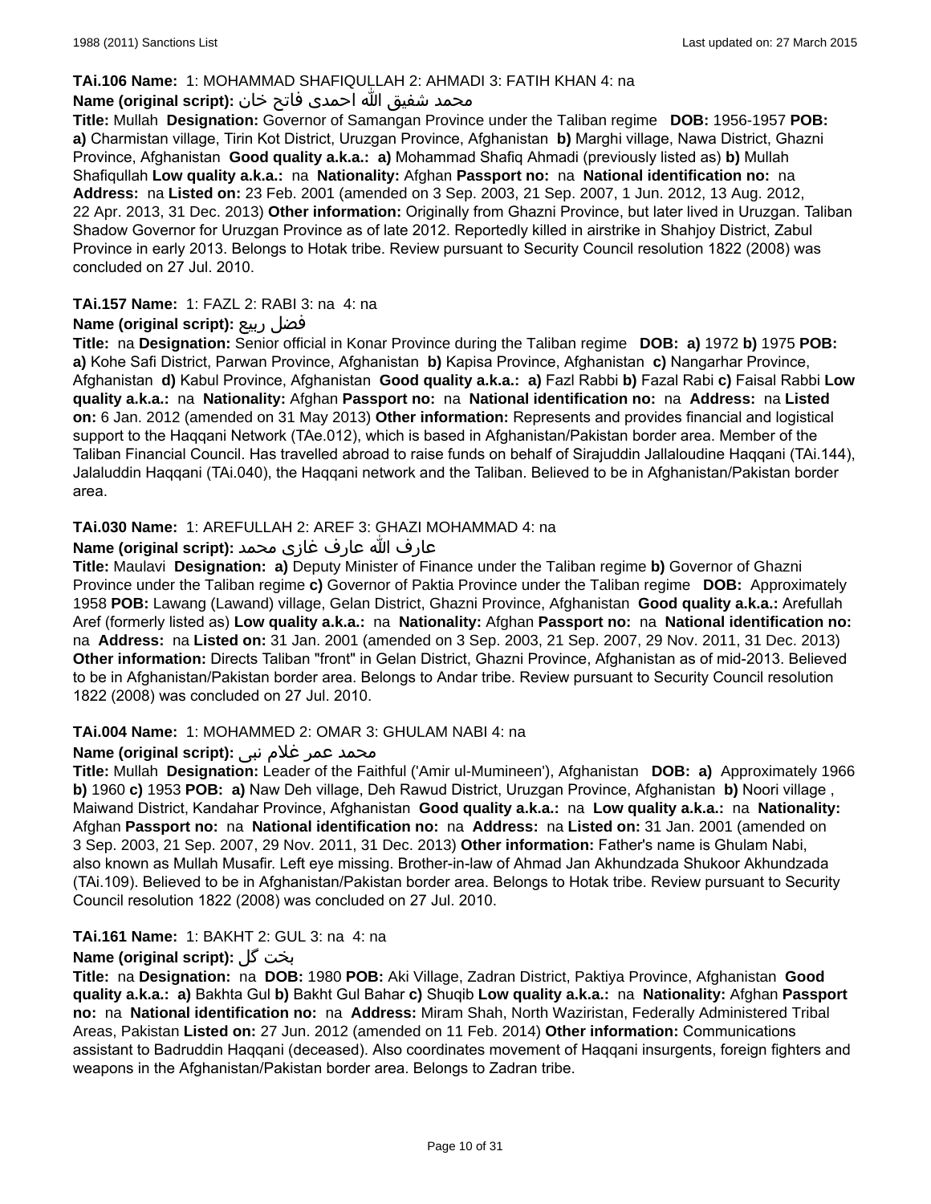**TAi.106 Name:** 1: MOHAMMAD SHAFIQULLAH 2: AHMADI 3: FATIH KHAN 4: na

**Name (original script):** محمد شفيق الله احمدی فاتح خان

**Title:** Mullah **Designation:** Governor of Samangan Province under the Taliban regime **DOB:** 1956-1957 **POB:** **a)** Charmistan village, Tirin Kot District, Uruzgan Province, Afghanistan **b)** Marghi village, Nawa District, Ghazni Province, Afghanistan **Good quality a.k.a.:** **a)** Mohammad Shafiq Ahmadi (previously listed as) **b)** Mullah Shafiqullah **Low quality a.k.a.:** na **Nationality:** Afghan **Passport no:** na **National identification no:** na **Address:** na **Listed on:** 23 Feb. 2001 (amended on 3 Sep. 2003, 21 Sep. 2007, 1 Jun. 2012, 13 Aug. 2012, 22 Apr. 2013, 31 Dec. 2013) **Other information:** Originally from Ghazni Province, but later lived in Uruzgan. Taliban Shadow Governor for Uruzgan Province as of late 2012. Reportedly killed in airstrike in Shahjoy District, Zabul Province in early 2013. Belongs to Hotak tribe. Review pursuant to Security Council resolution 1822 (2008) was concluded on 27 Jul. 2010.

**TAi.157 Name:** 1: FAZL 2: RABI 3: na 4: na

**Name (original script):** فضل ربيع

**Title:** na **Designation:** Senior official in Konar Province during the Taliban regime **DOB:** **a)** 1972 **b)** 1975 **POB:** **a)** Kohe Safi District, Parwan Province, Afghanistan **b)** Kapisa Province, Afghanistan **c)** Nangarhar Province, Afghanistan **d)** Kabul Province, Afghanistan **Good quality a.k.a.:** **a)** Fazl Rabbi **b)** Fazal Rabi **c)** Faisal Rabbi **Low quality a.k.a.:** na **Nationality:** Afghan **Passport no:** na **National identification no:** na **Address:** na **Listed on:** 6 Jan. 2012 (amended on 31 May 2013) **Other information:** Represents and provides financial and logistical support to the Haqqani Network (TAe.012), which is based in Afghanistan/Pakistan border area. Member of the Taliban Financial Council. Has travelled abroad to raise funds on behalf of Sirajuddin Jallaloudine Haqqani (TAi.144), Jalaluddin Haqqani (TAi.040), the Haqqani network and the Taliban. Believed to be in Afghanistan/Pakistan border area.

**TAi.030 Name:** 1: AREFULLAH 2: AREF 3: GHAZI MOHAMMAD 4: na

**Name (original script):** عارف الله عارف غازی محمد

**Title:** Maulavi **Designation:** **a)** Deputy Minister of Finance under the Taliban regime **b)** Governor of Ghazni Province under the Taliban regime **c)** Governor of Paktia Province under the Taliban regime **DOB:** Approximately 1958 **POB:** Lawang (Lawand) village, Gelan District, Ghazni Province, Afghanistan **Good quality a.k.a.:** Arefullah Aref (formerly listed as) **Low quality a.k.a.:** na **Nationality:** Afghan **Passport no:** na **National identification no:** na **Address:** na **Listed on:** 31 Jan. 2001 (amended on 3 Sep. 2003, 21 Sep. 2007, 29 Nov. 2011, 31 Dec. 2013) **Other information:** Directs Taliban "front" in Gelan District, Ghazni Province, Afghanistan as of mid-2013. Believed to be in Afghanistan/Pakistan border area. Belongs to Andar tribe. Review pursuant to Security Council resolution 1822 (2008) was concluded on 27 Jul. 2010.

**TAi.004 Name:** 1: MOHAMMED 2: OMAR 3: GHULAM NABI 4: na

**Name (original script):** محمد عمر غلام نبی

**Title:** Mullah **Designation:** Leader of the Faithful ('Amir ul-Mumineen'), Afghanistan **DOB:** **a)** Approximately 1966 **b)** 1960 **c)** 1953 **POB:** **a)** Naw Deh village, Deh Rawud District, Uruzgan Province, Afghanistan **b)** Noori village , Maiwand District, Kandahar Province, Afghanistan **Good quality a.k.a.:** na **Low quality a.k.a.:** na **Nationality:** Afghan **Passport no:** na **National identification no:** na **Address:** na **Listed on:** 31 Jan. 2001 (amended on 3 Sep. 2003, 21 Sep. 2007, 29 Nov. 2011, 31 Dec. 2013) **Other information:** Father's name is Ghulam Nabi, also known as Mullah Musafir. Left eye missing. Brother-in-law of Ahmad Jan Akhundzada Shukoor Akhundzada (TAi.109). Believed to be in Afghanistan/Pakistan border area. Belongs to Hotak tribe. Review pursuant to Security Council resolution 1822 (2008) was concluded on 27 Jul. 2010.

**TAi.161 Name:** 1: BAKHT 2: GUL 3: na 4: na

**Name (original script):** بخت گل

**Title:** na **Designation:** na **DOB:** 1980 **POB:** Aki Village, Zadran District, Paktiya Province, Afghanistan **Good quality a.k.a.:** **a)** Bakhta Gul **b)** Bakht Gul Bahar **c)** Shuqib **Low quality a.k.a.:** na **Nationality:** Afghan **Passport no:** na **National identification no:** na **Address:** Miram Shah, North Waziristan, Federally Administered Tribal Areas, Pakistan **Listed on:** 27 Jun. 2012 (amended on 11 Feb. 2014) **Other information:** Communications assistant to Badruddin Haqqani (deceased). Also coordinates movement of Haqqani insurgents, foreign fighters and weapons in the Afghanistan/Pakistan border area. Belongs to Zadran tribe.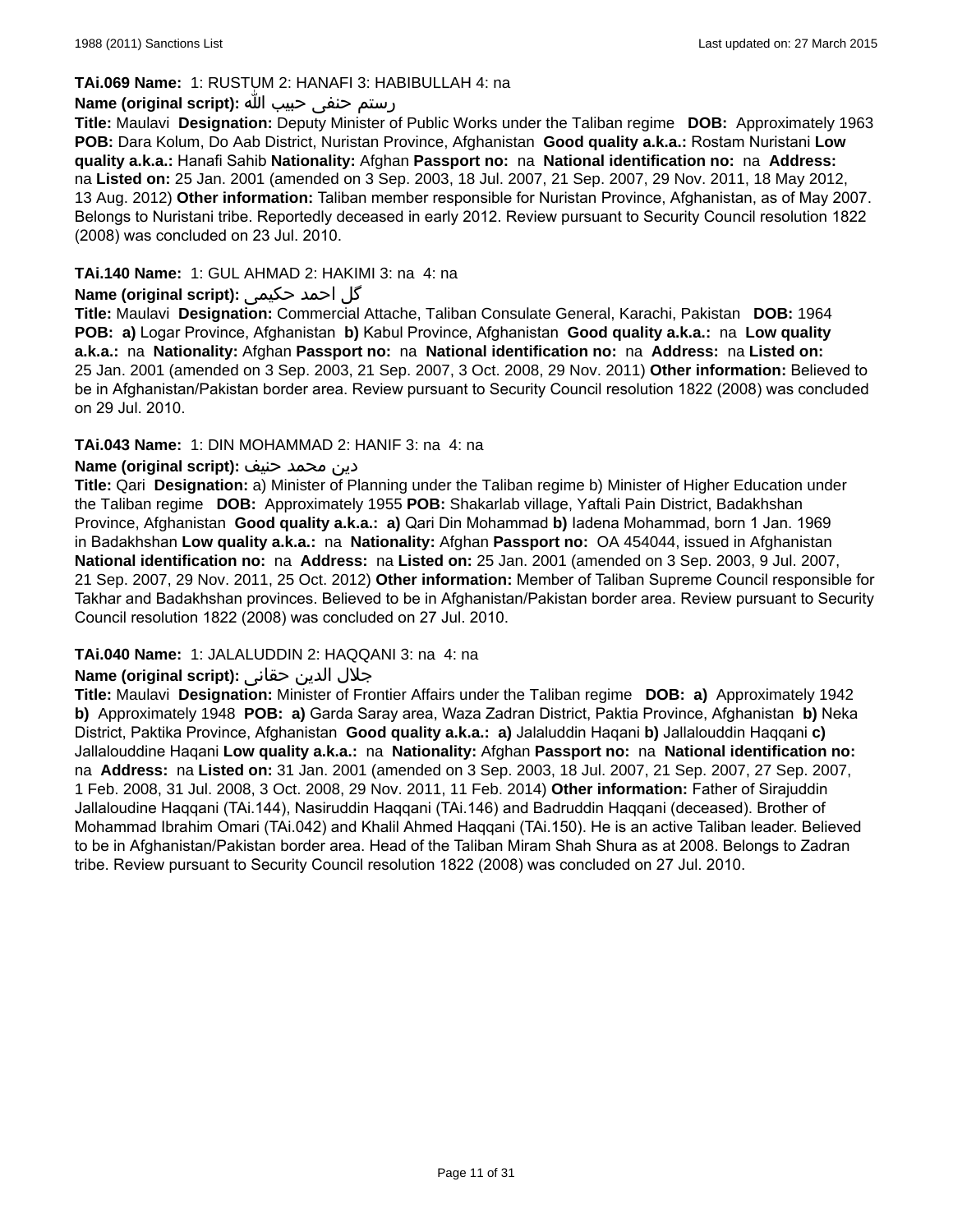**TAi.069 Name:** 1: RUSTUM 2: HANAFI 3: HABIBULLAH 4: na

**Name (original script):** رستم حنفی حبیب الله

**Title:** Maulavi **Designation:** Deputy Minister of Public Works under the Taliban regime **DOB:** Approximately 1963 **POB:** Dara Kolum, Do Aab District, Nuristan Province, Afghanistan **Good quality a.k.a.:** Rostam Nuristani **Low quality a.k.a.:** Hanafi Sahib **Nationality:** Afghan **Passport no:** na **National identification no:** na **Address:** na **Listed on:** 25 Jan. 2001 (amended on 3 Sep. 2003, 18 Jul. 2007, 21 Sep. 2007, 29 Nov. 2011, 18 May 2012, 13 Aug. 2012) **Other information:** Taliban member responsible for Nuristan Province, Afghanistan, as of May 2007. Belongs to Nuristani tribe. Reportedly deceased in early 2012. Review pursuant to Security Council resolution 1822 (2008) was concluded on 23 Jul. 2010.

**TAi.140 Name:** 1: GUL AHMAD 2: HAKIMI 3: na 4: na

**Name (original script):** گل احمد حکیمی

**Title:** Maulavi **Designation:** Commercial Attache, Taliban Consulate General, Karachi, Pakistan **DOB:** 1964 **POB:** **a)** Logar Province, Afghanistan **b)** Kabul Province, Afghanistan **Good quality a.k.a.:** na **Low quality a.k.a.:** na **Nationality:** Afghan **Passport no:** na **National identification no:** na **Address:** na **Listed on:** 25 Jan. 2001 (amended on 3 Sep. 2003, 21 Sep. 2007, 3 Oct. 2008, 29 Nov. 2011) **Other information:** Believed to be in Afghanistan/Pakistan border area. Review pursuant to Security Council resolution 1822 (2008) was concluded on 29 Jul. 2010.

**TAi.043 Name:** 1: DIN MOHAMMAD 2: HANIF 3: na 4: na

**Name (original script):** دین محمد حنیف

**Title:** Qari **Designation:** a) Minister of Planning under the Taliban regime b) Minister of Higher Education under the Taliban regime **DOB:** Approximately 1955 **POB:** Shakarlab village, Yaftali Pain District, Badakhshan Province, Afghanistan **Good quality a.k.a.:** **a)** Qari Din Mohammad **b)** Iadena Mohammad, born 1 Jan. 1969 in Badakhshan **Low quality a.k.a.:** na **Nationality:** Afghan **Passport no:** OA 454044, issued in Afghanistan **National identification no:** na **Address:** na **Listed on:** 25 Jan. 2001 (amended on 3 Sep. 2003, 9 Jul. 2007, 21 Sep. 2007, 29 Nov. 2011, 25 Oct. 2012) **Other information:** Member of Taliban Supreme Council responsible for Takhar and Badakhshan provinces. Believed to be in Afghanistan/Pakistan border area. Review pursuant to Security Council resolution 1822 (2008) was concluded on 27 Jul. 2010.

**TAi.040 Name:** 1: JALALUDDIN 2: HAQQANI 3: na 4: na

**Name (original script):** جلال الدين حقانى

**Title:** Maulavi **Designation:** Minister of Frontier Affairs under the Taliban regime **DOB:** **a)** Approximately 1942 **b)** Approximately 1948 **POB:** **a)** Garda Saray area, Waza Zadran District, Paktia Province, Afghanistan **b)** Neka District, Paktika Province, Afghanistan **Good quality a.k.a.:** **a)** Jalaluddin Haqani **b)** Jallalouddin Haqqani **c)** Jallalouddine Haqani **Low quality a.k.a.:** na **Nationality:** Afghan **Passport no:** na **National identification no:** na **Address:** na **Listed on:** 31 Jan. 2001 (amended on 3 Sep. 2003, 18 Jul. 2007, 21 Sep. 2007, 27 Sep. 2007, 1 Feb. 2008, 31 Jul. 2008, 3 Oct. 2008, 29 Nov. 2011, 11 Feb. 2014) **Other information:** Father of Sirajuddin Jallaloudine Haqqani (TAi.144), Nasiruddin Haqqani (TAi.146) and Badruddin Haqqani (deceased). Brother of Mohammad Ibrahim Omari (TAi.042) and Khalil Ahmed Haqqani (TAi.150). He is an active Taliban leader. Believed to be in Afghanistan/Pakistan border area. Head of the Taliban Miram Shah Shura as at 2008. Belongs to Zadran tribe. Review pursuant to Security Council resolution 1822 (2008) was concluded on 27 Jul. 2010.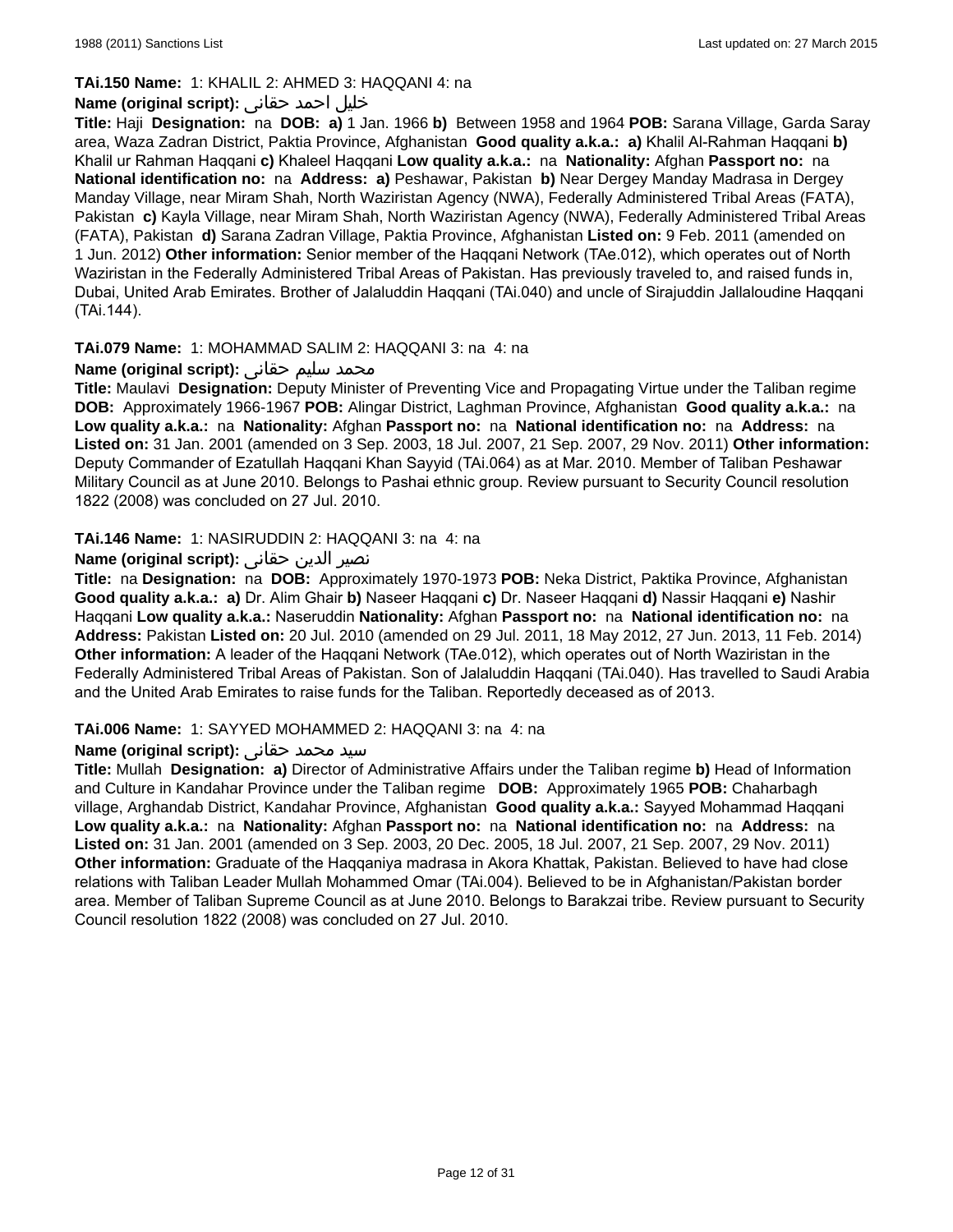**TAi.150 Name:** 1: KHALIL 2: AHMED 3: HAQQANI 4: na

**Name (original script):** خليل احمد حقانى

**Title:** Haji **Designation:** na **DOB:** **a)** 1 Jan. 1966 **b)** Between 1958 and 1964 **POB:** Sarana Village, Garda Saray area, Waza Zadran District, Paktia Province, Afghanistan **Good quality a.k.a.:** **a)** Khalil Al-Rahman Haqqani **b)** Khalil ur Rahman Haqqani **c)** Khaleel Haqqani **Low quality a.k.a.:** na **Nationality:** Afghan **Passport no:** na **National identification no:** na **Address:** **a)** Peshawar, Pakistan **b)** Near Dergey Manday Madrasa in Dergey Manday Village, near Miram Shah, North Waziristan Agency (NWA), Federally Administered Tribal Areas (FATA), Pakistan **c)** Kayla Village, near Miram Shah, North Waziristan Agency (NWA), Federally Administered Tribal Areas (FATA), Pakistan **d)** Sarana Zadran Village, Paktia Province, Afghanistan **Listed on:** 9 Feb. 2011 (amended on 1 Jun. 2012) **Other information:** Senior member of the Haqqani Network (TAe.012), which operates out of North Waziristan in the Federally Administered Tribal Areas of Pakistan. Has previously traveled to, and raised funds in, Dubai, United Arab Emirates. Brother of Jalaluddin Haqqani (TAi.040) and uncle of Sirajuddin Jallaloudine Haqqani (TAi.144).

**TAi.079 Name:** 1: MOHAMMAD SALIM 2: HAQQANI 3: na 4: na

**Name (original script):** محمد سليم حقانى

**Title:** Maulavi **Designation:** Deputy Minister of Preventing Vice and Propagating Virtue under the Taliban regime **DOB:** Approximately 1966-1967 **POB:** Alingar District, Laghman Province, Afghanistan **Good quality a.k.a.:** na **Low quality a.k.a.:** na **Nationality:** Afghan **Passport no:** na **National identification no:** na **Address:** na **Listed on:** 31 Jan. 2001 (amended on 3 Sep. 2003, 18 Jul. 2007, 21 Sep. 2007, 29 Nov. 2011) **Other information:** Deputy Commander of Ezatullah Haqqani Khan Sayyid (TAi.064) as at Mar. 2010. Member of Taliban Peshawar Military Council as at June 2010. Belongs to Pashai ethnic group. Review pursuant to Security Council resolution 1822 (2008) was concluded on 27 Jul. 2010.

**TAi.146 Name:** 1: NASIRUDDIN 2: HAQQANI 3: na 4: na

**Name (original script):** نصير الدين حقانى

**Title:** na **Designation:** na **DOB:** Approximately 1970-1973 **POB:** Neka District, Paktika Province, Afghanistan **Good quality a.k.a.:** **a)** Dr. Alim Ghair **b)** Naseer Haqqani **c)** Dr. Naseer Haqqani **d)** Nassir Haqqani **e)** Nashir Haqqani **Low quality a.k.a.:** Naseruddin **Nationality:** Afghan **Passport no:** na **National identification no:** na **Address:** Pakistan **Listed on:** 20 Jul. 2010 (amended on 29 Jul. 2011, 18 May 2012, 27 Jun. 2013, 11 Feb. 2014) **Other information:** A leader of the Haqqani Network (TAe.012), which operates out of North Waziristan in the Federally Administered Tribal Areas of Pakistan. Son of Jalaluddin Haqqani (TAi.040). Has travelled to Saudi Arabia and the United Arab Emirates to raise funds for the Taliban. Reportedly deceased as of 2013.

**TAi.006 Name:** 1: SAYYED MOHAMMED 2: HAQQANI 3: na 4: na

**Name (original script):** سيد محمد حقانى

**Title:** Mullah **Designation:** **a)** Director of Administrative Affairs under the Taliban regime **b)** Head of Information and Culture in Kandahar Province under the Taliban regime **DOB:** Approximately 1965 **POB:** Chaharbagh village, Arghandab District, Kandahar Province, Afghanistan **Good quality a.k.a.:** Sayyed Mohammad Haqqani **Low quality a.k.a.:** na **Nationality:** Afghan **Passport no:** na **National identification no:** na **Address:** na **Listed on:** 31 Jan. 2001 (amended on 3 Sep. 2003, 20 Dec. 2005, 18 Jul. 2007, 21 Sep. 2007, 29 Nov. 2011) **Other information:** Graduate of the Haqqaniya madrasa in Akora Khattak, Pakistan. Believed to have had close relations with Taliban Leader Mullah Mohammed Omar (TAi.004). Believed to be in Afghanistan/Pakistan border area. Member of Taliban Supreme Council as at June 2010. Belongs to Barakzai tribe. Review pursuant to Security Council resolution 1822 (2008) was concluded on 27 Jul. 2010.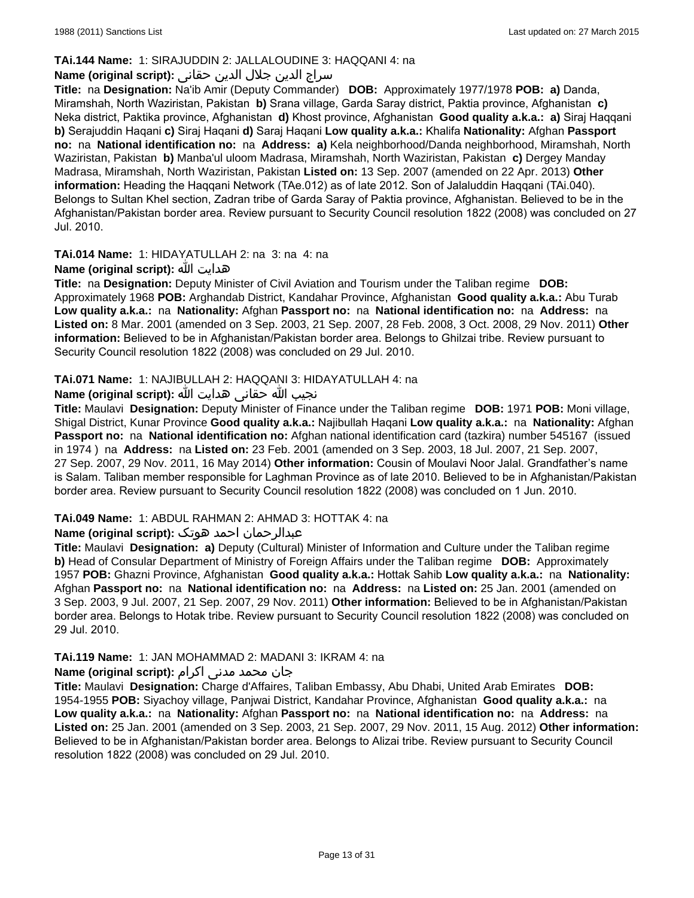**TAi.144 Name:** 1: SIRAJUDDIN 2: JALLALOUDINE 3: HAQQANI 4: na

**Name (original script):** سراج الدين جلال الدين حقانى

**Title:** na **Designation:** Na'ib Amir (Deputy Commander) **DOB:** Approximately 1977/1978 **POB:** **a)** Danda, Miramshah, North Waziristan, Pakistan **b)** Srana village, Garda Saray district, Paktia province, Afghanistan **c)** Neka district, Paktika province, Afghanistan **d)** Khost province, Afghanistan **Good quality a.k.a.:** **a)** Siraj Haqqani **b)** Serajuddin Haqani **c)** Siraj Haqani **d)** Saraj Haqani **Low quality a.k.a.:** Khalifa **Nationality:** Afghan **Passport no:** na **National identification no:** na **Address:** **a)** Kela neighborhood/Danda neighborhood, Miramshah, North Waziristan, Pakistan **b)** Manba'ul uloom Madrasa, Miramshah, North Waziristan, Pakistan **c)** Dergey Manday Madrasa, Miramshah, North Waziristan, Pakistan **Listed on:** 13 Sep. 2007 (amended on 22 Apr. 2013) **Other information:** Heading the Haqqani Network (TAe.012) as of late 2012. Son of Jalaluddin Haqqani (TAi.040). Belongs to Sultan Khel section, Zadran tribe of Garda Saray of Paktia province, Afghanistan. Believed to be in the Afghanistan/Pakistan border area. Review pursuant to Security Council resolution 1822 (2008) was concluded on 27 Jul. 2010.

**TAi.014 Name:** 1: HIDAYATULLAH 2: na 3: na 4: na

**Name (original script):** هدايت الله

**Title:** na **Designation:** Deputy Minister of Civil Aviation and Tourism under the Taliban regime **DOB:** Approximately 1968 **POB:** Arghandab District, Kandahar Province, Afghanistan **Good quality a.k.a.:** Abu Turab **Low quality a.k.a.:** na **Nationality:** Afghan **Passport no:** na **National identification no:** na **Address:** na **Listed on:** 8 Mar. 2001 (amended on 3 Sep. 2003, 21 Sep. 2007, 28 Feb. 2008, 3 Oct. 2008, 29 Nov. 2011) **Other information:** Believed to be in Afghanistan/Pakistan border area. Belongs to Ghilzai tribe. Review pursuant to Security Council resolution 1822 (2008) was concluded on 29 Jul. 2010.

**TAi.071 Name:** 1: NAJIBULLAH 2: HAQQANI 3: HIDAYATULLAH 4: na

**Name (original script):** نجيب الله حقانى هدايت الله

**Title:** Maulavi **Designation:** Deputy Minister of Finance under the Taliban regime **DOB:** 1971 **POB:** Moni village, Shigal District, Kunar Province **Good quality a.k.a.:** Najibullah Haqani **Low quality a.k.a.:** na **Nationality:** Afghan **Passport no:** na **National identification no:** Afghan national identification card (tazkira) number 545167 (issued in 1974 ) na **Address:** na **Listed on:** 23 Feb. 2001 (amended on 3 Sep. 2003, 18 Jul. 2007, 21 Sep. 2007, 27 Sep. 2007, 29 Nov. 2011, 16 May 2014) **Other information:** Cousin of Moulavi Noor Jalal. Grandfather's name is Salam. Taliban member responsible for Laghman Province as of late 2010. Believed to be in Afghanistan/Pakistan border area. Review pursuant to Security Council resolution 1822 (2008) was concluded on 1 Jun. 2010.

**TAi.049 Name:** 1: ABDUL RAHMAN 2: AHMAD 3: HOTTAK 4: na

**Name (original script):** عبدالرحمان احمد هوتک

**Title:** Maulavi **Designation:** **a)** Deputy (Cultural) Minister of Information and Culture under the Taliban regime **b)** Head of Consular Department of Ministry of Foreign Affairs under the Taliban regime **DOB:** Approximately 1957 **POB:** Ghazni Province, Afghanistan **Good quality a.k.a.:** Hottak Sahib **Low quality a.k.a.:** na **Nationality:** Afghan **Passport no:** na **National identification no:** na **Address:** na **Listed on:** 25 Jan. 2001 (amended on 3 Sep. 2003, 9 Jul. 2007, 21 Sep. 2007, 29 Nov. 2011) **Other information:** Believed to be in Afghanistan/Pakistan border area. Belongs to Hotak tribe. Review pursuant to Security Council resolution 1822 (2008) was concluded on 29 Jul. 2010.

**TAi.119 Name:** 1: JAN MOHAMMAD 2: MADANI 3: IKRAM 4: na

**Name (original script):** جان محمد مدنى اكرام

**Title:** Maulavi **Designation:** Charge d'Affaires, Taliban Embassy, Abu Dhabi, United Arab Emirates **DOB:** 1954-1955 **POB:** Siyachoy village, Panjwai District, Kandahar Province, Afghanistan **Good quality a.k.a.:** na **Low quality a.k.a.:** na **Nationality:** Afghan **Passport no:** na **National identification no:** na **Address:** na **Listed on:** 25 Jan. 2001 (amended on 3 Sep. 2003, 21 Sep. 2007, 29 Nov. 2011, 15 Aug. 2012) **Other information:** Believed to be in Afghanistan/Pakistan border area. Belongs to Alizai tribe. Review pursuant to Security Council resolution 1822 (2008) was concluded on 29 Jul. 2010.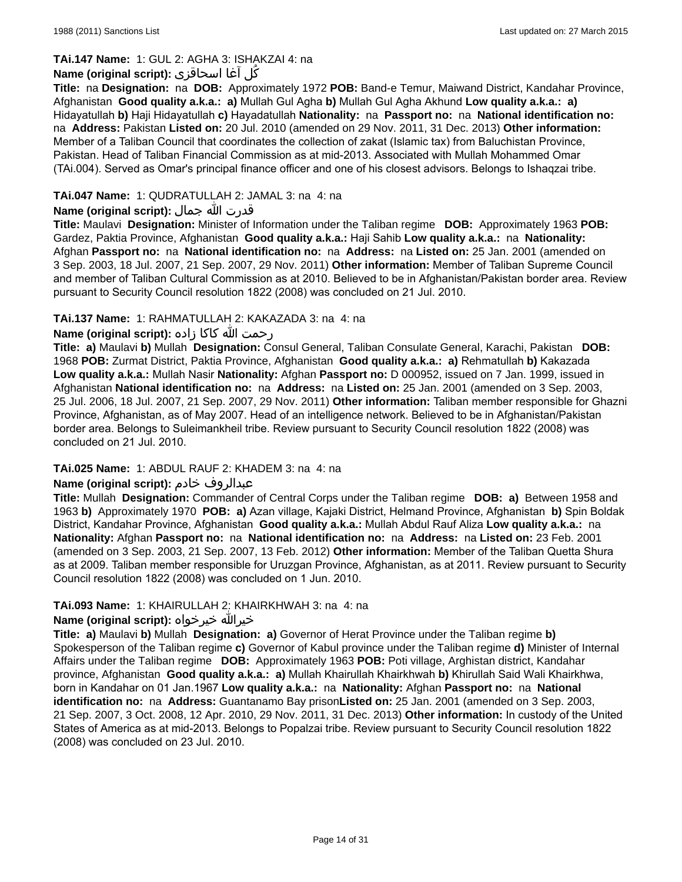**TAi.147 Name:** 1: GUL 2: AGHA 3: ISHAKZAI 4: na

**Name (original script):** گُل آغا اسحاقزی

**Title:** na **Designation:** na **DOB:** Approximately 1972 **POB:** Band-e Temur, Maiwand District, Kandahar Province, Afghanistan **Good quality a.k.a.:** **a)** Mullah Gul Agha **b)** Mullah Gul Agha Akhund **Low quality a.k.a.:** **a)** Hidayatullah **b)** Haji Hidayatullah **c)** Hayadatullah **Nationality:** na **Passport no:** na **National identification no:** na **Address:** Pakistan **Listed on:** 20 Jul. 2010 (amended on 29 Nov. 2011, 31 Dec. 2013) **Other information:** Member of a Taliban Council that coordinates the collection of zakat (Islamic tax) from Baluchistan Province, Pakistan. Head of Taliban Financial Commission as at mid-2013. Associated with Mullah Mohammed Omar (TAi.004). Served as Omar's principal finance officer and one of his closest advisors. Belongs to Ishaqzai tribe.

**TAi.047 Name:** 1: QUDRATULLAH 2: JAMAL 3: na 4: na

**Name (original script):** قدرت الله جمال

**Title:** Maulavi **Designation:** Minister of Information under the Taliban regime **DOB:** Approximately 1963 **POB:** Gardez, Paktia Province, Afghanistan **Good quality a.k.a.:** Haji Sahib **Low quality a.k.a.:** na **Nationality:** Afghan **Passport no:** na **National identification no:** na **Address:** na **Listed on:** 25 Jan. 2001 (amended on 3 Sep. 2003, 18 Jul. 2007, 21 Sep. 2007, 29 Nov. 2011) **Other information:** Member of Taliban Supreme Council and member of Taliban Cultural Commission as at 2010. Believed to be in Afghanistan/Pakistan border area. Review pursuant to Security Council resolution 1822 (2008) was concluded on 21 Jul. 2010.

**TAi.137 Name:** 1: RAHMATULLAH 2: KAKAZADA 3: na 4: na

**Name (original script):** رحمت الله کاکا زاده

**Title:** **a)** Maulavi **b)** Mullah **Designation:** Consul General, Taliban Consulate General, Karachi, Pakistan **DOB:** 1968 **POB:** Zurmat District, Paktia Province, Afghanistan **Good quality a.k.a.:** **a)** Rehmatullah **b)** Kakazada **Low quality a.k.a.:** Mullah Nasir **Nationality:** Afghan **Passport no:** D 000952, issued on 7 Jan. 1999, issued in Afghanistan **National identification no:** na **Address:** na **Listed on:** 25 Jan. 2001 (amended on 3 Sep. 2003, 25 Jul. 2006, 18 Jul. 2007, 21 Sep. 2007, 29 Nov. 2011) **Other information:** Taliban member responsible for Ghazni Province, Afghanistan, as of May 2007. Head of an intelligence network. Believed to be in Afghanistan/Pakistan border area. Belongs to Suleimankheil tribe. Review pursuant to Security Council resolution 1822 (2008) was concluded on 21 Jul. 2010.

**TAi.025 Name:** 1: ABDUL RAUF 2: KHADEM 3: na 4: na

**Name (original script):** عبدالروف خادم

**Title:** Mullah **Designation:** Commander of Central Corps under the Taliban regime **DOB:** **a)** Between 1958 and 1963 **b)** Approximately 1970 **POB:** **a)** Azan village, Kajaki District, Helmand Province, Afghanistan **b)** Spin Boldak District, Kandahar Province, Afghanistan **Good quality a.k.a.:** Mullah Abdul Rauf Aliza **Low quality a.k.a.:** na **Nationality:** Afghan **Passport no:** na **National identification no:** na **Address:** na **Listed on:** 23 Feb. 2001 (amended on 3 Sep. 2003, 21 Sep. 2007, 13 Feb. 2012) **Other information:** Member of the Taliban Quetta Shura as at 2009. Taliban member responsible for Uruzgan Province, Afghanistan, as at 2011. Review pursuant to Security Council resolution 1822 (2008) was concluded on 1 Jun. 2010.

**TAi.093 Name:** 1: KHAIRULLAH 2: KHAIRKHWAH 3: na 4: na

**Name (original script):** خيرالله خيرخواه

**Title:** **a)** Maulavi **b)** Mullah **Designation:** **a)** Governor of Herat Province under the Taliban regime **b)** Spokesperson of the Taliban regime **c)** Governor of Kabul province under the Taliban regime **d)** Minister of Internal Affairs under the Taliban regime **DOB:** Approximately 1963 **POB:** Poti village, Arghistan district, Kandahar province, Afghanistan **Good quality a.k.a.:** **a)** Mullah Khairullah Khairkhwah **b)** Khirullah Said Wali Khairkhwa, born in Kandahar on 01 Jan.1967 **Low quality a.k.a.:** na **Nationality:** Afghan **Passport no:** na **National identification no:** na **Address:** Guantanamo Bay prison**Listed on:** 25 Jan. 2001 (amended on 3 Sep. 2003, 21 Sep. 2007, 3 Oct. 2008, 12 Apr. 2010, 29 Nov. 2011, 31 Dec. 2013) **Other information:** In custody of the United States of America as at mid-2013. Belongs to Popalzai tribe. Review pursuant to Security Council resolution 1822 (2008) was concluded on 23 Jul. 2010.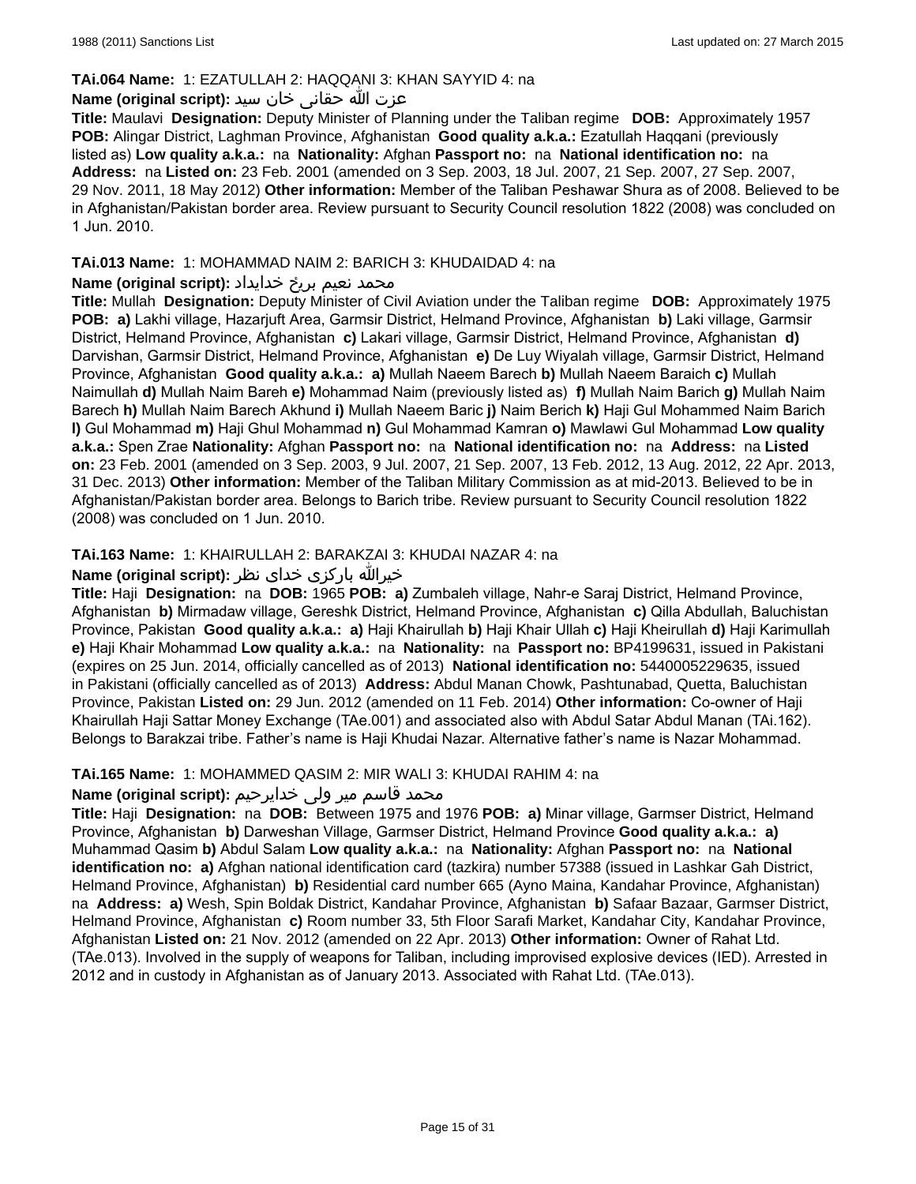**TAi.064 Name:** 1: EZATULLAH 2: HAQQANI 3: KHAN SAYYID 4: na

**Name (original script):** عزت الله حقانی خان سید

**Title:** Maulavi **Designation:** Deputy Minister of Planning under the Taliban regime **DOB:** Approximately 1957 **POB:** Alingar District, Laghman Province, Afghanistan **Good quality a.k.a.:** Ezatullah Haqqani (previously listed as) **Low quality a.k.a.:** na **Nationality:** Afghan **Passport no:** na **National identification no:** na **Address:** na **Listed on:** 23 Feb. 2001 (amended on 3 Sep. 2003, 18 Jul. 2007, 21 Sep. 2007, 27 Sep. 2007, 29 Nov. 2011, 18 May 2012) **Other information:** Member of the Taliban Peshawar Shura as of 2008. Believed to be in Afghanistan/Pakistan border area. Review pursuant to Security Council resolution 1822 (2008) was concluded on 1 Jun. 2010.

**TAi.013 Name:** 1: MOHAMMAD NAIM 2: BARICH 3: KHUDAIDAD 4: na

**Name (original script):** محمد نعیم بریځ خدایداد

**Title:** Mullah **Designation:** Deputy Minister of Civil Aviation under the Taliban regime **DOB:** Approximately 1975 **POB:** **a)** Lakhi village, Hazarjuft Area, Garmsir District, Helmand Province, Afghanistan **b)** Laki village, Garmsir District, Helmand Province, Afghanistan **c)** Lakari village, Garmsir District, Helmand Province, Afghanistan **d)** Darvishan, Garmsir District, Helmand Province, Afghanistan **e)** De Luy Wiyalah village, Garmsir District, Helmand Province, Afghanistan **Good quality a.k.a.:** **a)** Mullah Naeem Barech **b)** Mullah Naeem Baraich **c)** Mullah Naimullah **d)** Mullah Naim Bareh **e)** Mohammad Naim (previously listed as) **f)** Mullah Naim Barich **g)** Mullah Naim Barech **h)** Mullah Naim Barech Akhund **i)** Mullah Naeem Baric **j)** Naim Berich **k)** Haji Gul Mohammed Naim Barich **l)** Gul Mohammad **m)** Haji Ghul Mohammad **n)** Gul Mohammad Kamran **o)** Mawlawi Gul Mohammad **Low quality a.k.a.:** Spen Zrae **Nationality:** Afghan **Passport no:** na **National identification no:** na **Address:** na **Listed on:** 23 Feb. 2001 (amended on 3 Sep. 2003, 9 Jul. 2007, 21 Sep. 2007, 13 Feb. 2012, 13 Aug. 2012, 22 Apr. 2013, 31 Dec. 2013) **Other information:** Member of the Taliban Military Commission as at mid-2013. Believed to be in Afghanistan/Pakistan border area. Belongs to Barich tribe. Review pursuant to Security Council resolution 1822 (2008) was concluded on 1 Jun. 2010.

**TAi.163 Name:** 1: KHAIRULLAH 2: BARAKZAI 3: KHUDAI NAZAR 4: na

**Name (original script):** خیرالله بارکزی خدای نظر

**Title:** Haji **Designation:** na **DOB:** 1965 **POB:** **a)** Zumbaleh village, Nahr-e Saraj District, Helmand Province, Afghanistan **b)** Mirmadaw village, Gereshk District, Helmand Province, Afghanistan **c)** Qilla Abdullah, Baluchistan Province, Pakistan **Good quality a.k.a.:** **a)** Haji Khairullah **b)** Haji Khair Ullah **c)** Haji Kheirullah **d)** Haji Karimullah **e)** Haji Khair Mohammad **Low quality a.k.a.:** na **Nationality:** na **Passport no:** BP4199631, issued in Pakistani (expires on 25 Jun. 2014, officially cancelled as of 2013) **National identification no:** 5440005229635, issued in Pakistani (officially cancelled as of 2013) **Address:** Abdul Manan Chowk, Pashtunabad, Quetta, Baluchistan Province, Pakistan **Listed on:** 29 Jun. 2012 (amended on 11 Feb. 2014) **Other information:** Co-owner of Haji Khairullah Haji Sattar Money Exchange (TAe.001) and associated also with Abdul Satar Abdul Manan (TAi.162). Belongs to Barakzai tribe. Father's name is Haji Khudai Nazar. Alternative father's name is Nazar Mohammad.

**TAi.165 Name:** 1: MOHAMMED QASIM 2: MIR WALI 3: KHUDAI RAHIM 4: na

**Name (original script):** محمد قاسم میر ولی خدایرحیم

**Title:** Haji **Designation:** na **DOB:** Between 1975 and 1976 **POB:** **a)** Minar village, Garmser District, Helmand Province, Afghanistan **b)** Darweshan Village, Garmser District, Helmand Province **Good quality a.k.a.:** **a)** Muhammad Qasim **b)** Abdul Salam **Low quality a.k.a.:** na **Nationality:** Afghan **Passport no:** na **National identification no:** **a)** Afghan national identification card (tazkira) number 57388 (issued in Lashkar Gah District, Helmand Province, Afghanistan) **b)** Residential card number 665 (Ayno Maina, Kandahar Province, Afghanistan) na **Address:** **a)** Wesh, Spin Boldak District, Kandahar Province, Afghanistan **b)** Safaar Bazaar, Garmser District, Helmand Province, Afghanistan **c)** Room number 33, 5th Floor Sarafi Market, Kandahar City, Kandahar Province, Afghanistan **Listed on:** 21 Nov. 2012 (amended on 22 Apr. 2013) **Other information:** Owner of Rahat Ltd. (TAe.013). Involved in the supply of weapons for Taliban, including improvised explosive devices (IED). Arrested in 2012 and in custody in Afghanistan as of January 2013. Associated with Rahat Ltd. (TAe.013).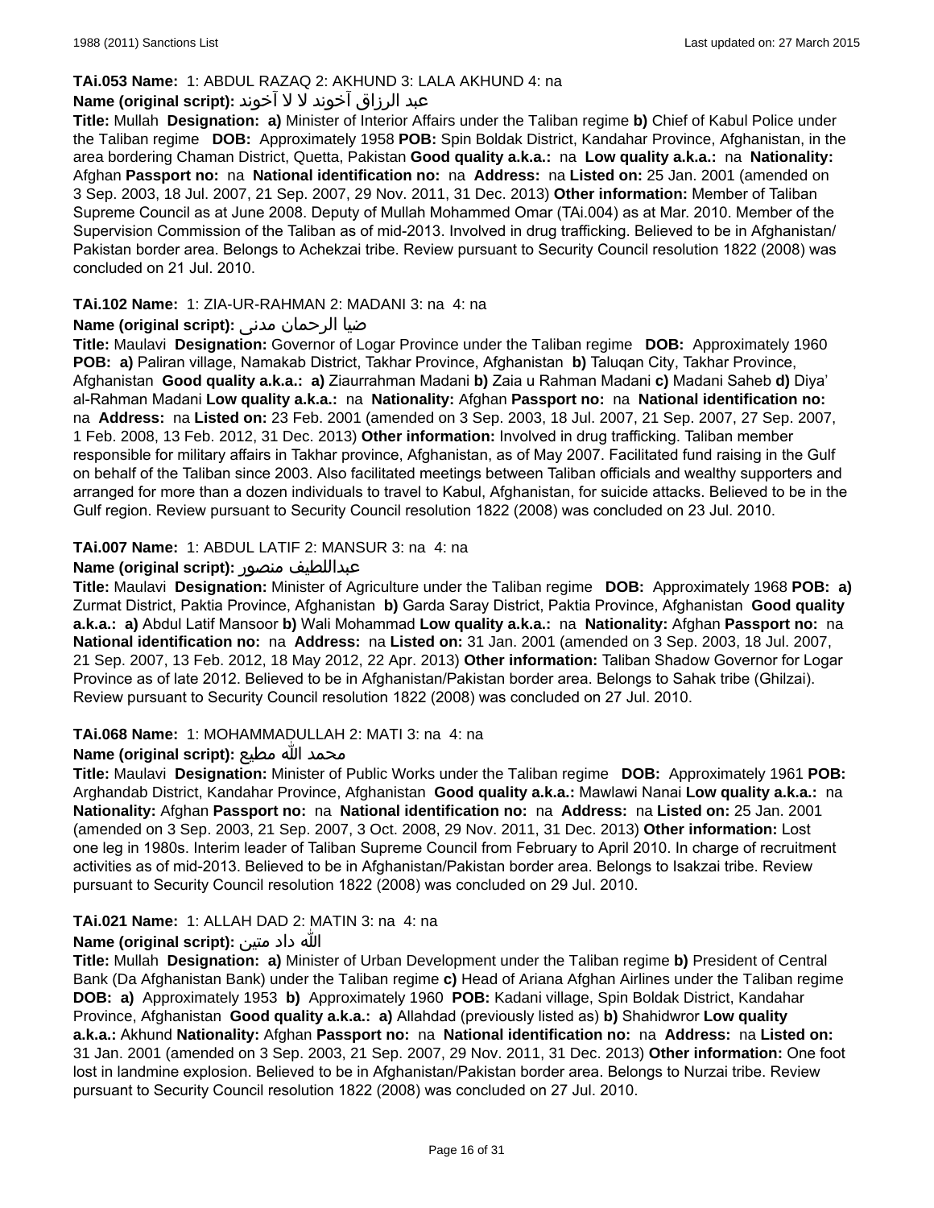**TAi.053 Name:** 1: ABDUL RAZAQ 2: AKHUND 3: LALA AKHUND 4: na

**Name (original script):** عبد الرزاق آخوند لا لا آخوند

**Title:** Mullah **Designation:** **a)** Minister of Interior Affairs under the Taliban regime **b)** Chief of Kabul Police under the Taliban regime **DOB:** Approximately 1958 **POB:** Spin Boldak District, Kandahar Province, Afghanistan, in the area bordering Chaman District, Quetta, Pakistan **Good quality a.k.a.:** na **Low quality a.k.a.:** na **Nationality:** Afghan **Passport no:** na **National identification no:** na **Address:** na **Listed on:** 25 Jan. 2001 (amended on 3 Sep. 2003, 18 Jul. 2007, 21 Sep. 2007, 29 Nov. 2011, 31 Dec. 2013) **Other information:** Member of Taliban Supreme Council as at June 2008. Deputy of Mullah Mohammed Omar (TAi.004) as at Mar. 2010. Member of the Supervision Commission of the Taliban as of mid-2013. Involved in drug trafficking. Believed to be in Afghanistan/ Pakistan border area. Belongs to Achekzai tribe. Review pursuant to Security Council resolution 1822 (2008) was concluded on 21 Jul. 2010.

**TAi.102 Name:** 1: ZIA-UR-RAHMAN 2: MADANI 3: na 4: na

**Name (original script):** ضيا الرحمان مدنى

**Title:** Maulavi **Designation:** Governor of Logar Province under the Taliban regime **DOB:** Approximately 1960 **POB:** **a)** Paliran village, Namakab District, Takhar Province, Afghanistan **b)** Taluqan City, Takhar Province, Afghanistan **Good quality a.k.a.:** **a)** Ziaurrahman Madani **b)** Zaia u Rahman Madani **c)** Madani Saheb **d)** Diya' al-Rahman Madani **Low quality a.k.a.:** na **Nationality:** Afghan **Passport no:** na **National identification no:** na **Address:** na **Listed on:** 23 Feb. 2001 (amended on 3 Sep. 2003, 18 Jul. 2007, 21 Sep. 2007, 27 Sep. 2007, 1 Feb. 2008, 13 Feb. 2012, 31 Dec. 2013) **Other information:** Involved in drug trafficking. Taliban member responsible for military affairs in Takhar province, Afghanistan, as of May 2007. Facilitated fund raising in the Gulf on behalf of the Taliban since 2003. Also facilitated meetings between Taliban officials and wealthy supporters and arranged for more than a dozen individuals to travel to Kabul, Afghanistan, for suicide attacks. Believed to be in the Gulf region. Review pursuant to Security Council resolution 1822 (2008) was concluded on 23 Jul. 2010.

**TAi.007 Name:** 1: ABDUL LATIF 2: MANSUR 3: na 4: na

**Name (original script):** عبداللطيف منصور

**Title:** Maulavi **Designation:** Minister of Agriculture under the Taliban regime **DOB:** Approximately 1968 **POB:** **a)** Zurmat District, Paktia Province, Afghanistan **b)** Garda Saray District, Paktia Province, Afghanistan **Good quality a.k.a.:** **a)** Abdul Latif Mansoor **b)** Wali Mohammad **Low quality a.k.a.:** na **Nationality:** Afghan **Passport no:** na **National identification no:** na **Address:** na **Listed on:** 31 Jan. 2001 (amended on 3 Sep. 2003, 18 Jul. 2007, 21 Sep. 2007, 13 Feb. 2012, 18 May 2012, 22 Apr. 2013) **Other information:** Taliban Shadow Governor for Logar Province as of late 2012. Believed to be in Afghanistan/Pakistan border area. Belongs to Sahak tribe (Ghilzai). Review pursuant to Security Council resolution 1822 (2008) was concluded on 27 Jul. 2010.

**TAi.068 Name:** 1: MOHAMMADULLAH 2: MATI 3: na 4: na

**Name (original script):** محمد الله مطيع

**Title:** Maulavi **Designation:** Minister of Public Works under the Taliban regime **DOB:** Approximately 1961 **POB:** Arghandab District, Kandahar Province, Afghanistan **Good quality a.k.a.:** Mawlawi Nanai **Low quality a.k.a.:** na **Nationality:** Afghan **Passport no:** na **National identification no:** na **Address:** na **Listed on:** 25 Jan. 2001 (amended on 3 Sep. 2003, 21 Sep. 2007, 3 Oct. 2008, 29 Nov. 2011, 31 Dec. 2013) **Other information:** Lost one leg in 1980s. Interim leader of Taliban Supreme Council from February to April 2010. In charge of recruitment activities as of mid-2013. Believed to be in Afghanistan/Pakistan border area. Belongs to Isakzai tribe. Review pursuant to Security Council resolution 1822 (2008) was concluded on 29 Jul. 2010.

**TAi.021 Name:** 1: ALLAH DAD 2: MATIN 3: na 4: na

**Name (original script):** الله داد متين

**Title:** Mullah **Designation:** **a)** Minister of Urban Development under the Taliban regime **b)** President of Central Bank (Da Afghanistan Bank) under the Taliban regime **c)** Head of Ariana Afghan Airlines under the Taliban regime **DOB:** **a)** Approximately 1953 **b)** Approximately 1960 **POB:** Kadani village, Spin Boldak District, Kandahar Province, Afghanistan **Good quality a.k.a.:** **a)** Allahdad (previously listed as) **b)** Shahidwror **Low quality a.k.a.:** Akhund **Nationality:** Afghan **Passport no:** na **National identification no:** na **Address:** na **Listed on:** 31 Jan. 2001 (amended on 3 Sep. 2003, 21 Sep. 2007, 29 Nov. 2011, 31 Dec. 2013) **Other information:** One foot lost in landmine explosion. Believed to be in Afghanistan/Pakistan border area. Belongs to Nurzai tribe. Review pursuant to Security Council resolution 1822 (2008) was concluded on 27 Jul. 2010.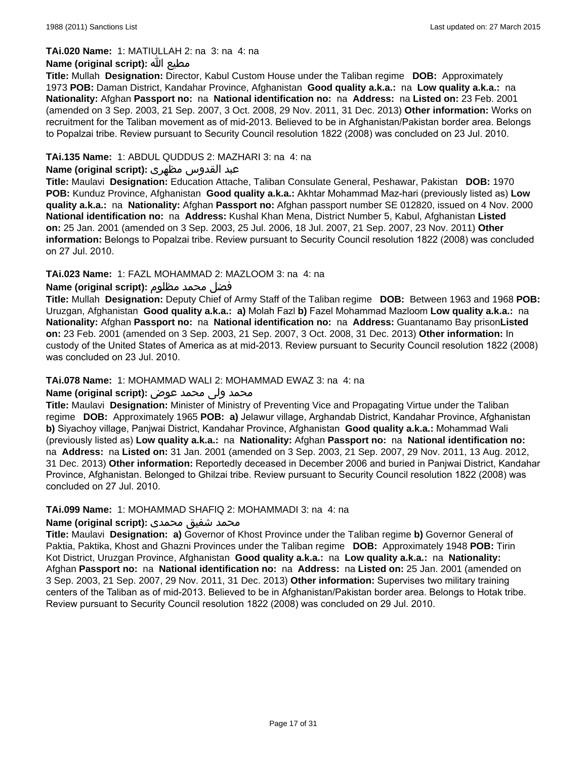**TAi.020 Name:** 1: MATIULLAH 2: na 3: na 4: na

**Name (original script):** مطيع الله

**Title:** Mullah **Designation:** Director, Kabul Custom House under the Taliban regime **DOB:** Approximately 1973 **POB:** Daman District, Kandahar Province, Afghanistan **Good quality a.k.a.:** na **Low quality a.k.a.:** na **Nationality:** Afghan **Passport no:** na **National identification no:** na **Address:** na **Listed on:** 23 Feb. 2001 (amended on 3 Sep. 2003, 21 Sep. 2007, 3 Oct. 2008, 29 Nov. 2011, 31 Dec. 2013) **Other information:** Works on recruitment for the Taliban movement as of mid-2013. Believed to be in Afghanistan/Pakistan border area. Belongs to Popalzai tribe. Review pursuant to Security Council resolution 1822 (2008) was concluded on 23 Jul. 2010.

**TAi.135 Name:** 1: ABDUL QUDDUS 2: MAZHARI 3: na 4: na

**Name (original script):** عبد القدوس مظهری

**Title:** Maulavi **Designation:** Education Attache, Taliban Consulate General, Peshawar, Pakistan **DOB:** 1970 **POB:** Kunduz Province, Afghanistan **Good quality a.k.a.:** Akhtar Mohammad Maz-hari (previously listed as) **Low quality a.k.a.:** na **Nationality:** Afghan **Passport no:** Afghan passport number SE 012820, issued on 4 Nov. 2000 **National identification no:** na **Address:** Kushal Khan Mena, District Number 5, Kabul, Afghanistan **Listed on:** 25 Jan. 2001 (amended on 3 Sep. 2003, 25 Jul. 2006, 18 Jul. 2007, 21 Sep. 2007, 23 Nov. 2011) **Other information:** Belongs to Popalzai tribe. Review pursuant to Security Council resolution 1822 (2008) was concluded on 27 Jul. 2010.

**TAi.023 Name:** 1: FAZL MOHAMMAD 2: MAZLOOM 3: na 4: na

**Name (original script):** فضل محمد مظلوم

**Title:** Mullah **Designation:** Deputy Chief of Army Staff of the Taliban regime **DOB:** Between 1963 and 1968 **POB:** Uruzgan, Afghanistan **Good quality a.k.a.:** **a)** Molah Fazl **b)** Fazel Mohammad Mazloom **Low quality a.k.a.:** na **Nationality:** Afghan **Passport no:** na **National identification no:** na **Address:** Guantanamo Bay prison**Listed on:** 23 Feb. 2001 (amended on 3 Sep. 2003, 21 Sep. 2007, 3 Oct. 2008, 31 Dec. 2013) **Other information:** In custody of the United States of America as at mid-2013. Review pursuant to Security Council resolution 1822 (2008) was concluded on 23 Jul. 2010.

**TAi.078 Name:** 1: MOHAMMAD WALI 2: MOHAMMAD EWAZ 3: na 4: na

**Name (original script):** محمد ولی محمد عوض

**Title:** Maulavi **Designation:** Minister of Ministry of Preventing Vice and Propagating Virtue under the Taliban regime **DOB:** Approximately 1965 **POB:** **a)** Jelawur village, Arghandab District, Kandahar Province, Afghanistan **b)** Siyachoy village, Panjwai District, Kandahar Province, Afghanistan **Good quality a.k.a.:** Mohammad Wali (previously listed as) **Low quality a.k.a.:** na **Nationality:** Afghan **Passport no:** na **National identification no:** na **Address:** na **Listed on:** 31 Jan. 2001 (amended on 3 Sep. 2003, 21 Sep. 2007, 29 Nov. 2011, 13 Aug. 2012, 31 Dec. 2013) **Other information:** Reportedly deceased in December 2006 and buried in Panjwai District, Kandahar Province, Afghanistan. Belonged to Ghilzai tribe. Review pursuant to Security Council resolution 1822 (2008) was concluded on 27 Jul. 2010.

**TAi.099 Name:** 1: MOHAMMAD SHAFIQ 2: MOHAMMADI 3: na 4: na

**Name (original script):** محمد شفیق محمدی

**Title:** Maulavi **Designation:** **a)** Governor of Khost Province under the Taliban regime **b)** Governor General of Paktia, Paktika, Khost and Ghazni Provinces under the Taliban regime **DOB:** Approximately 1948 **POB:** Tirin Kot District, Uruzgan Province, Afghanistan **Good quality a.k.a.:** na **Low quality a.k.a.:** na **Nationality:** Afghan **Passport no:** na **National identification no:** na **Address:** na **Listed on:** 25 Jan. 2001 (amended on 3 Sep. 2003, 21 Sep. 2007, 29 Nov. 2011, 31 Dec. 2013) **Other information:** Supervises two military training centers of the Taliban as of mid-2013. Believed to be in Afghanistan/Pakistan border area. Belongs to Hotak tribe. Review pursuant to Security Council resolution 1822 (2008) was concluded on 29 Jul. 2010.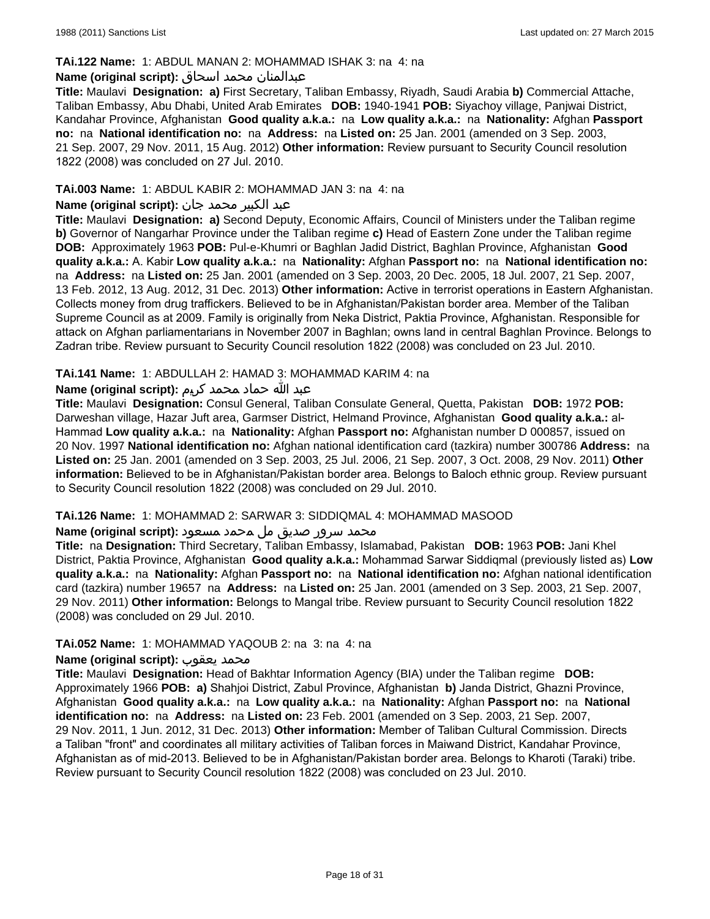**TAi.122 Name:** 1: ABDUL MANAN 2: MOHAMMAD ISHAK 3: na 4: na

**Name (original script):** عبدالمنان محمد اسحاق

**Title:** Maulavi **Designation:** **a)** First Secretary, Taliban Embassy, Riyadh, Saudi Arabia **b)** Commercial Attache, Taliban Embassy, Abu Dhabi, United Arab Emirates **DOB:** 1940-1941 **POB:** Siyachoy village, Panjwai District, Kandahar Province, Afghanistan **Good quality a.k.a.:** na **Low quality a.k.a.:** na **Nationality:** Afghan **Passport no:** na **National identification no:** na **Address:** na **Listed on:** 25 Jan. 2001 (amended on 3 Sep. 2003, 21 Sep. 2007, 29 Nov. 2011, 15 Aug. 2012) **Other information:** Review pursuant to Security Council resolution 1822 (2008) was concluded on 27 Jul. 2010.

**TAi.003 Name:** 1: ABDUL KABIR 2: MOHAMMAD JAN 3: na 4: na

**Name (original script):** عبد الکبیر محمد جان

**Title:** Maulavi **Designation:** **a)** Second Deputy, Economic Affairs, Council of Ministers under the Taliban regime **b)** Governor of Nangarhar Province under the Taliban regime **c)** Head of Eastern Zone under the Taliban regime **DOB:** Approximately 1963 **POB:** Pul-e-Khumri or Baghlan Jadid District, Baghlan Province, Afghanistan **Good quality a.k.a.:** A. Kabir **Low quality a.k.a.:** na **Nationality:** Afghan **Passport no:** na **National identification no:** na **Address:** na **Listed on:** 25 Jan. 2001 (amended on 3 Sep. 2003, 20 Dec. 2005, 18 Jul. 2007, 21 Sep. 2007, 13 Feb. 2012, 13 Aug. 2012, 31 Dec. 2013) **Other information:** Active in terrorist operations in Eastern Afghanistan. Collects money from drug traffickers. Believed to be in Afghanistan/Pakistan border area. Member of the Taliban Supreme Council as at 2009. Family is originally from Neka District, Paktia Province, Afghanistan. Responsible for attack on Afghan parliamentarians in November 2007 in Baghlan; owns land in central Baghlan Province. Belongs to Zadran tribe. Review pursuant to Security Council resolution 1822 (2008) was concluded on 23 Jul. 2010.

**TAi.141 Name:** 1: ABDULLAH 2: HAMAD 3: MOHAMMAD KARIM 4: na

**Name (original script):** عبد الله حماد محمد کریم

**Title:** Maulavi **Designation:** Consul General, Taliban Consulate General, Quetta, Pakistan **DOB:** 1972 **POB:** Darweshan village, Hazar Juft area, Garmser District, Helmand Province, Afghanistan **Good quality a.k.a.:** al-Hammad **Low quality a.k.a.:** na **Nationality:** Afghan **Passport no:** Afghanistan number D 000857, issued on 20 Nov. 1997 **National identification no:** Afghan national identification card (tazkira) number 300786 **Address:** na **Listed on:** 25 Jan. 2001 (amended on 3 Sep. 2003, 25 Jul. 2006, 21 Sep. 2007, 3 Oct. 2008, 29 Nov. 2011) **Other information:** Believed to be in Afghanistan/Pakistan border area. Belongs to Baloch ethnic group. Review pursuant to Security Council resolution 1822 (2008) was concluded on 29 Jul. 2010.

**TAi.126 Name:** 1: MOHAMMAD 2: SARWAR 3: SIDDIQMAL 4: MOHAMMAD MASOOD

**Name (original script):** محمد سرور صدیق مل محمد مسعود

**Title:** na **Designation:** Third Secretary, Taliban Embassy, Islamabad, Pakistan **DOB:** 1963 **POB:** Jani Khel District, Paktia Province, Afghanistan **Good quality a.k.a.:** Mohammad Sarwar Siddiqmal (previously listed as) **Low quality a.k.a.:** na **Nationality:** Afghan **Passport no:** na **National identification no:** Afghan national identification card (tazkira) number 19657 **Address:** na **Listed on:** 25 Jan. 2001 (amended on 3 Sep. 2003, 21 Sep. 2007, 29 Nov. 2011) **Other information:** Belongs to Mangal tribe. Review pursuant to Security Council resolution 1822 (2008) was concluded on 29 Jul. 2010.

**TAi.052 Name:** 1: MOHAMMAD YAQOUB 2: na 3: na 4: na

**Name (original script):** محمد يعقوب

**Title:** Maulavi **Designation:** Head of Bakhtar Information Agency (BIA) under the Taliban regime **DOB:** Approximately 1966 **POB:** **a)** Shahjoi District, Zabul Province, Afghanistan **b)** Janda District, Ghazni Province, Afghanistan **Good quality a.k.a.:** na **Low quality a.k.a.:** na **Nationality:** Afghan **Passport no:** na **National identification no:** na **Address:** na **Listed on:** 23 Feb. 2001 (amended on 3 Sep. 2003, 21 Sep. 2007, 29 Nov. 2011, 1 Jun. 2012, 31 Dec. 2013) **Other information:** Member of Taliban Cultural Commission. Directs a Taliban "front" and coordinates all military activities of Taliban forces in Maiwand District, Kandahar Province, Afghanistan as of mid-2013. Believed to be in Afghanistan/Pakistan border area. Belongs to Kharoti (Taraki) tribe. Review pursuant to Security Council resolution 1822 (2008) was concluded on 23 Jul. 2010.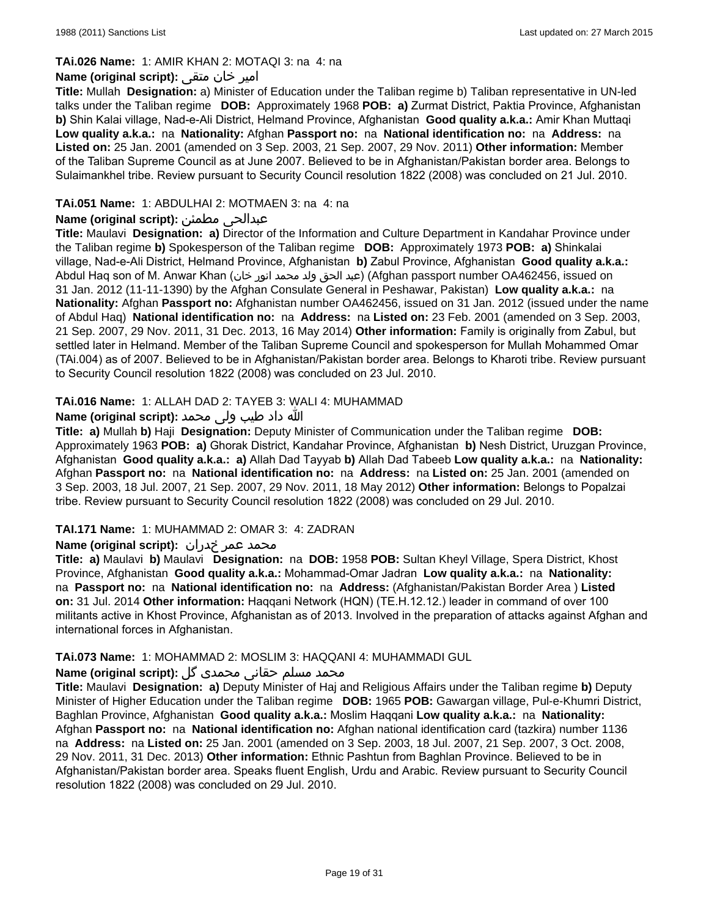**TAi.026 Name:** 1: AMIR KHAN 2: MOTAQI 3: na 4: na

**Name (original script):** امیر خان متقی

**Title:** Mullah **Designation:** a) Minister of Education under the Taliban regime b) Taliban representative in UN-led talks under the Taliban regime **DOB:** Approximately 1968 **POB:** **a)** Zurmat District, Paktia Province, Afghanistan **b)** Shin Kalai village, Nad-e-Ali District, Helmand Province, Afghanistan **Good quality a.k.a.:** Amir Khan Muttaqi **Low quality a.k.a.:** na **Nationality:** Afghan **Passport no:** na **National identification no:** na **Address:** na **Listed on:** 25 Jan. 2001 (amended on 3 Sep. 2003, 21 Sep. 2007, 29 Nov. 2011) **Other information:** Member of the Taliban Supreme Council as at June 2007. Believed to be in Afghanistan/Pakistan border area. Belongs to Sulaimankhel tribe. Review pursuant to Security Council resolution 1822 (2008) was concluded on 21 Jul. 2010.

**TAi.051 Name:** 1: ABDULHAI 2: MOTMAEN 3: na 4: na

**Name (original script):** عبدالحی مطمئن

**Title:** Maulavi **Designation:** **a)** Director of the Information and Culture Department in Kandahar Province under the Taliban regime **b)** Spokesperson of the Taliban regime **DOB:** Approximately 1973 **POB:** **a)** Shinkalai village, Nad-e-Ali District, Helmand Province, Afghanistan **b)** Zabul Province, Afghanistan **Good quality a.k.a.:** Abdul Haq son of M. Anwar Khan (عبد الحق ولد محمد انور خان) (Afghan passport number OA462456, issued on 31 Jan. 2012 (11-11-1390) by the Afghan Consulate General in Peshawar, Pakistan) **Low quality a.k.a.:** na **Nationality:** Afghan **Passport no:** Afghanistan number OA462456, issued on 31 Jan. 2012 (issued under the name of Abdul Haq) **National identification no:** na **Address:** na **Listed on:** 23 Feb. 2001 (amended on 3 Sep. 2003, 21 Sep. 2007, 29 Nov. 2011, 31 Dec. 2013, 16 May 2014) **Other information:** Family is originally from Zabul, but settled later in Helmand. Member of the Taliban Supreme Council and spokesperson for Mullah Mohammed Omar (TAi.004) as of 2007. Believed to be in Afghanistan/Pakistan border area. Belongs to Kharoti tribe. Review pursuant to Security Council resolution 1822 (2008) was concluded on 23 Jul. 2010.

**TAi.016 Name:** 1: ALLAH DAD 2: TAYEB 3: WALI 4: MUHAMMAD

**Name (original script):** الله داد طیب ولی محمد

**Title:** **a)** Mullah **b)** Haji **Designation:** Deputy Minister of Communication under the Taliban regime **DOB:** Approximately 1963 **POB:** **a)** Ghorak District, Kandahar Province, Afghanistan **b)** Nesh District, Uruzgan Province, Afghanistan **Good quality a.k.a.:** **a)** Allah Dad Tayyab **b)** Allah Dad Tabeeb **Low quality a.k.a.:** na **Nationality:** Afghan **Passport no:** na **National identification no:** na **Address:** na **Listed on:** 25 Jan. 2001 (amended on 3 Sep. 2003, 18 Jul. 2007, 21 Sep. 2007, 29 Nov. 2011, 18 May 2012) **Other information:** Belongs to Popalzai tribe. Review pursuant to Security Council resolution 1822 (2008) was concluded on 29 Jul. 2010.

**TAI.171 Name:** 1: MUHAMMAD 2: OMAR 3: 4: ZADRAN

**Name (original script):** محمد عمر ځدران

**Title:** **a)** Maulavi **b)** Maulavi **Designation:** na **DOB:** 1958 **POB:** Sultan Kheyl Village, Spera District, Khost Province, Afghanistan **Good quality a.k.a.:** Mohammad-Omar Jadran **Low quality a.k.a.:** na **Nationality:** na **Passport no:** na **National identification no:** na **Address:** (Afghanistan/Pakistan Border Area ) **Listed on:** 31 Jul. 2014 **Other information:** Haqqani Network (HQN) (TE.H.12.12.) leader in command of over 100 militants active in Khost Province, Afghanistan as of 2013. Involved in the preparation of attacks against Afghan and international forces in Afghanistan.

**TAi.073 Name:** 1: MOHAMMAD 2: MOSLIM 3: HAQQANI 4: MUHAMMADI GUL

**Name (original script):** محمد مسلم حقانی محمدی گل

**Title:** Maulavi **Designation:** **a)** Deputy Minister of Haj and Religious Affairs under the Taliban regime **b)** Deputy Minister of Higher Education under the Taliban regime **DOB:** 1965 **POB:** Gawargan village, Pul-e-Khumri District, Baghlan Province, Afghanistan **Good quality a.k.a.:** Moslim Haqqani **Low quality a.k.a.:** na **Nationality:** Afghan **Passport no:** na **National identification no:** Afghan national identification card (tazkira) number 1136 na **Address:** na **Listed on:** 25 Jan. 2001 (amended on 3 Sep. 2003, 18 Jul. 2007, 21 Sep. 2007, 3 Oct. 2008, 29 Nov. 2011, 31 Dec. 2013) **Other information:** Ethnic Pashtun from Baghlan Province. Believed to be in Afghanistan/Pakistan border area. Speaks fluent English, Urdu and Arabic. Review pursuant to Security Council resolution 1822 (2008) was concluded on 29 Jul. 2010.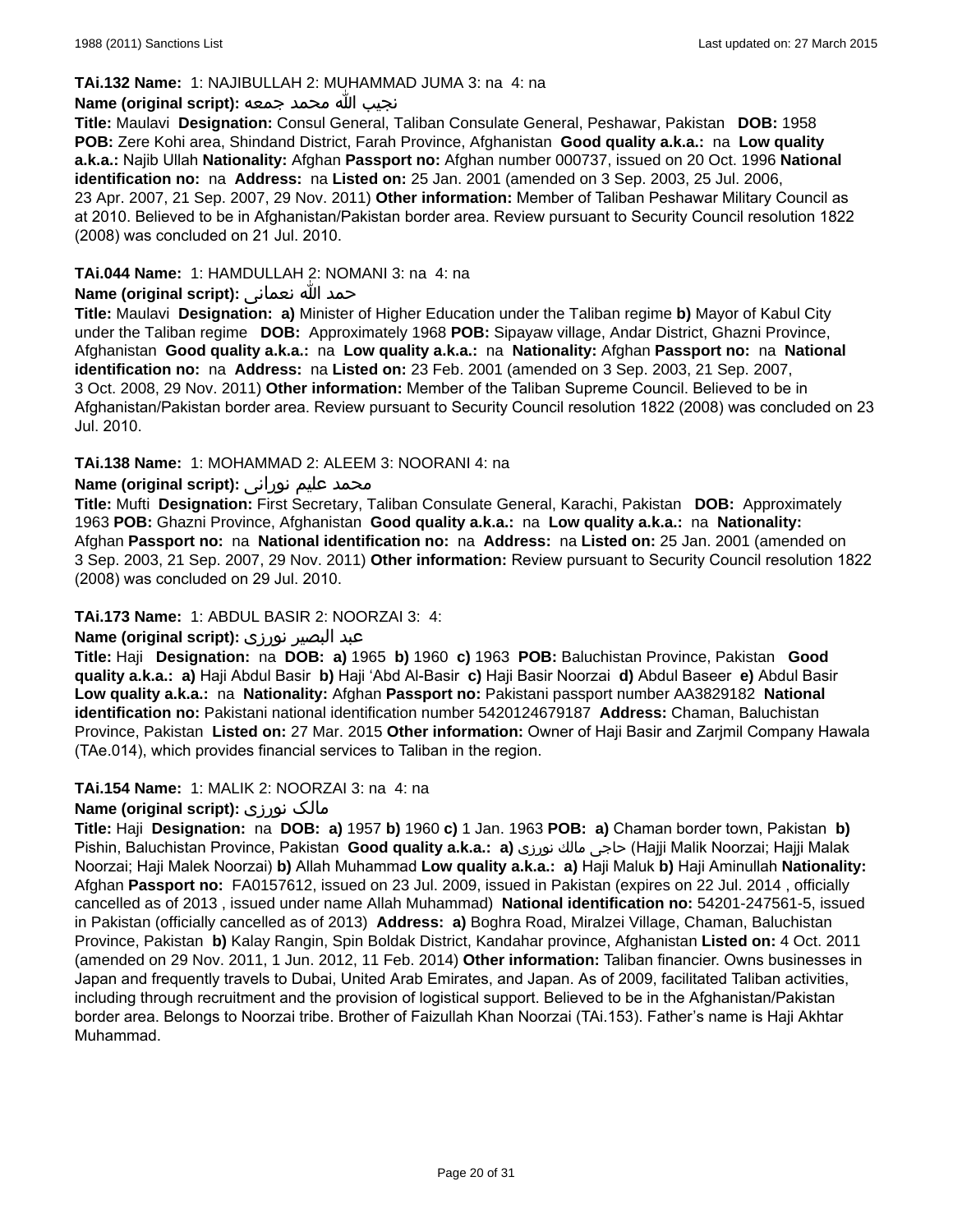**TAi.132 Name:** 1: NAJIBULLAH 2: MUHAMMAD JUMA 3: na 4: na

**Name (original script):** نجيب الله محمد جمعه

**Title:** Maulavi **Designation:** Consul General, Taliban Consulate General, Peshawar, Pakistan **DOB:** 1958 **POB:** Zere Kohi area, Shindand District, Farah Province, Afghanistan **Good quality a.k.a.:** na **Low quality a.k.a.:** Najib Ullah **Nationality:** Afghan **Passport no:** Afghan number 000737, issued on 20 Oct. 1996 **National identification no:** na **Address:** na **Listed on:** 25 Jan. 2001 (amended on 3 Sep. 2003, 25 Jul. 2006, 23 Apr. 2007, 21 Sep. 2007, 29 Nov. 2011) **Other information:** Member of Taliban Peshawar Military Council as at 2010. Believed to be in Afghanistan/Pakistan border area. Review pursuant to Security Council resolution 1822 (2008) was concluded on 21 Jul. 2010.

**TAi.044 Name:** 1: HAMDULLAH 2: NOMANI 3: na 4: na

**Name (original script):** حمد الله نعمانى

**Title:** Maulavi **Designation:** **a)** Minister of Higher Education under the Taliban regime **b)** Mayor of Kabul City under the Taliban regime **DOB:** Approximately 1968 **POB:** Sipayaw village, Andar District, Ghazni Province, Afghanistan **Good quality a.k.a.:** na **Low quality a.k.a.:** na **Nationality:** Afghan **Passport no:** na **National identification no:** na **Address:** na **Listed on:** 23 Feb. 2001 (amended on 3 Sep. 2003, 21 Sep. 2007, 3 Oct. 2008, 29 Nov. 2011) **Other information:** Member of the Taliban Supreme Council. Believed to be in Afghanistan/Pakistan border area. Review pursuant to Security Council resolution 1822 (2008) was concluded on 23 Jul. 2010.

**TAi.138 Name:** 1: MOHAMMAD 2: ALEEM 3: NOORANI 4: na

**Name (original script):** محمد عليم نورانى

**Title:** Mufti **Designation:** First Secretary, Taliban Consulate General, Karachi, Pakistan **DOB:** Approximately 1963 **POB:** Ghazni Province, Afghanistan **Good quality a.k.a.:** na **Low quality a.k.a.:** na **Nationality:** Afghan **Passport no:** na **National identification no:** na **Address:** na **Listed on:** 25 Jan. 2001 (amended on 3 Sep. 2003, 21 Sep. 2007, 29 Nov. 2011) **Other information:** Review pursuant to Security Council resolution 1822 (2008) was concluded on 29 Jul. 2010.

**TAi.173 Name:** 1: ABDUL BASIR 2: NOORZAI 3: 4:

**Name (original script):** عبد البصير نورزى

**Title:** Haji **Designation:** na **DOB:** **a)** 1965 **b)** 1960 **c)** 1963 **POB:** Baluchistan Province, Pakistan **Good quality a.k.a.:** **a)** Haji Abdul Basir **b)** Haji 'Abd Al-Basir **c)** Haji Basir Noorzai **d)** Abdul Baseer **e)** Abdul Basir **Low quality a.k.a.:** na **Nationality:** Afghan **Passport no:** Pakistani passport number AA3829182 **National identification no:** Pakistani national identification number 5420124679187 **Address:** Chaman, Baluchistan Province, Pakistan **Listed on:** 27 Mar. 2015 **Other information:** Owner of Haji Basir and Zarjmil Company Hawala (TAe.014), which provides financial services to Taliban in the region.

**TAi.154 Name:** 1: MALIK 2: NOORZAI 3: na 4: na

**Name (original script):** مالک نورزى

**Title:** Haji **Designation:** na **DOB:** **a)** 1957 **b)** 1960 **c)** 1 Jan. 1963 **POB:** **a)** Chaman border town, Pakistan **b)** Pishin, Baluchistan Province, Pakistan **Good quality a.k.a.:** **a)** حاجى مالك نورزى (Hajji Malik Noorzai; Hajji Malak Noorzai; Haji Malek Noorzai) **b)** Allah Muhammad **Low quality a.k.a.:** **a)** Haji Maluk **b)** Haji Aminullah **Nationality:** Afghan **Passport no:** FA0157612, issued on 23 Jul. 2009, issued in Pakistan (expires on 22 Jul. 2014 , officially cancelled as of 2013 , issued under name Allah Muhammad) **National identification no:** 54201-247561-5, issued in Pakistan (officially cancelled as of 2013) **Address:** **a)** Boghra Road, Miralzei Village, Chaman, Baluchistan Province, Pakistan **b)** Kalay Rangin, Spin Boldak District, Kandahar province, Afghanistan **Listed on:** 4 Oct. 2011 (amended on 29 Nov. 2011, 1 Jun. 2012, 11 Feb. 2014) **Other information:** Taliban financier. Owns businesses in Japan and frequently travels to Dubai, United Arab Emirates, and Japan. As of 2009, facilitated Taliban activities, including through recruitment and the provision of logistical support. Believed to be in the Afghanistan/Pakistan border area. Belongs to Noorzai tribe. Brother of Faizullah Khan Noorzai (TAi.153). Father's name is Haji Akhtar Muhammad.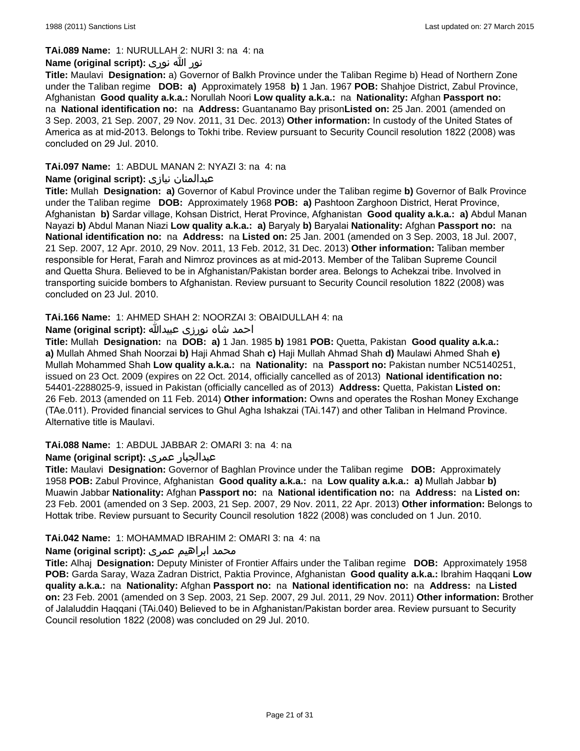**TAi.089 Name:** 1: NURULLAH 2: NURI 3: na 4: na

**Name (original script):** نور الله نوری

**Title:** Maulavi **Designation:** a) Governor of Balkh Province under the Taliban Regime b) Head of Northern Zone under the Taliban regime **DOB:** **a)** Approximately 1958 **b)** 1 Jan. 1967 **POB:** Shahjoe District, Zabul Province, Afghanistan **Good quality a.k.a.:** Norullah Noori **Low quality a.k.a.:** na **Nationality:** Afghan **Passport no:** na **National identification no:** na **Address:** Guantanamo Bay prison**Listed on:** 25 Jan. 2001 (amended on 3 Sep. 2003, 21 Sep. 2007, 29 Nov. 2011, 31 Dec. 2013) **Other information:** In custody of the United States of America as at mid-2013. Belongs to Tokhi tribe. Review pursuant to Security Council resolution 1822 (2008) was concluded on 29 Jul. 2010.

**TAi.097 Name:** 1: ABDUL MANAN 2: NYAZI 3: na 4: na

**Name (original script):** عبدالمنان نیازی

**Title:** Mullah **Designation:** **a)** Governor of Kabul Province under the Taliban regime **b)** Governor of Balk Province under the Taliban regime **DOB:** Approximately 1968 **POB:** **a)** Pashtoon Zarghoon District, Herat Province, Afghanistan **b)** Sardar village, Kohsan District, Herat Province, Afghanistan **Good quality a.k.a.:** **a)** Abdul Manan Nayazi **b)** Abdul Manan Niazi **Low quality a.k.a.:** **a)** Baryaly **b)** Baryalai **Nationality:** Afghan **Passport no:** na **National identification no:** na **Address:** na **Listed on:** 25 Jan. 2001 (amended on 3 Sep. 2003, 18 Jul. 2007, 21 Sep. 2007, 12 Apr. 2010, 29 Nov. 2011, 13 Feb. 2012, 31 Dec. 2013) **Other information:** Taliban member responsible for Herat, Farah and Nimroz provinces as at mid-2013. Member of the Taliban Supreme Council and Quetta Shura. Believed to be in Afghanistan/Pakistan border area. Belongs to Achekzai tribe. Involved in transporting suicide bombers to Afghanistan. Review pursuant to Security Council resolution 1822 (2008) was concluded on 23 Jul. 2010.

**TAi.166 Name:** 1: AHMED SHAH 2: NOORZAI 3: OBAIDULLAH 4: na

**Name (original script):** احمد شاه نورزی عبیدالله

**Title:** Mullah **Designation:** na **DOB:** **a)** 1 Jan. 1985 **b)** 1981 **POB:** Quetta, Pakistan **Good quality a.k.a.:** **a)** Mullah Ahmed Shah Noorzai **b)** Haji Ahmad Shah **c)** Haji Mullah Ahmad Shah **d)** Maulawi Ahmed Shah **e)** Mullah Mohammed Shah **Low quality a.k.a.:** na **Nationality:** na **Passport no:** Pakistan number NC5140251, issued on 23 Oct. 2009 (expires on 22 Oct. 2014, officially cancelled as of 2013) **National identification no:** 54401-2288025-9, issued in Pakistan (officially cancelled as of 2013) **Address:** Quetta, Pakistan **Listed on:** 26 Feb. 2013 (amended on 11 Feb. 2014) **Other information:** Owns and operates the Roshan Money Exchange (TAe.011). Provided financial services to Ghul Agha Ishakzai (TAi.147) and other Taliban in Helmand Province. Alternative title is Maulavi.

**TAi.088 Name:** 1: ABDUL JABBAR 2: OMARI 3: na 4: na

**Name (original script):** عبدالجبار عمری

**Title:** Maulavi **Designation:** Governor of Baghlan Province under the Taliban regime **DOB:** Approximately 1958 **POB:** Zabul Province, Afghanistan **Good quality a.k.a.:** na **Low quality a.k.a.:** **a)** Mullah Jabbar **b)** Muawin Jabbar **Nationality:** Afghan **Passport no:** na **National identification no:** na **Address:** na **Listed on:** 23 Feb. 2001 (amended on 3 Sep. 2003, 21 Sep. 2007, 29 Nov. 2011, 22 Apr. 2013) **Other information:** Belongs to Hottak tribe. Review pursuant to Security Council resolution 1822 (2008) was concluded on 1 Jun. 2010.

**TAi.042 Name:** 1: MOHAMMAD IBRAHIM 2: OMARI 3: na 4: na

**Name (original script):** محمد ابراهیم عمری

**Title:** Alhaj **Designation:** Deputy Minister of Frontier Affairs under the Taliban regime **DOB:** Approximately 1958 **POB:** Garda Saray, Waza Zadran District, Paktia Province, Afghanistan **Good quality a.k.a.:** Ibrahim Haqqani **Low quality a.k.a.:** na **Nationality:** Afghan **Passport no:** na **National identification no:** na **Address:** na **Listed on:** 23 Feb. 2001 (amended on 3 Sep. 2003, 21 Sep. 2007, 29 Jul. 2011, 29 Nov. 2011) **Other information:** Brother of Jalaluddin Haqqani (TAi.040) Believed to be in Afghanistan/Pakistan border area. Review pursuant to Security Council resolution 1822 (2008) was concluded on 29 Jul. 2010.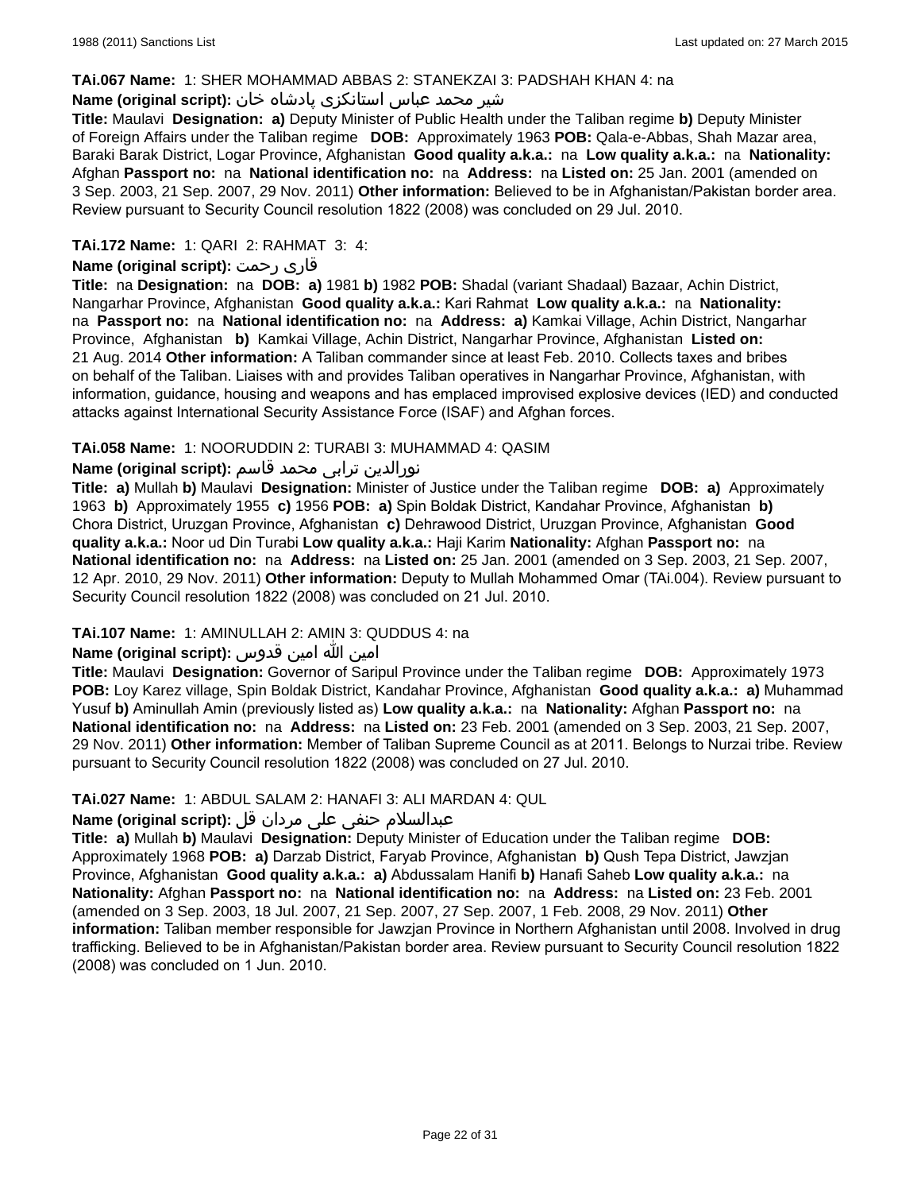**TAi.067 Name:** 1: SHER MOHAMMAD ABBAS 2: STANEKZAI 3: PADSHAH KHAN 4: na

**Name (original script):** شیر محمد عباس استانکزی پادشاه خان

**Title:** Maulavi **Designation:** **a)** Deputy Minister of Public Health under the Taliban regime **b)** Deputy Minister of Foreign Affairs under the Taliban regime **DOB:** Approximately 1963 **POB:** Qala-e-Abbas, Shah Mazar area, Baraki Barak District, Logar Province, Afghanistan **Good quality a.k.a.:** na **Low quality a.k.a.:** na **Nationality:** Afghan **Passport no:** na **National identification no:** na **Address:** na **Listed on:** 25 Jan. 2001 (amended on 3 Sep. 2003, 21 Sep. 2007, 29 Nov. 2011) **Other information:** Believed to be in Afghanistan/Pakistan border area. Review pursuant to Security Council resolution 1822 (2008) was concluded on 29 Jul. 2010.

**TAi.172 Name:** 1: QARI 2: RAHMAT 3: 4:

**Name (original script):** قاری رحمت

**Title:** na **Designation:** na **DOB:** **a)** 1981 **b)** 1982 **POB:** Shadal (variant Shadaal) Bazaar, Achin District, Nangarhar Province, Afghanistan **Good quality a.k.a.:** Kari Rahmat **Low quality a.k.a.:** na **Nationality:** na **Passport no:** na **National identification no:** na **Address:** **a)** Kamkai Village, Achin District, Nangarhar Province, Afghanistan **b)** Kamkai Village, Achin District, Nangarhar Province, Afghanistan **Listed on:** 21 Aug. 2014 **Other information:** A Taliban commander since at least Feb. 2010. Collects taxes and bribes on behalf of the Taliban. Liaises with and provides Taliban operatives in Nangarhar Province, Afghanistan, with information, guidance, housing and weapons and has emplaced improvised explosive devices (IED) and conducted attacks against International Security Assistance Force (ISAF) and Afghan forces.

**TAi.058 Name:** 1: NOORUDDIN 2: TURABI 3: MUHAMMAD 4: QASIM

**Name (original script):** نورالدین ترابی محمد قاسم

**Title:** **a)** Mullah **b)** Maulavi **Designation:** Minister of Justice under the Taliban regime **DOB:** **a)** Approximately 1963 **b)** Approximately 1955 **c)** 1956 **POB:** **a)** Spin Boldak District, Kandahar Province, Afghanistan **b)** Chora District, Uruzgan Province, Afghanistan **c)** Dehrawood District, Uruzgan Province, Afghanistan **Good quality a.k.a.:** Noor ud Din Turabi **Low quality a.k.a.:** Haji Karim **Nationality:** Afghan **Passport no:** na **National identification no:** na **Address:** na **Listed on:** 25 Jan. 2001 (amended on 3 Sep. 2003, 21 Sep. 2007, 12 Apr. 2010, 29 Nov. 2011) **Other information:** Deputy to Mullah Mohammed Omar (TAi.004). Review pursuant to Security Council resolution 1822 (2008) was concluded on 21 Jul. 2010.

**TAi.107 Name:** 1: AMINULLAH 2: AMIN 3: QUDDUS 4: na

**Name (original script):** امین الله امین قدوس

**Title:** Maulavi **Designation:** Governor of Saripul Province under the Taliban regime **DOB:** Approximately 1973 **POB:** Loy Karez village, Spin Boldak District, Kandahar Province, Afghanistan **Good quality a.k.a.:** **a)** Muhammad Yusuf **b)** Aminullah Amin (previously listed as) **Low quality a.k.a.:** na **Nationality:** Afghan **Passport no:** na **National identification no:** na **Address:** na **Listed on:** 23 Feb. 2001 (amended on 3 Sep. 2003, 21 Sep. 2007, 29 Nov. 2011) **Other information:** Member of Taliban Supreme Council as at 2011. Belongs to Nurzai tribe. Review pursuant to Security Council resolution 1822 (2008) was concluded on 27 Jul. 2010.

**TAi.027 Name:** 1: ABDUL SALAM 2: HANAFI 3: ALI MARDAN 4: QUL

**Name (original script):** عبدالسلام حنفی علی مردان قل

**Title:** **a)** Mullah **b)** Maulavi **Designation:** Deputy Minister of Education under the Taliban regime **DOB:** Approximately 1968 **POB:** **a)** Darzab District, Faryab Province, Afghanistan **b)** Qush Tepa District, Jawzjan Province, Afghanistan **Good quality a.k.a.:** **a)** Abdussalam Hanifi **b)** Hanafi Saheb **Low quality a.k.a.:** na **Nationality:** Afghan **Passport no:** na **National identification no:** na **Address:** na **Listed on:** 23 Feb. 2001 (amended on 3 Sep. 2003, 18 Jul. 2007, 21 Sep. 2007, 27 Sep. 2007, 1 Feb. 2008, 29 Nov. 2011) **Other information:** Taliban member responsible for Jawzjan Province in Northern Afghanistan until 2008. Involved in drug trafficking. Believed to be in Afghanistan/Pakistan border area. Review pursuant to Security Council resolution 1822 (2008) was concluded on 1 Jun. 2010.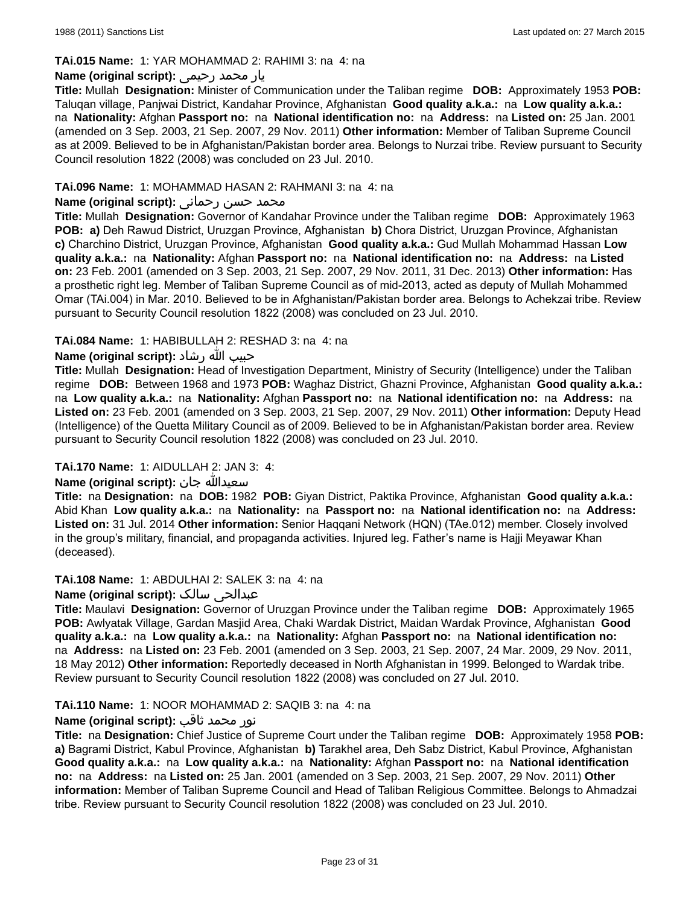**TAi.015 Name:** 1: YAR MOHAMMAD 2: RAHIMI 3: na 4: na

**Name (original script):** یار محمد رحیمی

**Title:** Mullah **Designation:** Minister of Communication under the Taliban regime **DOB:** Approximately 1953 **POB:** Taluqan village, Panjwai District, Kandahar Province, Afghanistan **Good quality a.k.a.:** na **Low quality a.k.a.:** na **Nationality:** Afghan **Passport no:** na **National identification no:** na **Address:** na **Listed on:** 25 Jan. 2001 (amended on 3 Sep. 2003, 21 Sep. 2007, 29 Nov. 2011) **Other information:** Member of Taliban Supreme Council as at 2009. Believed to be in Afghanistan/Pakistan border area. Belongs to Nurzai tribe. Review pursuant to Security Council resolution 1822 (2008) was concluded on 23 Jul. 2010.

**TAi.096 Name:** 1: MOHAMMAD HASAN 2: RAHMANI 3: na 4: na

**Name (original script):** محمد حسن رحمانی

**Title:** Mullah **Designation:** Governor of Kandahar Province under the Taliban regime **DOB:** Approximately 1963 **POB:** **a)** Deh Rawud District, Uruzgan Province, Afghanistan **b)** Chora District, Uruzgan Province, Afghanistan **c)** Charchino District, Uruzgan Province, Afghanistan **Good quality a.k.a.:** Gud Mullah Mohammad Hassan **Low quality a.k.a.:** na **Nationality:** Afghan **Passport no:** na **National identification no:** na **Address:** na **Listed on:** 23 Feb. 2001 (amended on 3 Sep. 2003, 21 Sep. 2007, 29 Nov. 2011, 31 Dec. 2013) **Other information:** Has a prosthetic right leg. Member of Taliban Supreme Council as of mid-2013, acted as deputy of Mullah Mohammed Omar (TAi.004) in Mar. 2010. Believed to be in Afghanistan/Pakistan border area. Belongs to Achekzai tribe. Review pursuant to Security Council resolution 1822 (2008) was concluded on 23 Jul. 2010.

**TAi.084 Name:** 1: HABIBULLAH 2: RESHAD 3: na 4: na

**Name (original script):** حبیب الله رشاد

**Title:** Mullah **Designation:** Head of Investigation Department, Ministry of Security (Intelligence) under the Taliban regime **DOB:** Between 1968 and 1973 **POB:** Waghaz District, Ghazni Province, Afghanistan **Good quality a.k.a.:** na **Low quality a.k.a.:** na **Nationality:** Afghan **Passport no:** na **National identification no:** na **Address:** na **Listed on:** 23 Feb. 2001 (amended on 3 Sep. 2003, 21 Sep. 2007, 29 Nov. 2011) **Other information:** Deputy Head (Intelligence) of the Quetta Military Council as of 2009. Believed to be in Afghanistan/Pakistan border area. Review pursuant to Security Council resolution 1822 (2008) was concluded on 23 Jul. 2010.

**TAi.170 Name:** 1: AIDULLAH 2: JAN 3: 4:

**Name (original script):** سعیدالله جان

**Title:** na **Designation:** na **DOB:** 1982 **POB:** Giyan District, Paktika Province, Afghanistan **Good quality a.k.a.:** Abid Khan **Low quality a.k.a.:** na **Nationality:** na **Passport no:** na **National identification no:** na **Address:** **Listed on:** 31 Jul. 2014 **Other information:** Senior Haqqani Network (HQN) (TAe.012) member. Closely involved in the group's military, financial, and propaganda activities. Injured leg. Father's name is Hajji Meyawar Khan (deceased).

**TAi.108 Name:** 1: ABDULHAI 2: SALEK 3: na 4: na

**Name (original script):** عبدالحی سالک

**Title:** Maulavi **Designation:** Governor of Uruzgan Province under the Taliban regime **DOB:** Approximately 1965 **POB:** Awlyatak Village, Gardan Masjid Area, Chaki Wardak District, Maidan Wardak Province, Afghanistan **Good quality a.k.a.:** na **Low quality a.k.a.:** na **Nationality:** Afghan **Passport no:** na **National identification no:** na **Address:** na **Listed on:** 23 Feb. 2001 (amended on 3 Sep. 2003, 21 Sep. 2007, 24 Mar. 2009, 29 Nov. 2011, 18 May 2012) **Other information:** Reportedly deceased in North Afghanistan in 1999. Belonged to Wardak tribe. Review pursuant to Security Council resolution 1822 (2008) was concluded on 27 Jul. 2010.

**TAi.110 Name:** 1: NOOR MOHAMMAD 2: SAQIB 3: na 4: na

**Name (original script):** نور محمد ثاقب

**Title:** na **Designation:** Chief Justice of Supreme Court under the Taliban regime **DOB:** Approximately 1958 **POB:** **a)** Bagrami District, Kabul Province, Afghanistan **b)** Tarakhel area, Deh Sabz District, Kabul Province, Afghanistan **Good quality a.k.a.:** na **Low quality a.k.a.:** na **Nationality:** Afghan **Passport no:** na **National identification no:** na **Address:** na **Listed on:** 25 Jan. 2001 (amended on 3 Sep. 2003, 21 Sep. 2007, 29 Nov. 2011) **Other information:** Member of Taliban Supreme Council and Head of Taliban Religious Committee. Belongs to Ahmadzai tribe. Review pursuant to Security Council resolution 1822 (2008) was concluded on 23 Jul. 2010.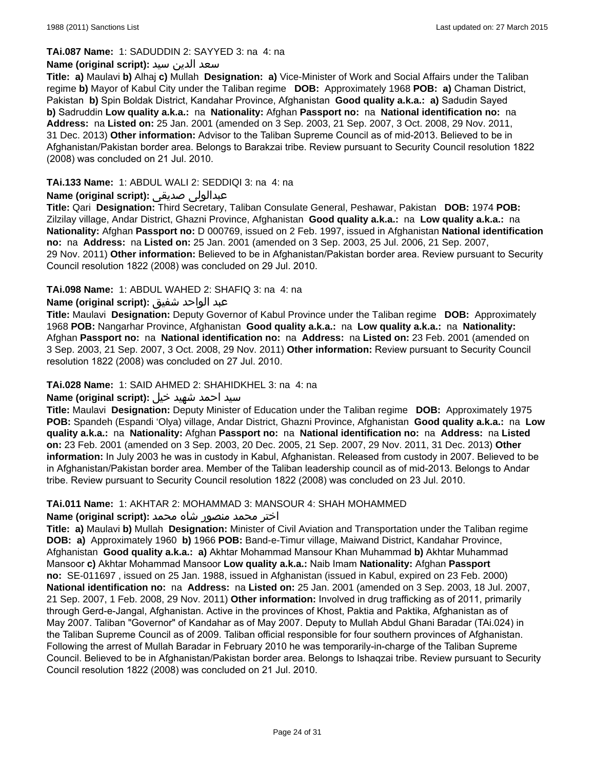**TAi.087 Name:** 1: SADUDDIN 2: SAYYED 3: na 4: na

**Name (original script):** سعد الدين سيد

**Title:** **a)** Maulavi **b)** Alhaj **c)** Mullah **Designation:** **a)** Vice-Minister of Work and Social Affairs under the Taliban regime **b)** Mayor of Kabul City under the Taliban regime **DOB:** Approximately 1968 **POB:** **a)** Chaman District, Pakistan **b)** Spin Boldak District, Kandahar Province, Afghanistan **Good quality a.k.a.:** **a)** Sadudin Sayed **b)** Sadruddin **Low quality a.k.a.:** na **Nationality:** Afghan **Passport no:** na **National identification no:** na **Address:** na **Listed on:** 25 Jan. 2001 (amended on 3 Sep. 2003, 21 Sep. 2007, 3 Oct. 2008, 29 Nov. 2011, 31 Dec. 2013) **Other information:** Advisor to the Taliban Supreme Council as of mid-2013. Believed to be in Afghanistan/Pakistan border area. Belongs to Barakzai tribe. Review pursuant to Security Council resolution 1822 (2008) was concluded on 21 Jul. 2010.

**TAi.133 Name:** 1: ABDUL WALI 2: SEDDIQI 3: na 4: na

**Name (original script):** عبدالولی صدیقی

**Title:** Qari **Designation:** Third Secretary, Taliban Consulate General, Peshawar, Pakistan **DOB:** 1974 **POB:** Zilzilay village, Andar District, Ghazni Province, Afghanistan **Good quality a.k.a.:** na **Low quality a.k.a.:** na **Nationality:** Afghan **Passport no:** D 000769, issued on 2 Feb. 1997, issued in Afghanistan **National identification no:** na **Address:** na **Listed on:** 25 Jan. 2001 (amended on 3 Sep. 2003, 25 Jul. 2006, 21 Sep. 2007, 29 Nov. 2011) **Other information:** Believed to be in Afghanistan/Pakistan border area. Review pursuant to Security Council resolution 1822 (2008) was concluded on 29 Jul. 2010.

**TAi.098 Name:** 1: ABDUL WAHED 2: SHAFIQ 3: na 4: na

**Name (original script):** عبد الواحد شفيق

**Title:** Maulavi **Designation:** Deputy Governor of Kabul Province under the Taliban regime **DOB:** Approximately 1968 **POB:** Nangarhar Province, Afghanistan **Good quality a.k.a.:** na **Low quality a.k.a.:** na **Nationality:** Afghan **Passport no:** na **National identification no:** na **Address:** na **Listed on:** 23 Feb. 2001 (amended on 3 Sep. 2003, 21 Sep. 2007, 3 Oct. 2008, 29 Nov. 2011) **Other information:** Review pursuant to Security Council resolution 1822 (2008) was concluded on 27 Jul. 2010.

**TAi.028 Name:** 1: SAID AHMED 2: SHAHIDKHEL 3: na 4: na

**Name (original script):** سيد احمد شهيد خيل

**Title:** Maulavi **Designation:** Deputy Minister of Education under the Taliban regime **DOB:** Approximately 1975 **POB:** Spandeh (Espandi 'Olya) village, Andar District, Ghazni Province, Afghanistan **Good quality a.k.a.:** na **Low quality a.k.a.:** na **Nationality:** Afghan **Passport no:** na **National identification no:** na **Address:** na **Listed on:** 23 Feb. 2001 (amended on 3 Sep. 2003, 20 Dec. 2005, 21 Sep. 2007, 29 Nov. 2011, 31 Dec. 2013) **Other information:** In July 2003 he was in custody in Kabul, Afghanistan. Released from custody in 2007. Believed to be in Afghanistan/Pakistan border area. Member of the Taliban leadership council as of mid-2013. Belongs to Andar tribe. Review pursuant to Security Council resolution 1822 (2008) was concluded on 23 Jul. 2010.

**TAi.011 Name:** 1: AKHTAR 2: MOHAMMAD 3: MANSOUR 4: SHAH MOHAMMED

**Name (original script):** اختر محمد منصور شاه محمد

**Title:** **a)** Maulavi **b)** Mullah **Designation:** Minister of Civil Aviation and Transportation under the Taliban regime **DOB:** **a)** Approximately 1960 **b)** 1966 **POB:** Band-e-Timur village, Maiwand District, Kandahar Province, Afghanistan **Good quality a.k.a.:** **a)** Akhtar Mohammad Mansour Khan Muhammad **b)** Akhtar Muhammad Mansoor **c)** Akhtar Mohammad Mansoor **Low quality a.k.a.:** Naib Imam **Nationality:** Afghan **Passport no:** SE-011697 , issued on 25 Jan. 1988, issued in Afghanistan (issued in Kabul, expired on 23 Feb. 2000) **National identification no:** na **Address:** na **Listed on:** 25 Jan. 2001 (amended on 3 Sep. 2003, 18 Jul. 2007, 21 Sep. 2007, 1 Feb. 2008, 29 Nov. 2011) **Other information:** Involved in drug trafficking as of 2011, primarily through Gerd-e-Jangal, Afghanistan. Active in the provinces of Khost, Paktia and Paktika, Afghanistan as of May 2007. Taliban "Governor" of Kandahar as of May 2007. Deputy to Mullah Abdul Ghani Baradar (TAi.024) in the Taliban Supreme Council as of 2009. Taliban official responsible for four southern provinces of Afghanistan. Following the arrest of Mullah Baradar in February 2010 he was temporarily-in-charge of the Taliban Supreme Council. Believed to be in Afghanistan/Pakistan border area. Belongs to Ishaqzai tribe. Review pursuant to Security Council resolution 1822 (2008) was concluded on 21 Jul. 2010.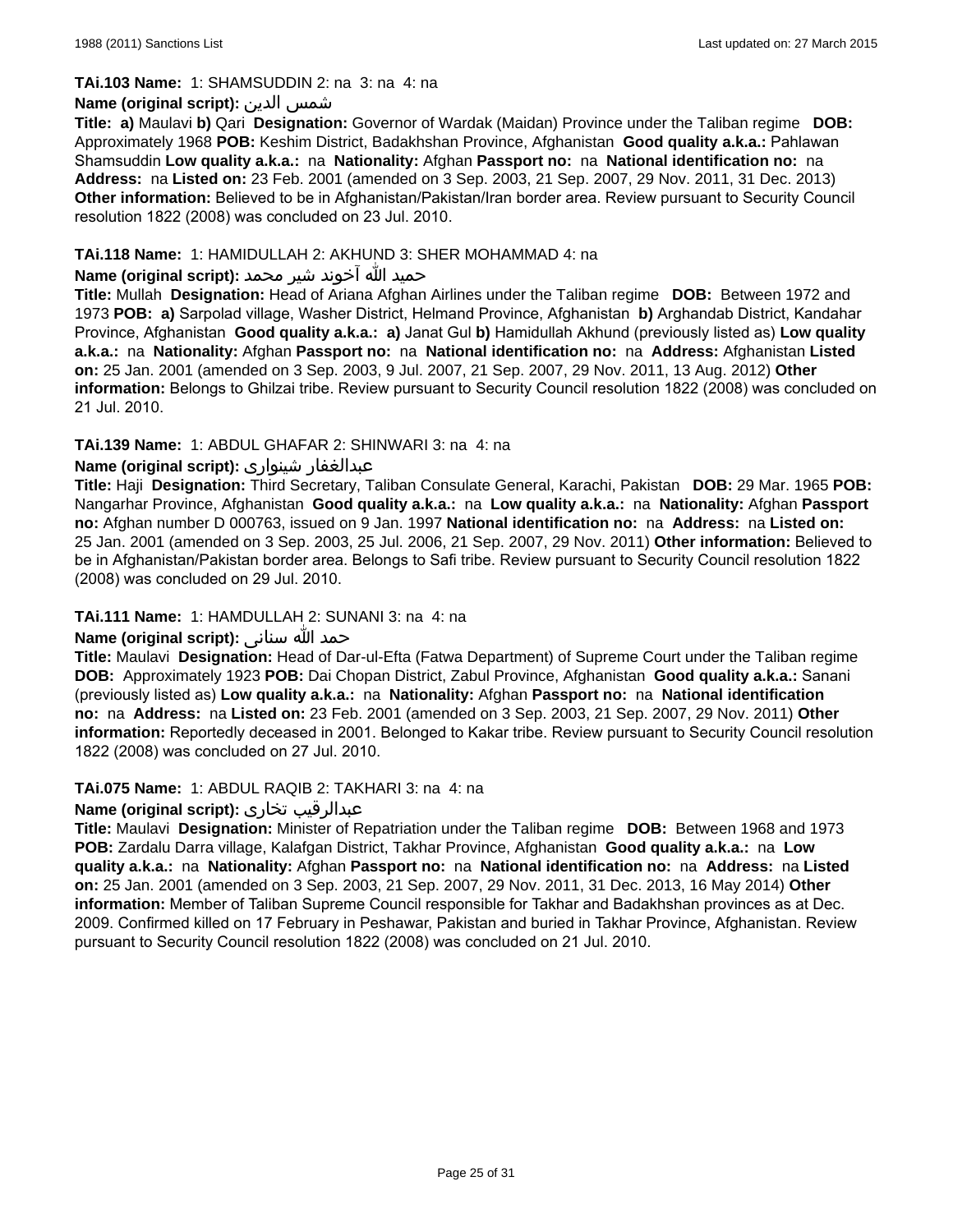**TAi.103 Name:** 1: SHAMSUDDIN 2: na 3: na 4: na

**Name (original script):** شمس الدين

**Title: a)** Maulavi **b)** Qari **Designation:** Governor of Wardak (Maidan) Province under the Taliban regime **DOB:** Approximately 1968 **POB:** Keshim District, Badakhshan Province, Afghanistan **Good quality a.k.a.:** Pahlawan Shamsuddin **Low quality a.k.a.:** na **Nationality:** Afghan **Passport no:** na **National identification no:** na **Address:** na **Listed on:** 23 Feb. 2001 (amended on 3 Sep. 2003, 21 Sep. 2007, 29 Nov. 2011, 31 Dec. 2013) **Other information:** Believed to be in Afghanistan/Pakistan/Iran border area. Review pursuant to Security Council resolution 1822 (2008) was concluded on 23 Jul. 2010.

**TAi.118 Name:** 1: HAMIDULLAH 2: AKHUND 3: SHER MOHAMMAD 4: na

**Name (original script):** حميد الله آخوند شير محمد

**Title:** Mullah **Designation:** Head of Ariana Afghan Airlines under the Taliban regime **DOB:** Between 1972 and 1973 **POB: a)** Sarpolad village, Washer District, Helmand Province, Afghanistan **b)** Arghandab District, Kandahar Province, Afghanistan **Good quality a.k.a.: a)** Janat Gul **b)** Hamidullah Akhund (previously listed as) **Low quality a.k.a.:** na **Nationality:** Afghan **Passport no:** na **National identification no:** na **Address:** Afghanistan **Listed on:** 25 Jan. 2001 (amended on 3 Sep. 2003, 9 Jul. 2007, 21 Sep. 2007, 29 Nov. 2011, 13 Aug. 2012) **Other information:** Belongs to Ghilzai tribe. Review pursuant to Security Council resolution 1822 (2008) was concluded on 21 Jul. 2010.

**TAi.139 Name:** 1: ABDUL GHAFAR 2: SHINWARI 3: na 4: na

**Name (original script):** عبدالغفار شينواري

**Title:** Haji **Designation:** Third Secretary, Taliban Consulate General, Karachi, Pakistan **DOB:** 29 Mar. 1965 **POB:** Nangarhar Province, Afghanistan **Good quality a.k.a.:** na **Low quality a.k.a.:** na **Nationality:** Afghan **Passport no:** Afghan number D 000763, issued on 9 Jan. 1997 **National identification no:** na **Address:** na **Listed on:** 25 Jan. 2001 (amended on 3 Sep. 2003, 25 Jul. 2006, 21 Sep. 2007, 29 Nov. 2011) **Other information:** Believed to be in Afghanistan/Pakistan border area. Belongs to Safi tribe. Review pursuant to Security Council resolution 1822 (2008) was concluded on 29 Jul. 2010.

**TAi.111 Name:** 1: HAMDULLAH 2: SUNANI 3: na 4: na

**Name (original script):** حمد الله سنانى

**Title:** Maulavi **Designation:** Head of Dar-ul-Efta (Fatwa Department) of Supreme Court under the Taliban regime **DOB:** Approximately 1923 **POB:** Dai Chopan District, Zabul Province, Afghanistan **Good quality a.k.a.:** Sanani (previously listed as) **Low quality a.k.a.:** na **Nationality:** Afghan **Passport no:** na **National identification no:** na **Address:** na **Listed on:** 23 Feb. 2001 (amended on 3 Sep. 2003, 21 Sep. 2007, 29 Nov. 2011) **Other information:** Reportedly deceased in 2001. Belonged to Kakar tribe. Review pursuant to Security Council resolution 1822 (2008) was concluded on 27 Jul. 2010.

**TAi.075 Name:** 1: ABDUL RAQIB 2: TAKHARI 3: na 4: na

**Name (original script):** عبدالرقيب تخارى

**Title:** Maulavi **Designation:** Minister of Repatriation under the Taliban regime **DOB:** Between 1968 and 1973 **POB:** Zardalu Darra village, Kalafgan District, Takhar Province, Afghanistan **Good quality a.k.a.:** na **Low quality a.k.a.:** na **Nationality:** Afghan **Passport no:** na **National identification no:** na **Address:** na **Listed on:** 25 Jan. 2001 (amended on 3 Sep. 2003, 21 Sep. 2007, 29 Nov. 2011, 31 Dec. 2013, 16 May 2014) **Other information:** Member of Taliban Supreme Council responsible for Takhar and Badakhshan provinces as at Dec. 2009. Confirmed killed on 17 February in Peshawar, Pakistan and buried in Takhar Province, Afghanistan. Review pursuant to Security Council resolution 1822 (2008) was concluded on 21 Jul. 2010.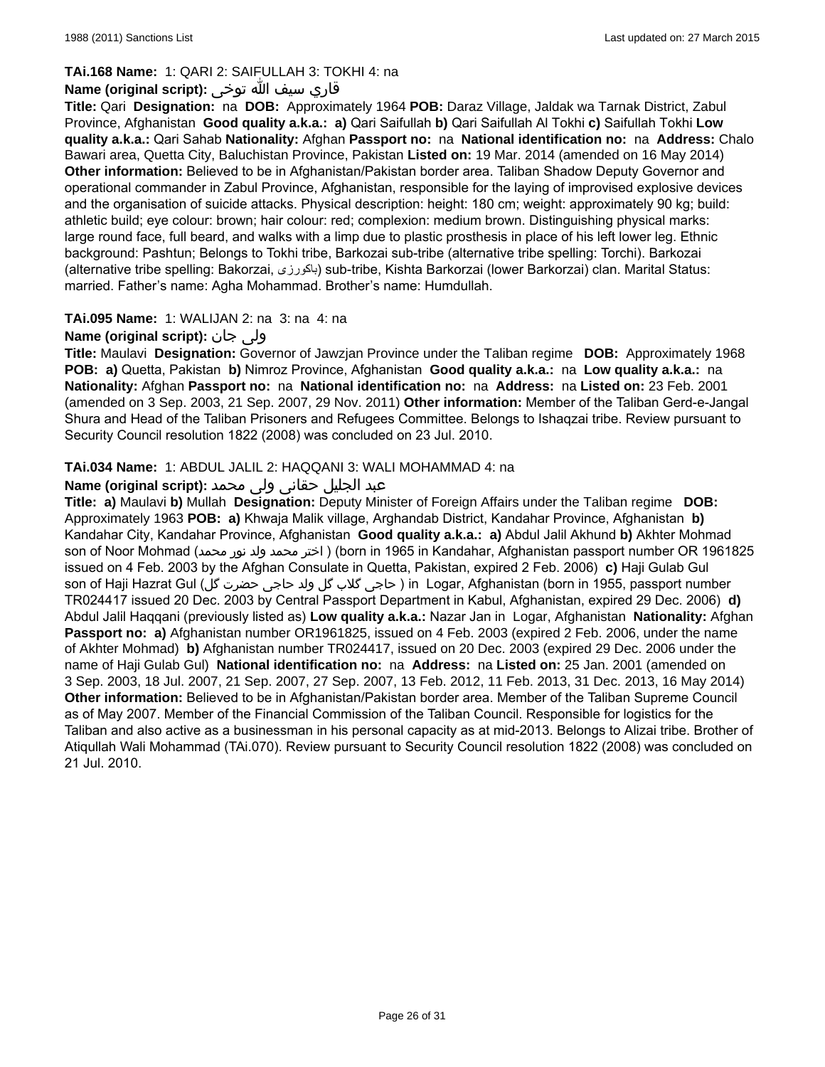**TAi.168 Name:** 1: QARI 2: SAIFULLAH 3: TOKHI 4: na

**Name (original script):** قاري سيف الله توخى

**Title:** Qari **Designation:** na **DOB:** Approximately 1964 **POB:** Daraz Village, Jaldak wa Tarnak District, Zabul Province, Afghanistan **Good quality a.k.a.:** **a)** Qari Saifullah **b)** Qari Saifullah Al Tokhi **c)** Saifullah Tokhi **Low quality a.k.a.:** Qari Sahab **Nationality:** Afghan **Passport no:** na **National identification no:** na **Address:** Chalo Bawari area, Quetta City, Baluchistan Province, Pakistan **Listed on:** 19 Mar. 2014 (amended on 16 May 2014) **Other information:** Believed to be in Afghanistan/Pakistan border area. Taliban Shadow Deputy Governor and operational commander in Zabul Province, Afghanistan, responsible for the laying of improvised explosive devices and the organisation of suicide attacks. Physical description: height: 180 cm; weight: approximately 90 kg; build: athletic build; eye colour: brown; hair colour: red; complexion: medium brown. Distinguishing physical marks: large round face, full beard, and walks with a limp due to plastic prosthesis in place of his left lower leg. Ethnic background: Pashtun; Belongs to Tokhi tribe, Barkozai sub-tribe (alternative tribe spelling: Torchi). Barkozai (alternative tribe spelling: Bakorzai, باکورزی) sub-tribe, Kishta Barkorzai (lower Barkorzai) clan. Marital Status: married. Father's name: Agha Mohammad. Brother's name: Humdullah.

**TAi.095 Name:** 1: WALIJAN 2: na 3: na 4: na

**Name (original script):** ولی جان

**Title:** Maulavi **Designation:** Governor of Jawzjan Province under the Taliban regime **DOB:** Approximately 1968 **POB:** **a)** Quetta, Pakistan **b)** Nimroz Province, Afghanistan **Good quality a.k.a.:** na **Low quality a.k.a.:** na **Nationality:** Afghan **Passport no:** na **National identification no:** na **Address:** na **Listed on:** 23 Feb. 2001 (amended on 3 Sep. 2003, 21 Sep. 2007, 29 Nov. 2011) **Other information:** Member of the Taliban Gerd-e-Jangal Shura and Head of the Taliban Prisoners and Refugees Committee. Belongs to Ishaqzai tribe. Review pursuant to Security Council resolution 1822 (2008) was concluded on 23 Jul. 2010.

**TAi.034 Name:** 1: ABDUL JALIL 2: HAQQANI 3: WALI MOHAMMAD 4: na

**Name (original script):** عبد الجليل حقانی ولی محمد

**Title:** **a)** Maulavi **b)** Mullah **Designation:** Deputy Minister of Foreign Affairs under the Taliban regime **DOB:** Approximately 1963 **POB:** **a)** Khwaja Malik village, Arghandab District, Kandahar Province, Afghanistan **b)** Kandahar City, Kandahar Province, Afghanistan **Good quality a.k.a.:** **a)** Abdul Jalil Akhund **b)** Akhter Mohmad son of Noor Mohmad (اختر محمد ولد نور محمد ) (born in 1965 in Kandahar, Afghanistan passport number OR 1961825 issued on 4 Feb. 2003 by the Afghan Consulate in Quetta, Pakistan, expired 2 Feb. 2006) **c)** Haji Gulab Gul son of Haji Hazrat Gul (حاجی گلاب گل ولد حاجی حضرت گل ) in Logar, Afghanistan (born in 1955, passport number TR024417 issued 20 Dec. 2003 by Central Passport Department in Kabul, Afghanistan, expired 29 Dec. 2006) **d)** Abdul Jalil Haqqani (previously listed as) **Low quality a.k.a.:** Nazar Jan in Logar, Afghanistan **Nationality:** Afghan **Passport no:** **a)** Afghanistan number OR1961825, issued on 4 Feb. 2003 (expired 2 Feb. 2006, under the name of Akhter Mohmad) **b)** Afghanistan number TR024417, issued on 20 Dec. 2003 (expired 29 Dec. 2006 under the name of Haji Gulab Gul) **National identification no:** na **Address:** na **Listed on:** 25 Jan. 2001 (amended on 3 Sep. 2003, 18 Jul. 2007, 21 Sep. 2007, 27 Sep. 2007, 13 Feb. 2012, 11 Feb. 2013, 31 Dec. 2013, 16 May 2014) **Other information:** Believed to be in Afghanistan/Pakistan border area. Member of the Taliban Supreme Council as of May 2007. Member of the Financial Commission of the Taliban Council. Responsible for logistics for the Taliban and also active as a businessman in his personal capacity as at mid-2013. Belongs to Alizai tribe. Brother of Atiqullah Wali Mohammad (TAi.070). Review pursuant to Security Council resolution 1822 (2008) was concluded on 21 Jul. 2010.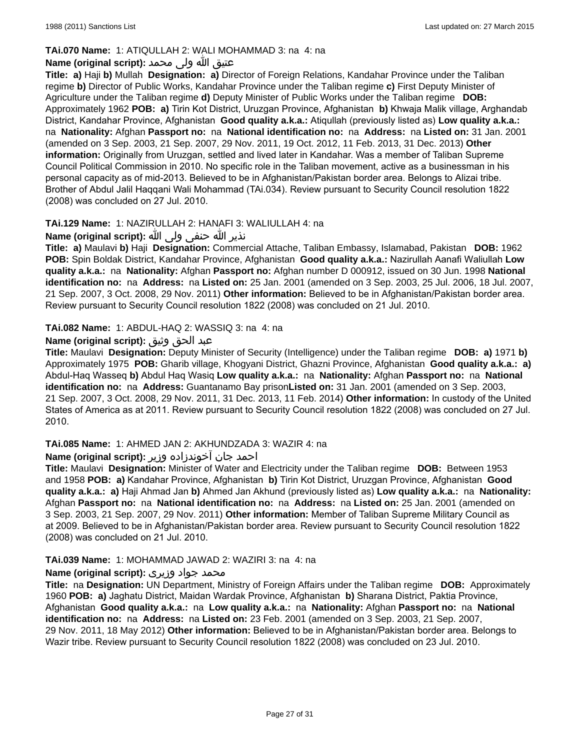**TAi.070 Name:** 1: ATIQULLAH 2: WALI MOHAMMAD 3: na 4: na

**Name (original script):** عتيق الله ولی محمد

**Title:** **a)** Haji **b)** Mullah **Designation:** **a)** Director of Foreign Relations, Kandahar Province under the Taliban regime **b)** Director of Public Works, Kandahar Province under the Taliban regime **c)** First Deputy Minister of Agriculture under the Taliban regime **d)** Deputy Minister of Public Works under the Taliban regime **DOB:** Approximately 1962 **POB:** **a)** Tirin Kot District, Uruzgan Province, Afghanistan **b)** Khwaja Malik village, Arghandab District, Kandahar Province, Afghanistan **Good quality a.k.a.:** Atiqullah (previously listed as) **Low quality a.k.a.:** na **Nationality:** Afghan **Passport no:** na **National identification no:** na **Address:** na **Listed on:** 31 Jan. 2001 (amended on 3 Sep. 2003, 21 Sep. 2007, 29 Nov. 2011, 19 Oct. 2012, 11 Feb. 2013, 31 Dec. 2013) **Other information:** Originally from Uruzgan, settled and lived later in Kandahar. Was a member of Taliban Supreme Council Political Commission in 2010. No specific role in the Taliban movement, active as a businessman in his personal capacity as of mid-2013. Believed to be in Afghanistan/Pakistan border area. Belongs to Alizai tribe. Brother of Abdul Jalil Haqqani Wali Mohammad (TAi.034). Review pursuant to Security Council resolution 1822 (2008) was concluded on 27 Jul. 2010.

**TAi.129 Name:** 1: NAZIRULLAH 2: HANAFI 3: WALIULLAH 4: na

**Name (original script):** نذير الله حنفى ولى الله

**Title:** **a)** Maulavi **b)** Haji **Designation:** Commercial Attache, Taliban Embassy, Islamabad, Pakistan **DOB:** 1962 **POB:** Spin Boldak District, Kandahar Province, Afghanistan **Good quality a.k.a.:** Nazirullah Aanafi Waliullah **Low quality a.k.a.:** na **Nationality:** Afghan **Passport no:** Afghan number D 000912, issued on 30 Jun. 1998 **National identification no:** na **Address:** na **Listed on:** 25 Jan. 2001 (amended on 3 Sep. 2003, 25 Jul. 2006, 18 Jul. 2007, 21 Sep. 2007, 3 Oct. 2008, 29 Nov. 2011) **Other information:** Believed to be in Afghanistan/Pakistan border area. Review pursuant to Security Council resolution 1822 (2008) was concluded on 21 Jul. 2010.

**TAi.082 Name:** 1: ABDUL-HAQ 2: WASSIQ 3: na 4: na

**Name (original script):** عبد الحق وثيق

**Title:** Maulavi **Designation:** Deputy Minister of Security (Intelligence) under the Taliban regime **DOB:** **a)** 1971 **b)** Approximately 1975 **POB:** Gharib village, Khogyani District, Ghazni Province, Afghanistan **Good quality a.k.a.:** **a)** Abdul-Haq Wasseq **b)** Abdul Haq Wasiq **Low quality a.k.a.:** na **Nationality:** Afghan **Passport no:** na **National identification no:** na **Address:** Guantanamo Bay prison**Listed on:** 31 Jan. 2001 (amended on 3 Sep. 2003, 21 Sep. 2007, 3 Oct. 2008, 29 Nov. 2011, 31 Dec. 2013, 11 Feb. 2014) **Other information:** In custody of the United States of America as at 2011. Review pursuant to Security Council resolution 1822 (2008) was concluded on 27 Jul. 2010.

**TAi.085 Name:** 1: AHMED JAN 2: AKHUNDZADA 3: WAZIR 4: na

**Name (original script):** احمد جان آخوندزاده وزیر

**Title:** Maulavi **Designation:** Minister of Water and Electricity under the Taliban regime **DOB:** Between 1953 and 1958 **POB:** **a)** Kandahar Province, Afghanistan **b)** Tirin Kot District, Uruzgan Province, Afghanistan **Good quality a.k.a.:** **a)** Haji Ahmad Jan **b)** Ahmed Jan Akhund (previously listed as) **Low quality a.k.a.:** na **Nationality:** Afghan **Passport no:** na **National identification no:** na **Address:** na **Listed on:** 25 Jan. 2001 (amended on 3 Sep. 2003, 21 Sep. 2007, 29 Nov. 2011) **Other information:** Member of Taliban Supreme Military Council as at 2009. Believed to be in Afghanistan/Pakistan border area. Review pursuant to Security Council resolution 1822 (2008) was concluded on 21 Jul. 2010.

**TAi.039 Name:** 1: MOHAMMAD JAWAD 2: WAZIRI 3: na 4: na

**Name (original script):** محمد جواد وزیری

**Title:** na **Designation:** UN Department, Ministry of Foreign Affairs under the Taliban regime **DOB:** Approximately 1960 **POB:** **a)** Jaghatu District, Maidan Wardak Province, Afghanistan **b)** Sharana District, Paktia Province, Afghanistan **Good quality a.k.a.:** na **Low quality a.k.a.:** na **Nationality:** Afghan **Passport no:** na **National identification no:** na **Address:** na **Listed on:** 23 Feb. 2001 (amended on 3 Sep. 2003, 21 Sep. 2007, 29 Nov. 2011, 18 May 2012) **Other information:** Believed to be in Afghanistan/Pakistan border area. Belongs to Wazir tribe. Review pursuant to Security Council resolution 1822 (2008) was concluded on 23 Jul. 2010.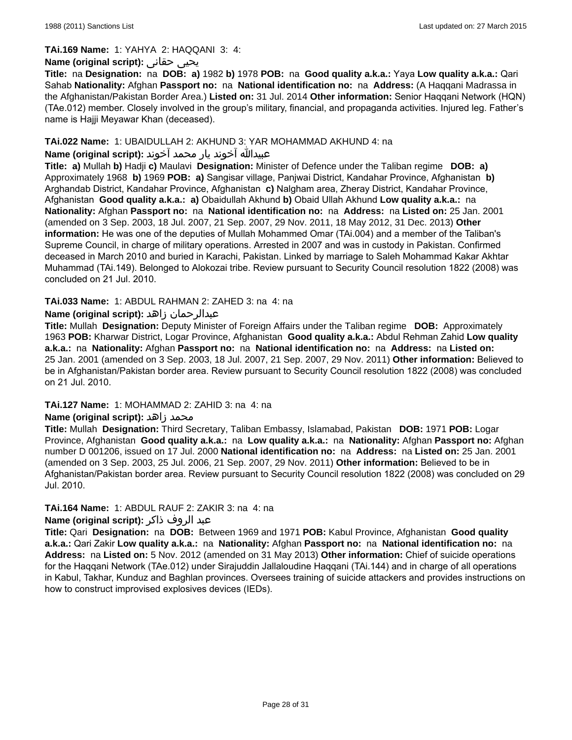**TAi.169 Name:** 1: YAHYA 2: HAQQANI 3: 4:

**Name (original script):** یحیی حقانی

**Title:** na **Designation:** na **DOB:** **a)** 1982 **b)** 1978 **POB:** na **Good quality a.k.a.:** Yaya **Low quality a.k.a.:** Qari Sahab **Nationality:** Afghan **Passport no:** na **National identification no:** na **Address:** (A Haqqani Madrassa in the Afghanistan/Pakistan Border Area.) **Listed on:** 31 Jul. 2014 **Other information:** Senior Haqqani Network (HQN) (TAe.012) member. Closely involved in the group's military, financial, and propaganda activities. Injured leg. Father's name is Hajji Meyawar Khan (deceased).

**TAi.022 Name:** 1: UBAIDULLAH 2: AKHUND 3: YAR MOHAMMAD AKHUND 4: na

**Name (original script):** عبیدالله آخوند یار محمد آخوند

**Title:** **a)** Mullah **b)** Hadji **c)** Maulavi **Designation:** Minister of Defence under the Taliban regime **DOB:** **a)** Approximately 1968 **b)** 1969 **POB:** **a)** Sangisar village, Panjwai District, Kandahar Province, Afghanistan **b)** Arghandab District, Kandahar Province, Afghanistan **c)** Nalgham area, Zheray District, Kandahar Province, Afghanistan **Good quality a.k.a.:** **a)** Obaidullah Akhund **b)** Obaid Ullah Akhund **Low quality a.k.a.:** na **Nationality:** Afghan **Passport no:** na **National identification no:** na **Address:** na **Listed on:** 25 Jan. 2001 (amended on 3 Sep. 2003, 18 Jul. 2007, 21 Sep. 2007, 29 Nov. 2011, 18 May 2012, 31 Dec. 2013) **Other information:** He was one of the deputies of Mullah Mohammed Omar (TAi.004) and a member of the Taliban's Supreme Council, in charge of military operations. Arrested in 2007 and was in custody in Pakistan. Confirmed deceased in March 2010 and buried in Karachi, Pakistan. Linked by marriage to Saleh Mohammad Kakar Akhtar Muhammad (TAi.149). Belonged to Alokozai tribe. Review pursuant to Security Council resolution 1822 (2008) was concluded on 21 Jul. 2010.

**TAi.033 Name:** 1: ABDUL RAHMAN 2: ZAHED 3: na 4: na

**Name (original script):** عبدالرحمان زاهد

**Title:** Mullah **Designation:** Deputy Minister of Foreign Affairs under the Taliban regime **DOB:** Approximately 1963 **POB:** Kharwar District, Logar Province, Afghanistan **Good quality a.k.a.:** Abdul Rehman Zahid **Low quality a.k.a.:** na **Nationality:** Afghan **Passport no:** na **National identification no:** na **Address:** na **Listed on:** 25 Jan. 2001 (amended on 3 Sep. 2003, 18 Jul. 2007, 21 Sep. 2007, 29 Nov. 2011) **Other information:** Believed to be in Afghanistan/Pakistan border area. Review pursuant to Security Council resolution 1822 (2008) was concluded on 21 Jul. 2010.

**TAi.127 Name:** 1: MOHAMMAD 2: ZAHID 3: na 4: na

**Name (original script):** محمد زاهد

**Title:** Mullah **Designation:** Third Secretary, Taliban Embassy, Islamabad, Pakistan **DOB:** 1971 **POB:** Logar Province, Afghanistan **Good quality a.k.a.:** na **Low quality a.k.a.:** na **Nationality:** Afghan **Passport no:** Afghan number D 001206, issued on 17 Jul. 2000 **National identification no:** na **Address:** na **Listed on:** 25 Jan. 2001 (amended on 3 Sep. 2003, 25 Jul. 2006, 21 Sep. 2007, 29 Nov. 2011) **Other information:** Believed to be in Afghanistan/Pakistan border area. Review pursuant to Security Council resolution 1822 (2008) was concluded on 29 Jul. 2010.

**TAi.164 Name:** 1: ABDUL RAUF 2: ZAKIR 3: na 4: na

**Name (original script):** عبد الروف ذاکر

**Title:** Qari **Designation:** na **DOB:** Between 1969 and 1971 **POB:** Kabul Province, Afghanistan **Good quality a.k.a.:** Qari Zakir **Low quality a.k.a.:** na **Nationality:** Afghan **Passport no:** na **National identification no:** na **Address:** na **Listed on:** 5 Nov. 2012 (amended on 31 May 2013) **Other information:** Chief of suicide operations for the Haqqani Network (TAe.012) under Sirajuddin Jallaloudine Haqqani (TAi.144) and in charge of all operations in Kabul, Takhar, Kunduz and Baghlan provinces. Oversees training of suicide attackers and provides instructions on how to construct improvised explosives devices (IEDs).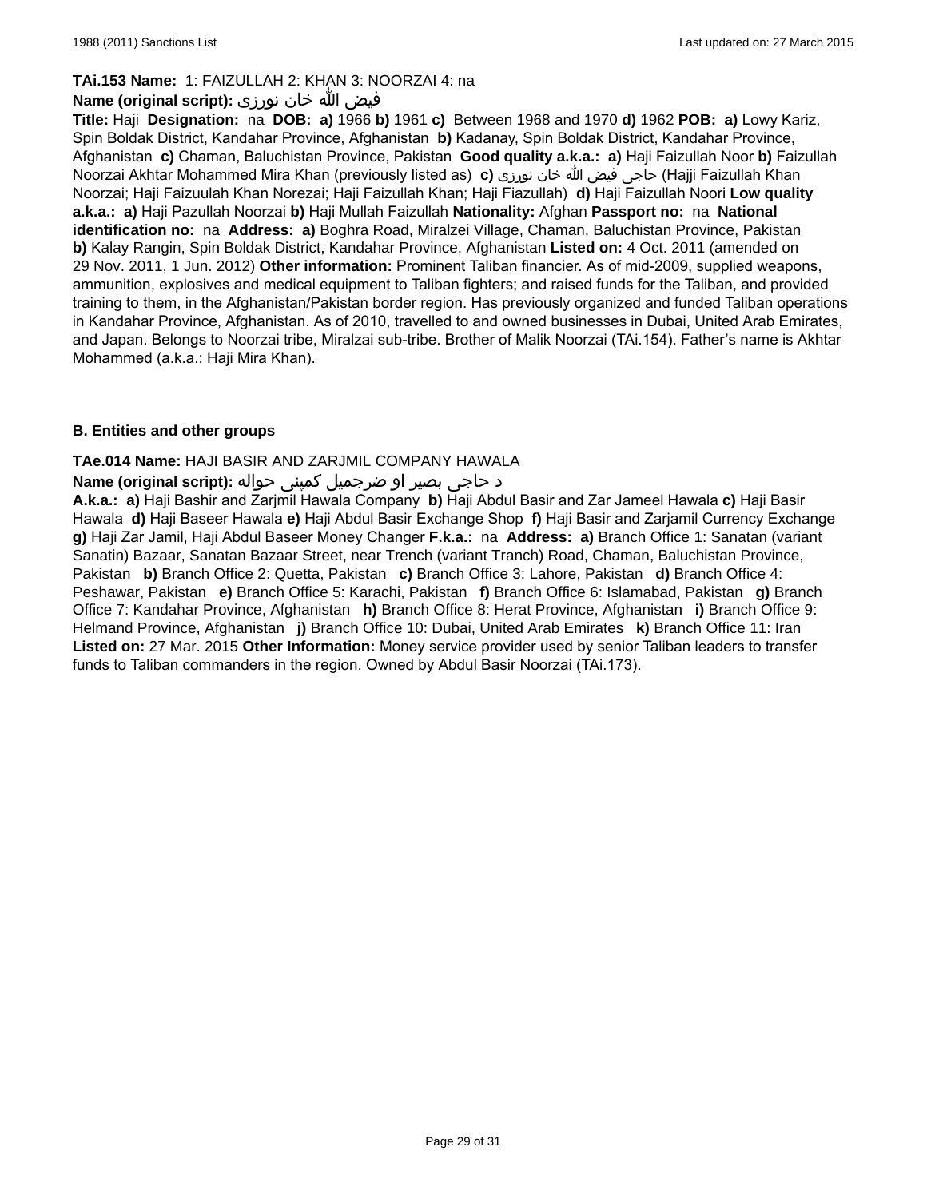**TAi.153 Name:** 1: FAIZULLAH 2: KHAN 3: NOORZAI 4: na

**Name (original script):** فيض الله خان نورزی

**Title:** Haji **Designation:** na **DOB:** **a)** 1966 **b)** 1961 **c)** Between 1968 and 1970 **d)** 1962 **POB:** **a)** Lowy Kariz, Spin Boldak District, Kandahar Province, Afghanistan **b)** Kadanay, Spin Boldak District, Kandahar Province, Afghanistan **c)** Chaman, Baluchistan Province, Pakistan **Good quality a.k.a.:** **a)** Haji Faizullah Noor **b)** Faizullah Noorzai Akhtar Mohammed Mira Khan (previously listed as) **c)** حاجی فیض الله خان نورزی (Hajji Faizullah Khan Noorzai; Haji Faizuulah Khan Norezai; Haji Faizullah Khan; Haji Fiazullah) **d)** Haji Faizullah Noori **Low quality a.k.a.:** **a)** Haji Pazullah Noorzai **b)** Haji Mullah Faizullah **Nationality:** Afghan **Passport no:** na **National identification no:** na **Address:** **a)** Boghra Road, Miralzei Village, Chaman, Baluchistan Province, Pakistan **b)** Kalay Rangin, Spin Boldak District, Kandahar Province, Afghanistan **Listed on:** 4 Oct. 2011 (amended on 29 Nov. 2011, 1 Jun. 2012) **Other information:** Prominent Taliban financier. As of mid-2009, supplied weapons, ammunition, explosives and medical equipment to Taliban fighters; and raised funds for the Taliban, and provided training to them, in the Afghanistan/Pakistan border region. Has previously organized and funded Taliban operations in Kandahar Province, Afghanistan. As of 2010, travelled to and owned businesses in Dubai, United Arab Emirates, and Japan. Belongs to Noorzai tribe, Miralzai sub-tribe. Brother of Malik Noorzai (TAi.154). Father's name is Akhtar Mohammed (a.k.a.: Haji Mira Khan).

### B. Entities and other groups

**TAe.014 Name:** HAJI BASIR AND ZARJMIL COMPANY HAWALA

**Name (original script):** د حاجی بصیر او ضرجمیل کمپنی حواله

**A.k.a.:** **a)** Haji Bashir and Zarjmil Hawala Company **b)** Haji Abdul Basir and Zar Jameel Hawala **c)** Haji Basir Hawala **d)** Haji Baseer Hawala **e)** Haji Abdul Basir Exchange Shop **f)** Haji Basir and Zarjamil Currency Exchange **g)** Haji Zar Jamil, Haji Abdul Baseer Money Changer **F.k.a.:** na **Address:** **a)** Branch Office 1: Sanatan (variant Sanatin) Bazaar, Sanatan Bazaar Street, near Trench (variant Tranch) Road, Chaman, Baluchistan Province, Pakistan **b)** Branch Office 2: Quetta, Pakistan **c)** Branch Office 3: Lahore, Pakistan **d)** Branch Office 4: Peshawar, Pakistan **e)** Branch Office 5: Karachi, Pakistan **f)** Branch Office 6: Islamabad, Pakistan **g)** Branch Office 7: Kandahar Province, Afghanistan **h)** Branch Office 8: Herat Province, Afghanistan **i)** Branch Office 9: Helmand Province, Afghanistan **j)** Branch Office 10: Dubai, United Arab Emirates **k)** Branch Office 11: Iran **Listed on:** 27 Mar. 2015 **Other Information:** Money service provider used by senior Taliban leaders to transfer funds to Taliban commanders in the region. Owned by Abdul Basir Noorzai (TAi.173).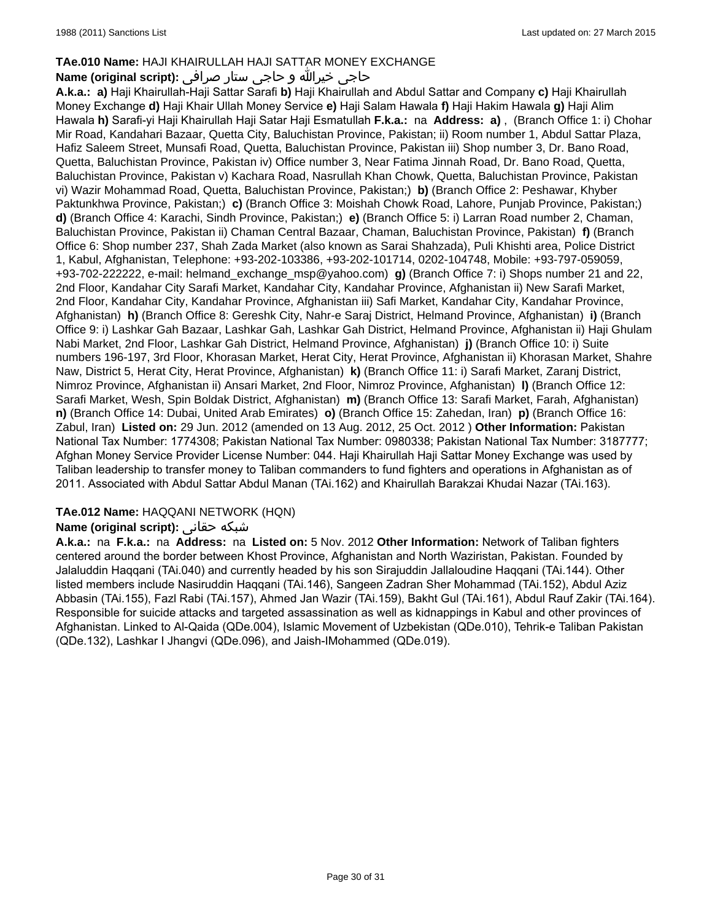**TAe.010 Name:** HAJI KHAIRULLAH HAJI SATTAR MONEY EXCHANGE

**Name (original script):** حاجی خیرالله و حاجی ستار صرافی

**A.k.a.:** **a)** Haji Khairullah-Haji Sattar Sarafi **b)** Haji Khairullah and Abdul Sattar and Company **c)** Haji Khairullah Money Exchange **d)** Haji Khair Ullah Money Service **e)** Haji Salam Hawala **f)** Haji Hakim Hawala **g)** Haji Alim Hawala **h)** Sarafi-yi Haji Khairullah Haji Satar Haji Esmatullah **F.k.a.:** na **Address:** **a)** , (Branch Office 1: i) Chohar Mir Road, Kandahari Bazaar, Quetta City, Baluchistan Province, Pakistan; ii) Room number 1, Abdul Sattar Plaza, Hafiz Saleem Street, Munsafi Road, Quetta, Baluchistan Province, Pakistan iii) Shop number 3, Dr. Bano Road, Quetta, Baluchistan Province, Pakistan iv) Office number 3, Near Fatima Jinnah Road, Dr. Bano Road, Quetta, Baluchistan Province, Pakistan v) Kachara Road, Nasrullah Khan Chowk, Quetta, Baluchistan Province, Pakistan vi) Wazir Mohammad Road, Quetta, Baluchistan Province, Pakistan;) **b)** (Branch Office 2: Peshawar, Khyber Paktunkhwa Province, Pakistan;) **c)** (Branch Office 3: Moishah Chowk Road, Lahore, Punjab Province, Pakistan;) **d)** (Branch Office 4: Karachi, Sindh Province, Pakistan;) **e)** (Branch Office 5: i) Larran Road number 2, Chaman, Baluchistan Province, Pakistan ii) Chaman Central Bazaar, Chaman, Baluchistan Province, Pakistan) **f)** (Branch Office 6: Shop number 237, Shah Zada Market (also known as Sarai Shahzada), Puli Khishti area, Police District 1, Kabul, Afghanistan, Telephone: +93-202-103386, +93-202-101714, 0202-104748, Mobile: +93-797-059059, +93-702-222222, e-mail: helmand_exchange_msp@yahoo.com) **g)** (Branch Office 7: i) Shops number 21 and 22, 2nd Floor, Kandahar City Sarafi Market, Kandahar City, Kandahar Province, Afghanistan ii) New Sarafi Market, 2nd Floor, Kandahar City, Kandahar Province, Afghanistan iii) Safi Market, Kandahar City, Kandahar Province, Afghanistan) **h)** (Branch Office 8: Gereshk City, Nahr-e Saraj District, Helmand Province, Afghanistan) **i)** (Branch Office 9: i) Lashkar Gah Bazaar, Lashkar Gah, Lashkar Gah District, Helmand Province, Afghanistan ii) Haji Ghulam Nabi Market, 2nd Floor, Lashkar Gah District, Helmand Province, Afghanistan) **j)** (Branch Office 10: i) Suite numbers 196-197, 3rd Floor, Khorasan Market, Herat City, Herat Province, Afghanistan ii) Khorasan Market, Shahre Naw, District 5, Herat City, Herat Province, Afghanistan) **k)** (Branch Office 11: i) Sarafi Market, Zaranj District, Nimroz Province, Afghanistan ii) Ansari Market, 2nd Floor, Nimroz Province, Afghanistan) **l)** (Branch Office 12: Sarafi Market, Wesh, Spin Boldak District, Afghanistan) **m)** (Branch Office 13: Sarafi Market, Farah, Afghanistan) **n)** (Branch Office 14: Dubai, United Arab Emirates) **o)** (Branch Office 15: Zahedan, Iran) **p)** (Branch Office 16: Zabul, Iran) **Listed on:** 29 Jun. 2012 (amended on 13 Aug. 2012, 25 Oct. 2012 ) **Other Information:** Pakistan National Tax Number: 1774308; Pakistan National Tax Number: 0980338; Pakistan National Tax Number: 3187777; Afghan Money Service Provider License Number: 044. Haji Khairullah Haji Sattar Money Exchange was used by Taliban leadership to transfer money to Taliban commanders to fund fighters and operations in Afghanistan as of 2011. Associated with Abdul Sattar Abdul Manan (TAi.162) and Khairullah Barakzai Khudai Nazar (TAi.163).

**TAe.012 Name:** HAQQANI NETWORK (HQN)

**Name (original script):** شبکه حقانی

**A.k.a.:** na **F.k.a.:** na **Address:** na **Listed on:** 5 Nov. 2012 **Other Information:** Network of Taliban fighters centered around the border between Khost Province, Afghanistan and North Waziristan, Pakistan. Founded by Jalaluddin Haqqani (TAi.040) and currently headed by his son Sirajuddin Jallaloudine Haqqani (TAi.144). Other listed members include Nasiruddin Haqqani (TAi.146), Sangeen Zadran Sher Mohammad (TAi.152), Abdul Aziz Abbasin (TAi.155), Fazl Rabi (TAi.157), Ahmed Jan Wazir (TAi.159), Bakht Gul (TAi.161), Abdul Rauf Zakir (TAi.164). Responsible for suicide attacks and targeted assassination as well as kidnappings in Kabul and other provinces of Afghanistan. Linked to Al-Qaida (QDe.004), Islamic Movement of Uzbekistan (QDe.010), Tehrik-e Taliban Pakistan (QDe.132), Lashkar I Jhangvi (QDe.096), and Jaish-IMohammed (QDe.019).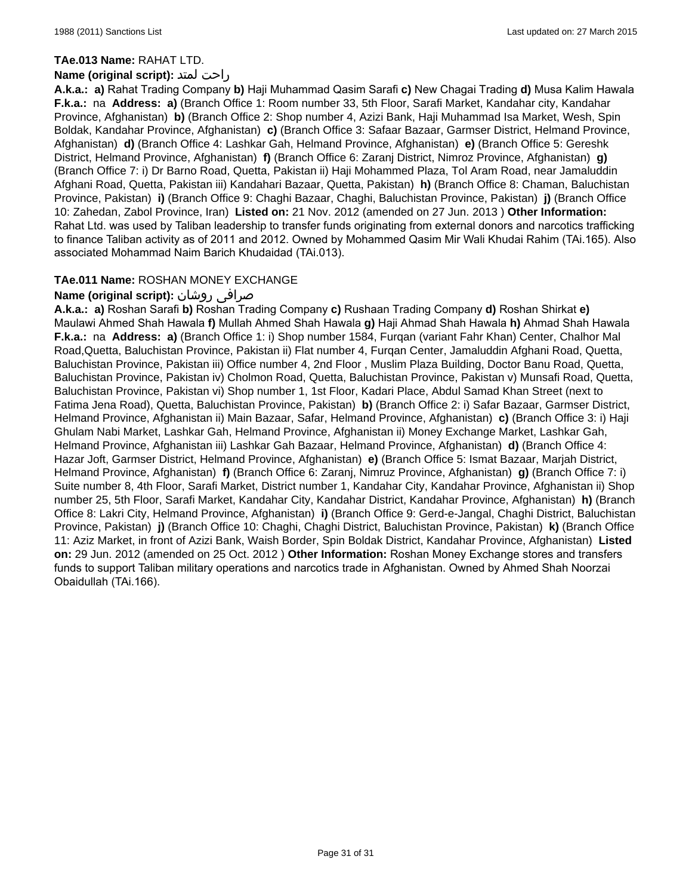**TAe.013 Name:** RAHAT LTD.

**Name (original script):** راحت لمتد

**A.k.a.: a)** Rahat Trading Company **b)** Haji Muhammad Qasim Sarafi **c)** New Chagai Trading **d)** Musa Kalim Hawala **F.k.a.:** na **Address: a)** (Branch Office 1: Room number 33, 5th Floor, Sarafi Market, Kandahar city, Kandahar Province, Afghanistan) **b)** (Branch Office 2: Shop number 4, Azizi Bank, Haji Muhammad Isa Market, Wesh, Spin Boldak, Kandahar Province, Afghanistan) **c)** (Branch Office 3: Safaar Bazaar, Garmser District, Helmand Province, Afghanistan) **d)** (Branch Office 4: Lashkar Gah, Helmand Province, Afghanistan) **e)** (Branch Office 5: Gereshk District, Helmand Province, Afghanistan) **f)** (Branch Office 6: Zaranj District, Nimroz Province, Afghanistan) **g)** (Branch Office 7: i) Dr Barno Road, Quetta, Pakistan ii) Haji Mohammed Plaza, Tol Aram Road, near Jamaluddin Afghani Road, Quetta, Pakistan iii) Kandahari Bazaar, Quetta, Pakistan) **h)** (Branch Office 8: Chaman, Baluchistan Province, Pakistan) **i)** (Branch Office 9: Chaghi Bazaar, Chaghi, Baluchistan Province, Pakistan) **j)** (Branch Office 10: Zahedan, Zabol Province, Iran) **Listed on:** 21 Nov. 2012 (amended on 27 Jun. 2013 ) **Other Information:** Rahat Ltd. was used by Taliban leadership to transfer funds originating from external donors and narcotics trafficking to finance Taliban activity as of 2011 and 2012. Owned by Mohammed Qasim Mir Wali Khudai Rahim (TAi.165). Also associated Mohammad Naim Barich Khudaidad (TAi.013).

**TAe.011 Name:** ROSHAN MONEY EXCHANGE

**Name (original script):** صرافی روشان

**A.k.a.: a)** Roshan Sarafi **b)** Roshan Trading Company **c)** Rushaan Trading Company **d)** Roshan Shirkat **e)** Maulawi Ahmed Shah Hawala **f)** Mullah Ahmed Shah Hawala **g)** Haji Ahmad Shah Hawala **h)** Ahmad Shah Hawala **F.k.a.:** na **Address: a)** (Branch Office 1: i) Shop number 1584, Furqan (variant Fahr Khan) Center, Chalhor Mal Road,Quetta, Baluchistan Province, Pakistan ii) Flat number 4, Furqan Center, Jamaluddin Afghani Road, Quetta, Baluchistan Province, Pakistan iii) Office number 4, 2nd Floor , Muslim Plaza Building, Doctor Banu Road, Quetta, Baluchistan Province, Pakistan iv) Cholmon Road, Quetta, Baluchistan Province, Pakistan v) Munsafi Road, Quetta, Baluchistan Province, Pakistan vi) Shop number 1, 1st Floor, Kadari Place, Abdul Samad Khan Street (next to Fatima Jena Road), Quetta, Baluchistan Province, Pakistan) **b)** (Branch Office 2: i) Safar Bazaar, Garmser District, Helmand Province, Afghanistan ii) Main Bazaar, Safar, Helmand Province, Afghanistan) **c)** (Branch Office 3: i) Haji Ghulam Nabi Market, Lashkar Gah, Helmand Province, Afghanistan ii) Money Exchange Market, Lashkar Gah, Helmand Province, Afghanistan iii) Lashkar Gah Bazaar, Helmand Province, Afghanistan) **d)** (Branch Office 4: Hazar Joft, Garmser District, Helmand Province, Afghanistan) **e)** (Branch Office 5: Ismat Bazaar, Marjah District, Helmand Province, Afghanistan) **f)** (Branch Office 6: Zaranj, Nimruz Province, Afghanistan) **g)** (Branch Office 7: i) Suite number 8, 4th Floor, Sarafi Market, District number 1, Kandahar City, Kandahar Province, Afghanistan ii) Shop number 25, 5th Floor, Sarafi Market, Kandahar City, Kandahar District, Kandahar Province, Afghanistan) **h)** (Branch Office 8: Lakri City, Helmand Province, Afghanistan) **i)** (Branch Office 9: Gerd-e-Jangal, Chaghi District, Baluchistan Province, Pakistan) **j)** (Branch Office 10: Chaghi, Chaghi District, Baluchistan Province, Pakistan) **k)** (Branch Office 11: Aziz Market, in front of Azizi Bank, Waish Border, Spin Boldak District, Kandahar Province, Afghanistan) **Listed on:** 29 Jun. 2012 (amended on 25 Oct. 2012 ) **Other Information:** Roshan Money Exchange stores and transfers funds to support Taliban military operations and narcotics trade in Afghanistan. Owned by Ahmed Shah Noorzai Obaidullah (TAi.166).